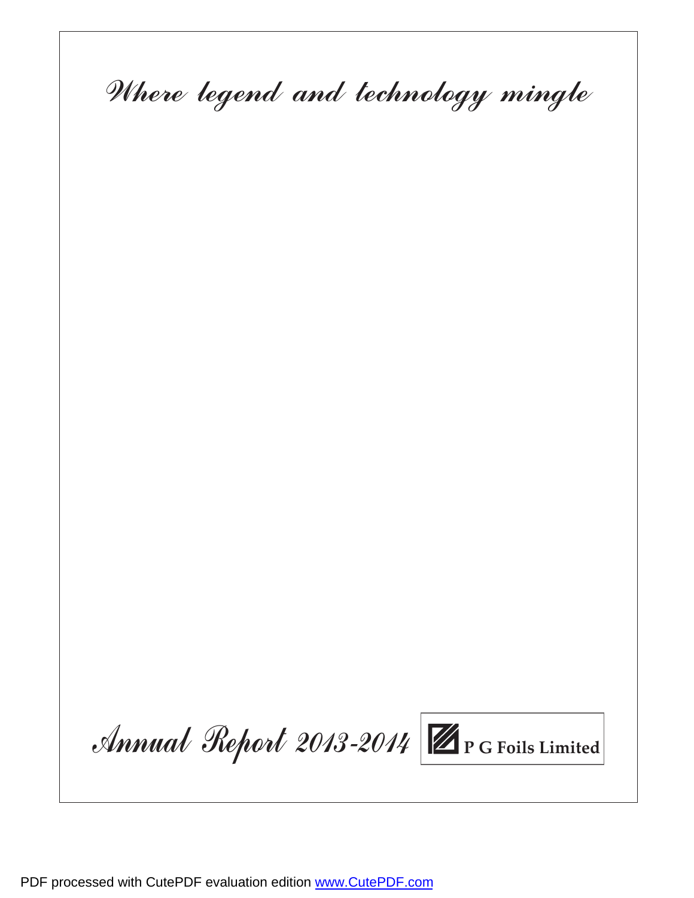*Where legend and technology mingle*

# *Annual Report 2013-2014*

**P G Foils Limited**

PDF processed with CutePDF evaluation edition www.CutePDF.com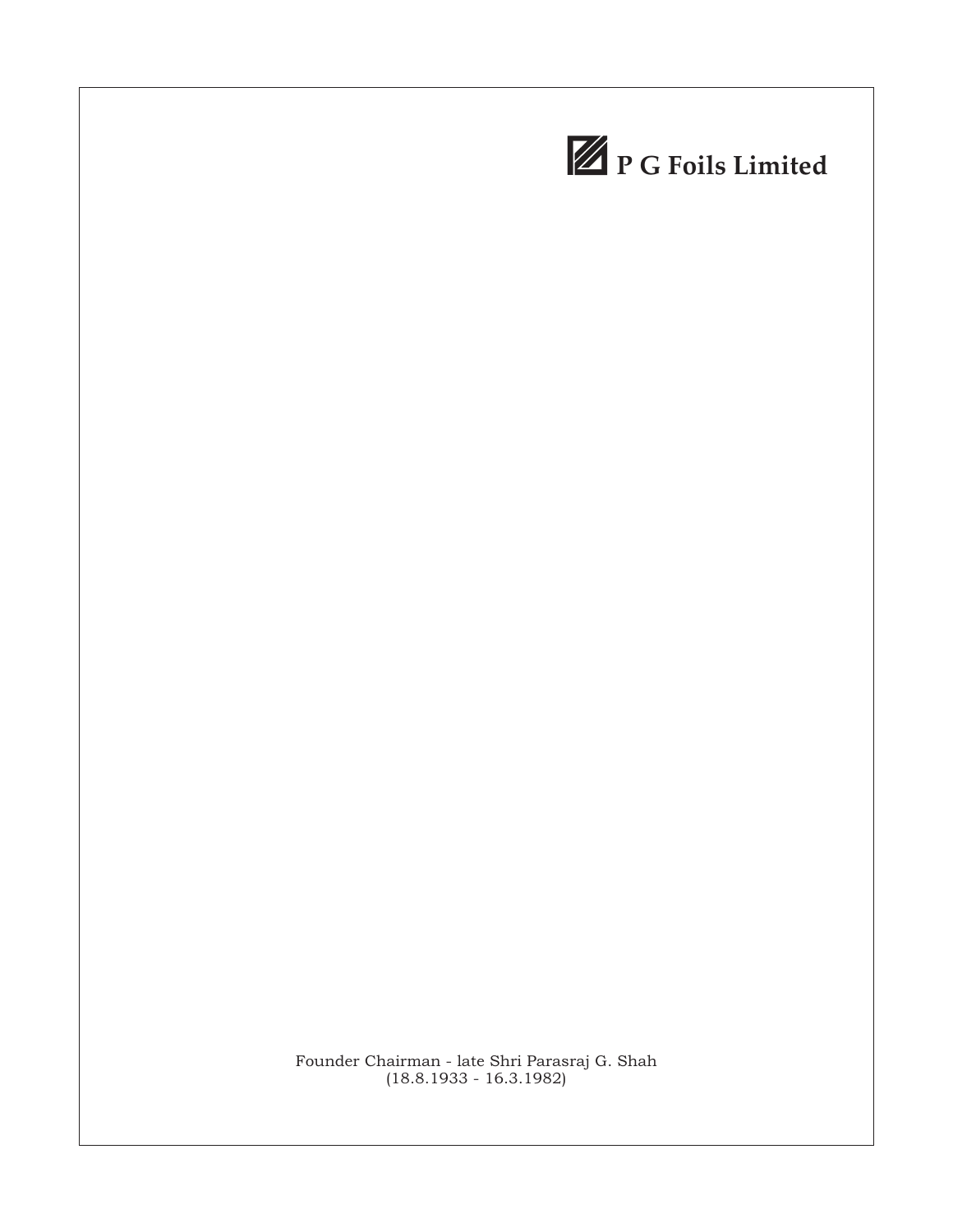**P G Foils Limited**

Founder Chairman - late Shri Parasraj G. Shah
(18.8.1933 - 16.3.1982)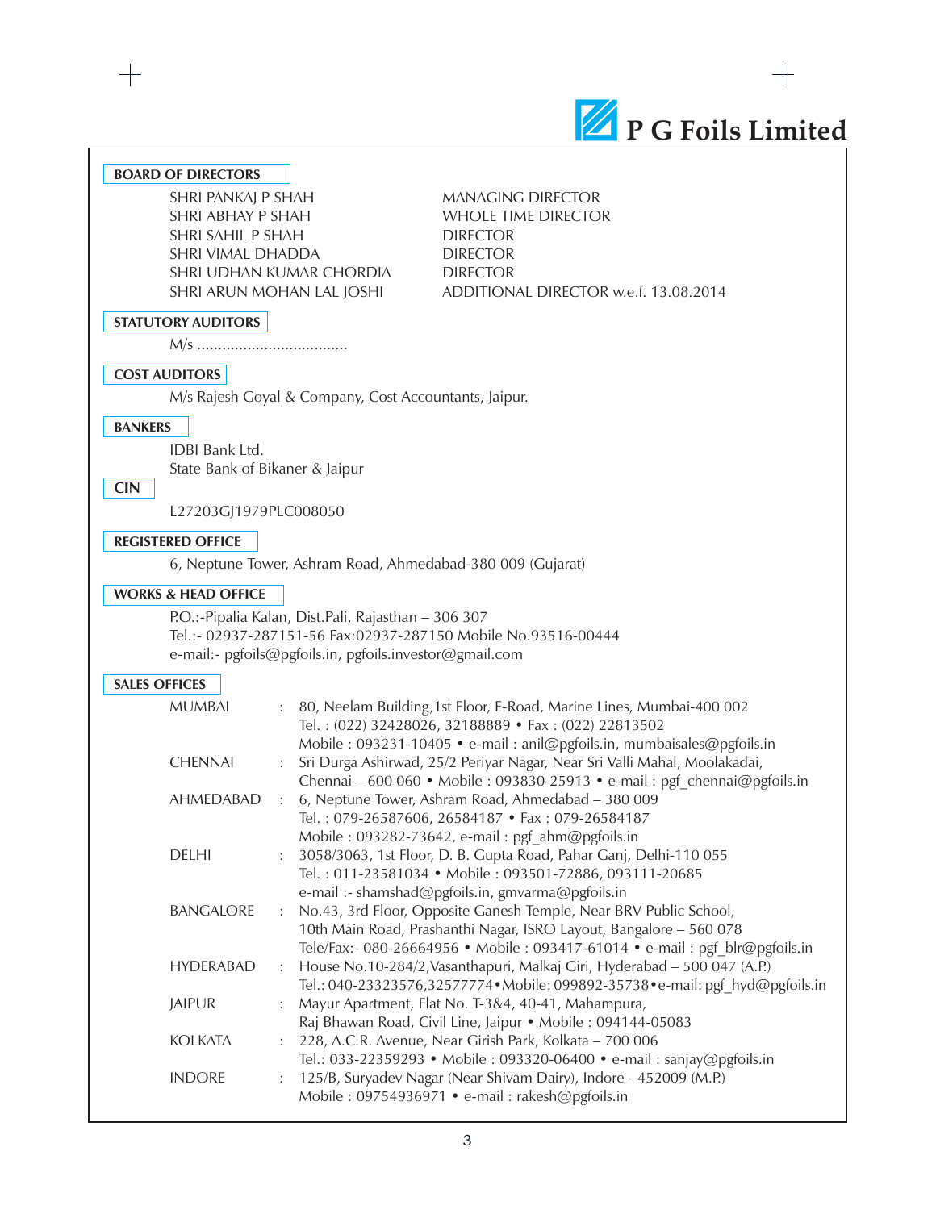# P G Foils Limited

## BOARD OF DIRECTORS

| | |
|---|---|
| SHRI PANKAJ P SHAH | MANAGING DIRECTOR |
| SHRI ABHAY P SHAH | WHOLE TIME DIRECTOR |
| SHRI SAHIL P SHAH | DIRECTOR |
| SHRI VIMAL DHADDA | DIRECTOR |
| SHRI UDHAN KUMAR CHORDIA | DIRECTOR |
| SHRI ARUN MOHAN LAL JOSHI | ADDITIONAL DIRECTOR w.e.f. 13.08.2014 |

## STATUTORY AUDITORS

M/s ...................................

## COST AUDITORS

M/s Rajesh Goyal & Company, Cost Accountants, Jaipur.

## BANKERS

IDBI Bank Ltd.
State Bank of Bikaner & Jaipur

## CIN

L27203GJ1979PLC008050

## REGISTERED OFFICE

6, Neptune Tower, Ashram Road, Ahmedabad-380 009 (Gujarat)

## WORKS & HEAD OFFICE

P.O.:-Pipalia Kalan, Dist.Pali, Rajasthan – 306 307
Tel.:- 02937-287151-56 Fax:02937-287150 Mobile No.93516-00444
e-mail:- pgfoils@pgfoils.in, pgfoils.investor@gmail.com

## SALES OFFICES

| | | |
|---|---|---|
| MUMBAI | : | 80, Neelam Building,1st Floor, E-Road, Marine Lines, Mumbai-400 002<br>Tel. : (022) 32428026, 32188889 • Fax : (022) 22813502<br>Mobile : 093231-10405 • e-mail : anil@pgfoils.in, mumbaisales@pgfoils.in |
| CHENNAI | : | Sri Durga Ashirwad, 25/2 Periyar Nagar, Near Sri Valli Mahal, Moolakadai,<br>Chennai – 600 060 • Mobile : 093830-25913 • e-mail : pgf_chennai@pgfoils.in |
| AHMEDABAD | : | 6, Neptune Tower, Ashram Road, Ahmedabad – 380 009<br>Tel. : 079-26587606, 26584187 • Fax : 079-26584187<br>Mobile : 093282-73642, e-mail : pgf_ahm@pgfoils.in |
| DELHI | : | 3058/3063, 1st Floor, D. B. Gupta Road, Pahar Ganj, Delhi-110 055<br>Tel. : 011-23581034 • Mobile : 093501-72886, 093111-20685<br>e-mail :- shamshad@pgfoils.in, gmvarma@pgfoils.in |
| BANGALORE | : | No.43, 3rd Floor, Opposite Ganesh Temple, Near BRV Public School,<br>10th Main Road, Prashanthi Nagar, ISRO Layout, Bangalore – 560 078<br>Tele/Fax:- 080-26664956 • Mobile : 093417-61014 • e-mail : pgf_blr@pgfoils.in |
| HYDERABAD | : | House No.10-284/2,Vasanthapuri, Malkaj Giri, Hyderabad – 500 047 (A.P.)<br>Tel.: 040-23323576,32577774•Mobile: 099892-35738•e-mail: pgf_hyd@pgfoils.in |
| JAIPUR | : | Mayur Apartment, Flat No. T-3&4, 40-41, Mahampura,<br>Raj Bhawan Road, Civil Line, Jaipur • Mobile : 094144-05083 |
| KOLKATA | : | 228, A.C.R. Avenue, Near Girish Park, Kolkata – 700 006<br>Tel.: 033-22359293 • Mobile : 093320-06400 • e-mail : sanjay@pgfoils.in |
| INDORE | : | 125/B, Suryadev Nagar (Near Shivam Dairy), Indore - 452009 (M.P.)<br>Mobile : 09754936971 • e-mail : rakesh@pgfoils.in |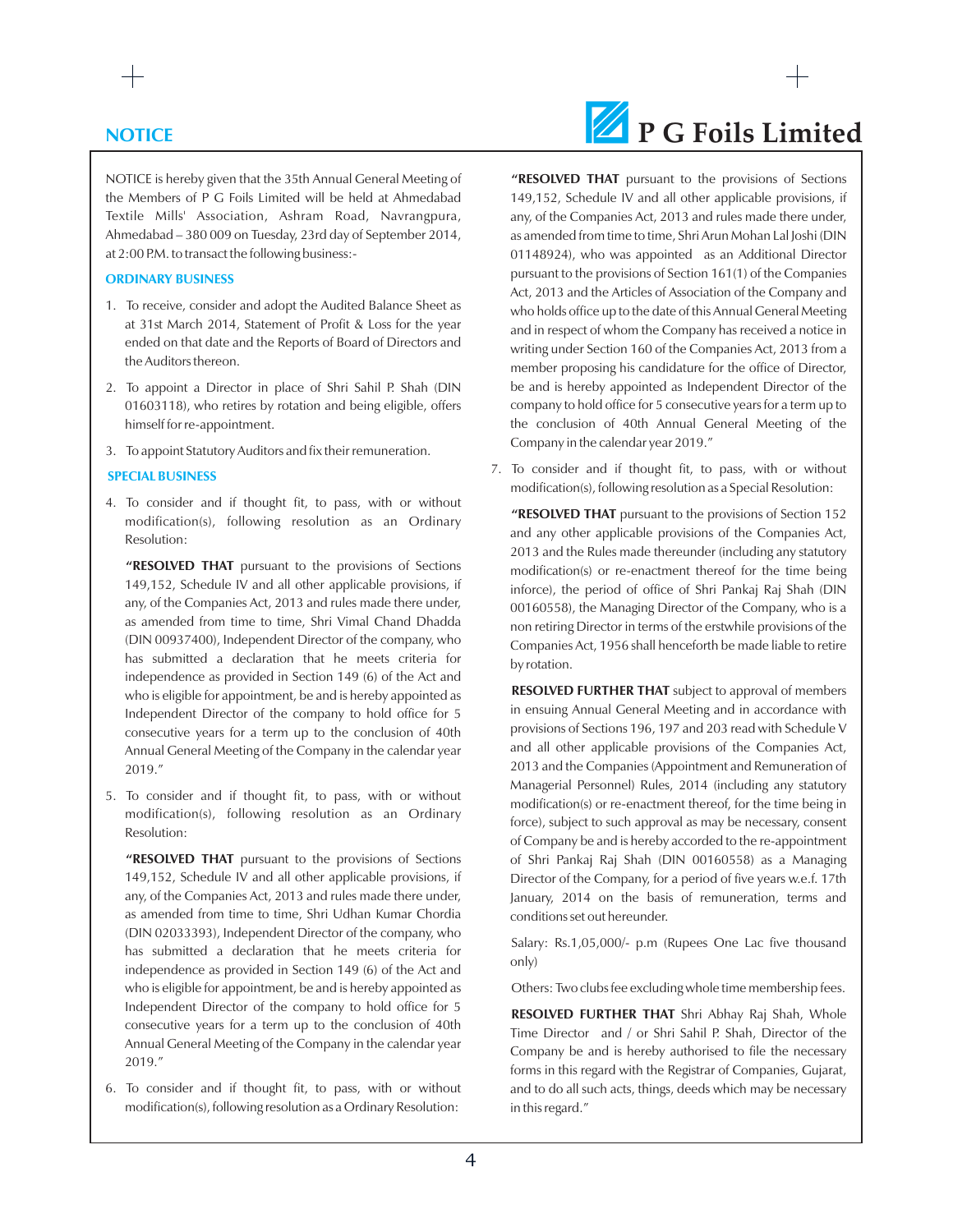# NOTICE

NOTICE is hereby given that the 35th Annual General Meeting of the Members of P G Foils Limited will be held at Ahmedabad Textile Mills' Association, Ashram Road, Navrangpura, Ahmedabad – 380 009 on Tuesday, 23rd day of September 2014, at 2:00 P.M. to transact the following business:-

## ORDINARY BUSINESS

1. To receive, consider and adopt the Audited Balance Sheet as at 31st March 2014, Statement of Profit & Loss for the year ended on that date and the Reports of Board of Directors and the Auditors thereon.

2. To appoint a Director in place of Shri Sahil P. Shah (DIN 01603118), who retires by rotation and being eligible, offers himself for re-appointment.

3. To appoint Statutory Auditors and fix their remuneration.

## SPECIAL BUSINESS

4. To consider and if thought fit, to pass, with or without modification(s), following resolution as an Ordinary Resolution:

   **"RESOLVED THAT** pursuant to the provisions of Sections 149,152, Schedule IV and all other applicable provisions, if any, of the Companies Act, 2013 and rules made there under, as amended from time to time, Shri Vimal Chand Dhadda (DIN 00937400), Independent Director of the company, who has submitted a declaration that he meets criteria for independence as provided in Section 149 (6) of the Act and who is eligible for appointment, be and is hereby appointed as Independent Director of the company to hold office for 5 consecutive years for a term up to the conclusion of 40th Annual General Meeting of the Company in the calendar year 2019."

5. To consider and if thought fit, to pass, with or without modification(s), following resolution as an Ordinary Resolution:

   **"RESOLVED THAT** pursuant to the provisions of Sections 149,152, Schedule IV and all other applicable provisions, if any, of the Companies Act, 2013 and rules made there under, as amended from time to time, Shri Udhan Kumar Chordia (DIN 02033393), Independent Director of the company, who has submitted a declaration that he meets criteria for independence as provided in Section 149 (6) of the Act and who is eligible for appointment, be and is hereby appointed as Independent Director of the company to hold office for 5 consecutive years for a term up to the conclusion of 40th Annual General Meeting of the Company in the calendar year 2019."

6. To consider and if thought fit, to pass, with or without modification(s), following resolution as a Ordinary Resolution:

   **"RESOLVED THAT** pursuant to the provisions of Sections 149,152, Schedule IV and all other applicable provisions, if any, of the Companies Act, 2013 and rules made there under, as amended from time to time, Shri Arun Mohan Lal Joshi (DIN 01148924), who was appointed as an Additional Director pursuant to the provisions of Section 161(1) of the Companies Act, 2013 and the Articles of Association of the Company and who holds office up to the date of this Annual General Meeting and in respect of whom the Company has received a notice in writing under Section 160 of the Companies Act, 2013 from a member proposing his candidature for the office of Director, be and is hereby appointed as Independent Director of the company to hold office for 5 consecutive years for a term up to the conclusion of 40th Annual General Meeting of the Company in the calendar year 2019."

7. To consider and if thought fit, to pass, with or without modification(s), following resolution as a Special Resolution:

   **"RESOLVED THAT** pursuant to the provisions of Section 152 and any other applicable provisions of the Companies Act, 2013 and the Rules made thereunder (including any statutory modification(s) or re-enactment thereof for the time being inforce), the period of office of Shri Pankaj Raj Shah (DIN 00160558), the Managing Director of the Company, who is a non retiring Director in terms of the erstwhile provisions of the Companies Act, 1956 shall henceforth be made liable to retire by rotation.

   **RESOLVED FURTHER THAT** subject to approval of members in ensuing Annual General Meeting and in accordance with provisions of Sections 196, 197 and 203 read with Schedule V and all other applicable provisions of the Companies Act, 2013 and the Companies (Appointment and Remuneration of Managerial Personnel) Rules, 2014 (including any statutory modification(s) or re-enactment thereof, for the time being in force), subject to such approval as may be necessary, consent of Company be and is hereby accorded to the re-appointment of Shri Pankaj Raj Shah (DIN 00160558) as a Managing Director of the Company, for a period of five years w.e.f. 17th January, 2014 on the basis of remuneration, terms and conditions set out hereunder.

   Salary: Rs.1,05,000/- p.m (Rupees One Lac five thousand only)

   Others: Two clubs fee excluding whole time membership fees.

   **RESOLVED FURTHER THAT** Shri Abhay Raj Shah, Whole Time Director and / or Shri Sahil P. Shah, Director of the Company be and is hereby authorised to file the necessary forms in this regard with the Registrar of Companies, Gujarat, and to do all such acts, things, deeds which may be necessary in this regard."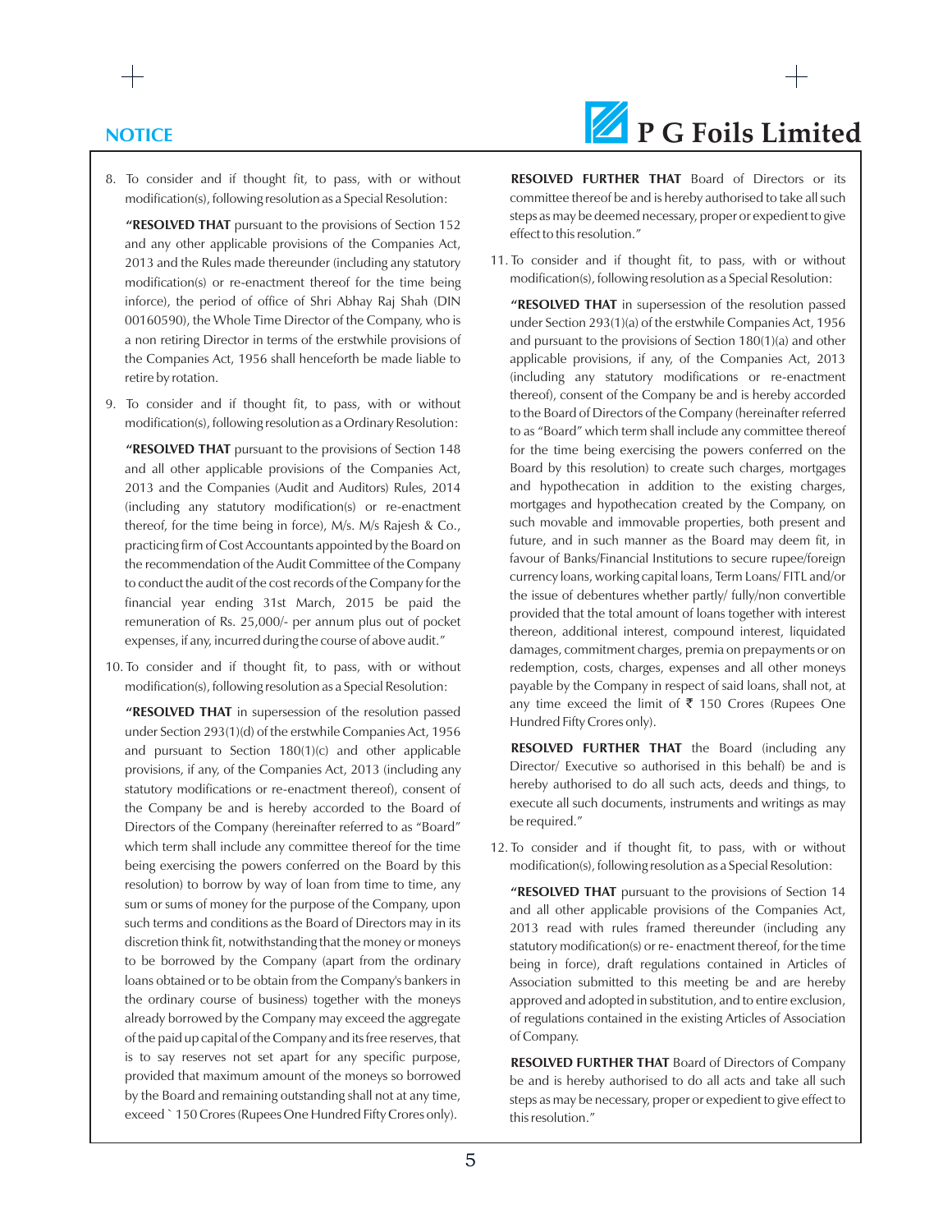8. To consider and if thought fit, to pass, with or without modification(s), following resolution as a Special Resolution:

**"RESOLVED THAT** pursuant to the provisions of Section 152 and any other applicable provisions of the Companies Act, 2013 and the Rules made thereunder (including any statutory modification(s) or re-enactment thereof for the time being inforce), the period of office of Shri Abhay Raj Shah (DIN 00160590), the Whole Time Director of the Company, who is a non retiring Director in terms of the erstwhile provisions of the Companies Act, 1956 shall henceforth be made liable to retire by rotation.

9. To consider and if thought fit, to pass, with or without modification(s), following resolution as a Ordinary Resolution:

**"RESOLVED THAT** pursuant to the provisions of Section 148 and all other applicable provisions of the Companies Act, 2013 and the Companies (Audit and Auditors) Rules, 2014 (including any statutory modification(s) or re-enactment thereof, for the time being in force), M/s. M/s Rajesh & Co., practicing firm of Cost Accountants appointed by the Board on the recommendation of the Audit Committee of the Company to conduct the audit of the cost records of the Company for the financial year ending 31st March, 2015 be paid the remuneration of Rs. 25,000/- per annum plus out of pocket expenses, if any, incurred during the course of above audit."

10. To consider and if thought fit, to pass, with or without modification(s), following resolution as a Special Resolution:

**"RESOLVED THAT** in supersession of the resolution passed under Section 293(1)(d) of the erstwhile Companies Act, 1956 and pursuant to Section 180(1)(c) and other applicable provisions, if any, of the Companies Act, 2013 (including any statutory modifications or re-enactment thereof), consent of the Company be and is hereby accorded to the Board of Directors of the Company (hereinafter referred to as "Board" which term shall include any committee thereof for the time being exercising the powers conferred on the Board by this resolution) to borrow by way of loan from time to time, any sum or sums of money for the purpose of the Company, upon such terms and conditions as the Board of Directors may in its discretion think fit, notwithstanding that the money or moneys to be borrowed by the Company (apart from the ordinary loans obtained or to be obtain from the Company's bankers in the ordinary course of business) together with the moneys already borrowed by the Company may exceed the aggregate of the paid up capital of the Company and its free reserves, that is to say reserves not set apart for any specific purpose, provided that maximum amount of the moneys so borrowed by the Board and remaining outstanding shall not at any time, exceed ` 150 Crores (Rupees One Hundred Fifty Crores only).

**RESOLVED FURTHER THAT** Board of Directors or its committee thereof be and is hereby authorised to take all such steps as may be deemed necessary, proper or expedient to give effect to this resolution."

11. To consider and if thought fit, to pass, with or without modification(s), following resolution as a Special Resolution:

**"RESOLVED THAT** in supersession of the resolution passed under Section 293(1)(a) of the erstwhile Companies Act, 1956 and pursuant to the provisions of Section 180(1)(a) and other applicable provisions, if any, of the Companies Act, 2013 (including any statutory modifications or re-enactment thereof), consent of the Company be and is hereby accorded to the Board of Directors of the Company (hereinafter referred to as "Board" which term shall include any committee thereof for the time being exercising the powers conferred on the Board by this resolution) to create such charges, mortgages and hypothecation in addition to the existing charges, mortgages and hypothecation created by the Company, on such movable and immovable properties, both present and future, and in such manner as the Board may deem fit, in favour of Banks/Financial Institutions to secure rupee/foreign currency loans, working capital loans, Term Loans/ FITL and/or the issue of debentures whether partly/ fully/non convertible provided that the total amount of loans together with interest thereon, additional interest, compound interest, liquidated damages, commitment charges, premia on prepayments or on redemption, costs, charges, expenses and all other moneys payable by the Company in respect of said loans, shall not, at any time exceed the limit of ₹ 150 Crores (Rupees One Hundred Fifty Crores only).

**RESOLVED FURTHER THAT** the Board (including any Director/ Executive so authorised in this behalf) be and is hereby authorised to do all such acts, deeds and things, to execute all such documents, instruments and writings as may be required."

12. To consider and if thought fit, to pass, with or without modification(s), following resolution as a Special Resolution:

**"RESOLVED THAT** pursuant to the provisions of Section 14 and all other applicable provisions of the Companies Act, 2013 read with rules framed thereunder (including any statutory modification(s) or re- enactment thereof, for the time being in force), draft regulations contained in Articles of Association submitted to this meeting be and are hereby approved and adopted in substitution, and to entire exclusion, of regulations contained in the existing Articles of Association of Company.

**RESOLVED FURTHER THAT** Board of Directors of Company be and is hereby authorised to do all acts and take all such steps as may be necessary, proper or expedient to give effect to this resolution."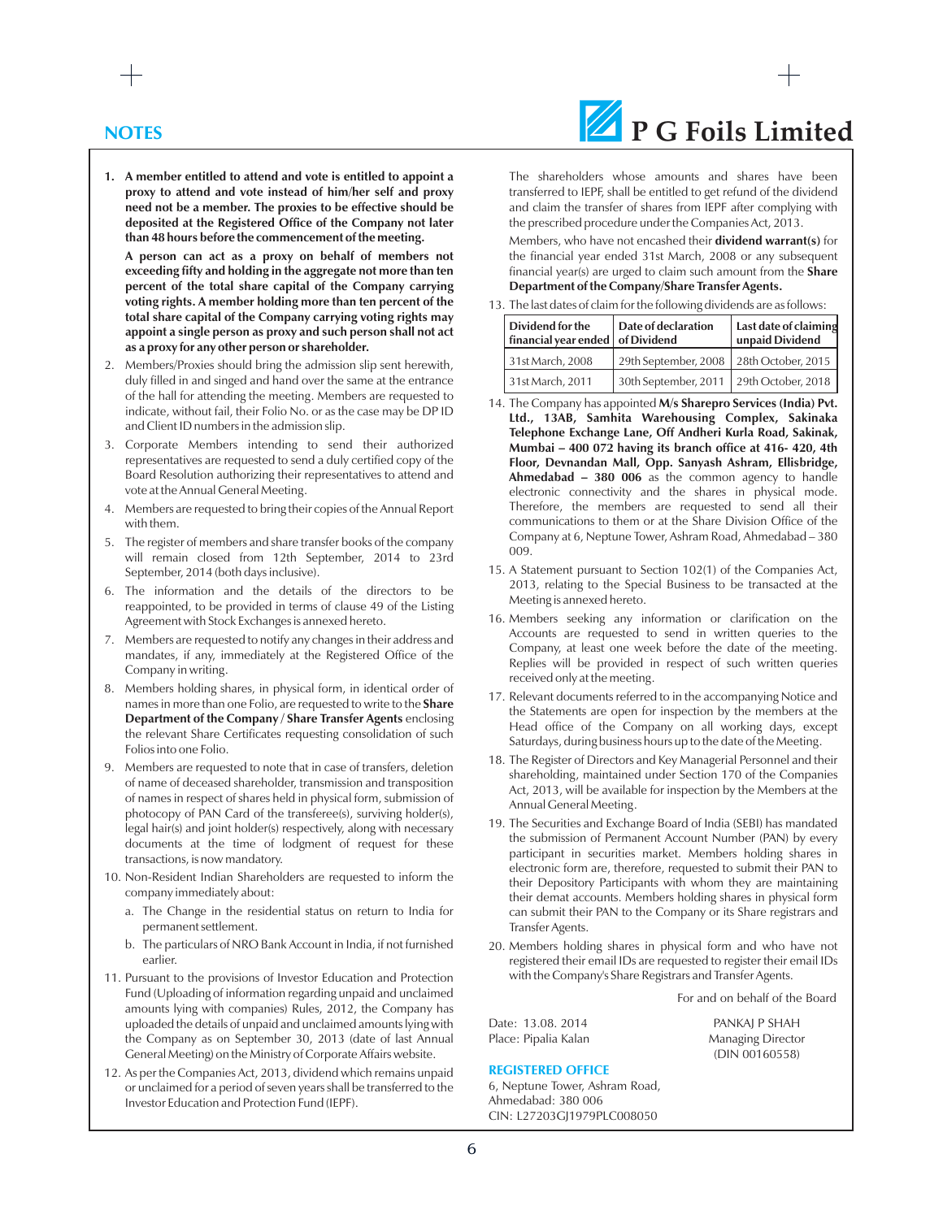## NOTES

1. **A member entitled to attend and vote is entitled to appoint a proxy to attend and vote instead of him/her self and proxy need not be a member. The proxies to be effective should be deposited at the Registered Office of the Company not later than 48 hours before the commencement of the meeting.**

   **A person can act as a proxy on behalf of members not exceeding fifty and holding in the aggregate not more than ten percent of the total share capital of the Company carrying voting rights. A member holding more than ten percent of the total share capital of the Company carrying voting rights may appoint a single person as proxy and such person shall not act as a proxy for any other person or shareholder.**

2. Members/Proxies should bring the admission slip sent herewith, duly filled in and singed and hand over the same at the entrance of the hall for attending the meeting. Members are requested to indicate, without fail, their Folio No. or as the case may be DP ID and Client ID numbers in the admission slip.

3. Corporate Members intending to send their authorized representatives are requested to send a duly certified copy of the Board Resolution authorizing their representatives to attend and vote at the Annual General Meeting.

4. Members are requested to bring their copies of the Annual Report with them.

5. The register of members and share transfer books of the company will remain closed from 12th September, 2014 to 23rd September, 2014 (both days inclusive).

6. The information and the details of the directors to be reappointed, to be provided in terms of clause 49 of the Listing Agreement with Stock Exchanges is annexed hereto.

7. Members are requested to notify any changes in their address and mandates, if any, immediately at the Registered Office of the Company in writing.

8. Members holding shares, in physical form, in identical order of names in more than one Folio, are requested to write to the **Share Department of the Company / Share Transfer Agents** enclosing the relevant Share Certificates requesting consolidation of such Folios into one Folio.

9. Members are requested to note that in case of transfers, deletion of name of deceased shareholder, transmission and transposition of names in respect of shares held in physical form, submission of photocopy of PAN Card of the transferee(s), surviving holder(s), legal hair(s) and joint holder(s) respectively, along with necessary documents at the time of lodgment of request for these transactions, is now mandatory.

10. Non-Resident Indian Shareholders are requested to inform the company immediately about:

    a. The Change in the residential status on return to India for permanent settlement.

    b. The particulars of NRO Bank Account in India, if not furnished earlier.

11. Pursuant to the provisions of Investor Education and Protection Fund (Uploading of information regarding unpaid and unclaimed amounts lying with companies) Rules, 2012, the Company has uploaded the details of unpaid and unclaimed amounts lying with the Company as on September 30, 2013 (date of last Annual General Meeting) on the Ministry of Corporate Affairs website.

12. As per the Companies Act, 2013, dividend which remains unpaid or unclaimed for a period of seven years shall be transferred to the Investor Education and Protection Fund (IEPF).

    The shareholders whose amounts and shares have been transferred to IEPF, shall be entitled to get refund of the dividend and claim the transfer of shares from IEPF after complying with the prescribed procedure under the Companies Act, 2013.

    Members, who have not encashed their **dividend warrant(s)** for the financial year ended 31st March, 2008 or any subsequent financial year(s) are urged to claim such amount from the **Share Department of the Company/Share Transfer Agents.**

13. The last dates of claim for the following dividends are as follows:

| Dividend for the financial year ended | Date of declaration of Dividend | Last date of claiming unpaid Dividend |
|---|---|---|
| 31st March, 2008 | 29th September, 2008 | 28th October, 2015 |
| 31st March, 2011 | 30th September, 2011 | 29th October, 2018 |

14. The Company has appointed **M/s Sharepro Services (India) Pvt. Ltd., 13AB, Samhita Warehousing Complex, Sakinaka Telephone Exchange Lane, Off Andheri Kurla Road, Sakinak, Mumbai – 400 072 having its branch office at 416- 420, 4th Floor, Devnandan Mall, Opp. Sanyash Ashram, Ellisbridge, Ahmedabad – 380 006** as the common agency to handle electronic connectivity and the shares in physical mode. Therefore, the members are requested to send all their communications to them or at the Share Division Office of the Company at 6, Neptune Tower, Ashram Road, Ahmedabad – 380 009.

15. A Statement pursuant to Section 102(1) of the Companies Act, 2013, relating to the Special Business to be transacted at the Meeting is annexed hereto.

16. Members seeking any information or clarification on the Accounts are requested to send in written queries to the Company, at least one week before the date of the meeting. Replies will be provided in respect of such written queries received only at the meeting.

17. Relevant documents referred to in the accompanying Notice and the Statements are open for inspection by the members at the Head office of the Company on all working days, except Saturdays, during business hours up to the date of the Meeting.

18. The Register of Directors and Key Managerial Personnel and their shareholding, maintained under Section 170 of the Companies Act, 2013, will be available for inspection by the Members at the Annual General Meeting.

19. The Securities and Exchange Board of India (SEBI) has mandated the submission of Permanent Account Number (PAN) by every participant in securities market. Members holding shares in electronic form are, therefore, requested to submit their PAN to their Depository Participants with whom they are maintaining their demat accounts. Members holding shares in physical form can submit their PAN to the Company or its Share registrars and Transfer Agents.

20. Members holding shares in physical form and who have not registered their email IDs are requested to register their email IDs with the Company's Share Registrars and Transfer Agents.

For and on behalf of the Board

Date: 13.08. 2014
Place: Pipalia Kalan

PANKAJ P SHAH
Managing Director
(DIN 00160558)

**REGISTERED OFFICE**
6, Neptune Tower, Ashram Road,
Ahmedabad: 380 006
CIN: L27203GJ1979PLC008050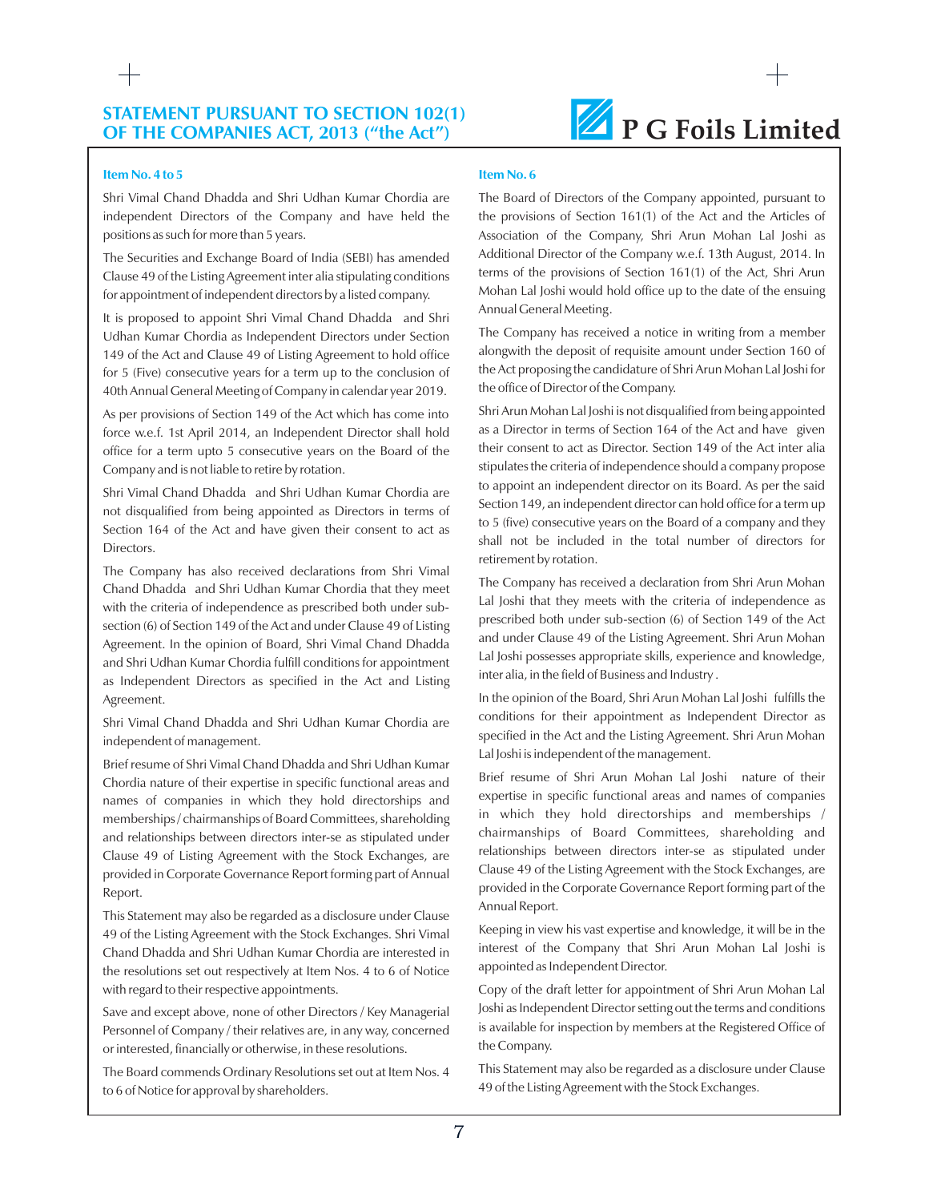## STATEMENT PURSUANT TO SECTION 102(1) OF THE COMPANIES ACT, 2013 ("the Act")

**P G Foils Limited**

### Item No. 4 to 5

Shri Vimal Chand Dhadda and Shri Udhan Kumar Chordia are independent Directors of the Company and have held the positions as such for more than 5 years.

The Securities and Exchange Board of India (SEBI) has amended Clause 49 of the Listing Agreement inter alia stipulating conditions for appointment of independent directors by a listed company.

It is proposed to appoint Shri Vimal Chand Dhadda and Shri Udhan Kumar Chordia as Independent Directors under Section 149 of the Act and Clause 49 of Listing Agreement to hold office for 5 (Five) consecutive years for a term up to the conclusion of 40th Annual General Meeting of Company in calendar year 2019.

As per provisions of Section 149 of the Act which has come into force w.e.f. 1st April 2014, an Independent Director shall hold office for a term upto 5 consecutive years on the Board of the Company and is not liable to retire by rotation.

Shri Vimal Chand Dhadda and Shri Udhan Kumar Chordia are not disqualified from being appointed as Directors in terms of Section 164 of the Act and have given their consent to act as Directors.

The Company has also received declarations from Shri Vimal Chand Dhadda and Shri Udhan Kumar Chordia that they meet with the criteria of independence as prescribed both under sub-section (6) of Section 149 of the Act and under Clause 49 of Listing Agreement. In the opinion of Board, Shri Vimal Chand Dhadda and Shri Udhan Kumar Chordia fulfill conditions for appointment as Independent Directors as specified in the Act and Listing Agreement.

Shri Vimal Chand Dhadda and Shri Udhan Kumar Chordia are independent of management.

Brief resume of Shri Vimal Chand Dhadda and Shri Udhan Kumar Chordia nature of their expertise in specific functional areas and names of companies in which they hold directorships and memberships / chairmanships of Board Committees, shareholding and relationships between directors inter-se as stipulated under Clause 49 of Listing Agreement with the Stock Exchanges, are provided in Corporate Governance Report forming part of Annual Report.

This Statement may also be regarded as a disclosure under Clause 49 of the Listing Agreement with the Stock Exchanges. Shri Vimal Chand Dhadda and Shri Udhan Kumar Chordia are interested in the resolutions set out respectively at Item Nos. 4 to 6 of Notice with regard to their respective appointments.

Save and except above, none of other Directors / Key Managerial Personnel of Company / their relatives are, in any way, concerned or interested, financially or otherwise, in these resolutions.

The Board commends Ordinary Resolutions set out at Item Nos. 4 to 6 of Notice for approval by shareholders.

### Item No. 6

The Board of Directors of the Company appointed, pursuant to the provisions of Section 161(1) of the Act and the Articles of Association of the Company, Shri Arun Mohan Lal Joshi as Additional Director of the Company w.e.f. 13th August, 2014. In terms of the provisions of Section 161(1) of the Act, Shri Arun Mohan Lal Joshi would hold office up to the date of the ensuing Annual General Meeting.

The Company has received a notice in writing from a member alongwith the deposit of requisite amount under Section 160 of the Act proposing the candidature of Shri Arun Mohan Lal Joshi for the office of Director of the Company.

Shri Arun Mohan Lal Joshi is not disqualified from being appointed as a Director in terms of Section 164 of the Act and have given their consent to act as Director. Section 149 of the Act inter alia stipulates the criteria of independence should a company propose to appoint an independent director on its Board. As per the said Section 149, an independent director can hold office for a term up to 5 (five) consecutive years on the Board of a company and they shall not be included in the total number of directors for retirement by rotation.

The Company has received a declaration from Shri Arun Mohan Lal Joshi that they meets with the criteria of independence as prescribed both under sub-section (6) of Section 149 of the Act and under Clause 49 of the Listing Agreement. Shri Arun Mohan Lal Joshi possesses appropriate skills, experience and knowledge, inter alia, in the field of Business and Industry .

In the opinion of the Board, Shri Arun Mohan Lal Joshi fulfills the conditions for their appointment as Independent Director as specified in the Act and the Listing Agreement. Shri Arun Mohan Lal Joshi is independent of the management.

Brief resume of Shri Arun Mohan Lal Joshi nature of their expertise in specific functional areas and names of companies in which they hold directorships and memberships / chairmanships of Board Committees, shareholding and relationships between directors inter-se as stipulated under Clause 49 of the Listing Agreement with the Stock Exchanges, are provided in the Corporate Governance Report forming part of the Annual Report.

Keeping in view his vast expertise and knowledge, it will be in the interest of the Company that Shri Arun Mohan Lal Joshi is appointed as Independent Director.

Copy of the draft letter for appointment of Shri Arun Mohan Lal Joshi as Independent Director setting out the terms and conditions is available for inspection by members at the Registered Office of the Company.

This Statement may also be regarded as a disclosure under Clause 49 of the Listing Agreement with the Stock Exchanges.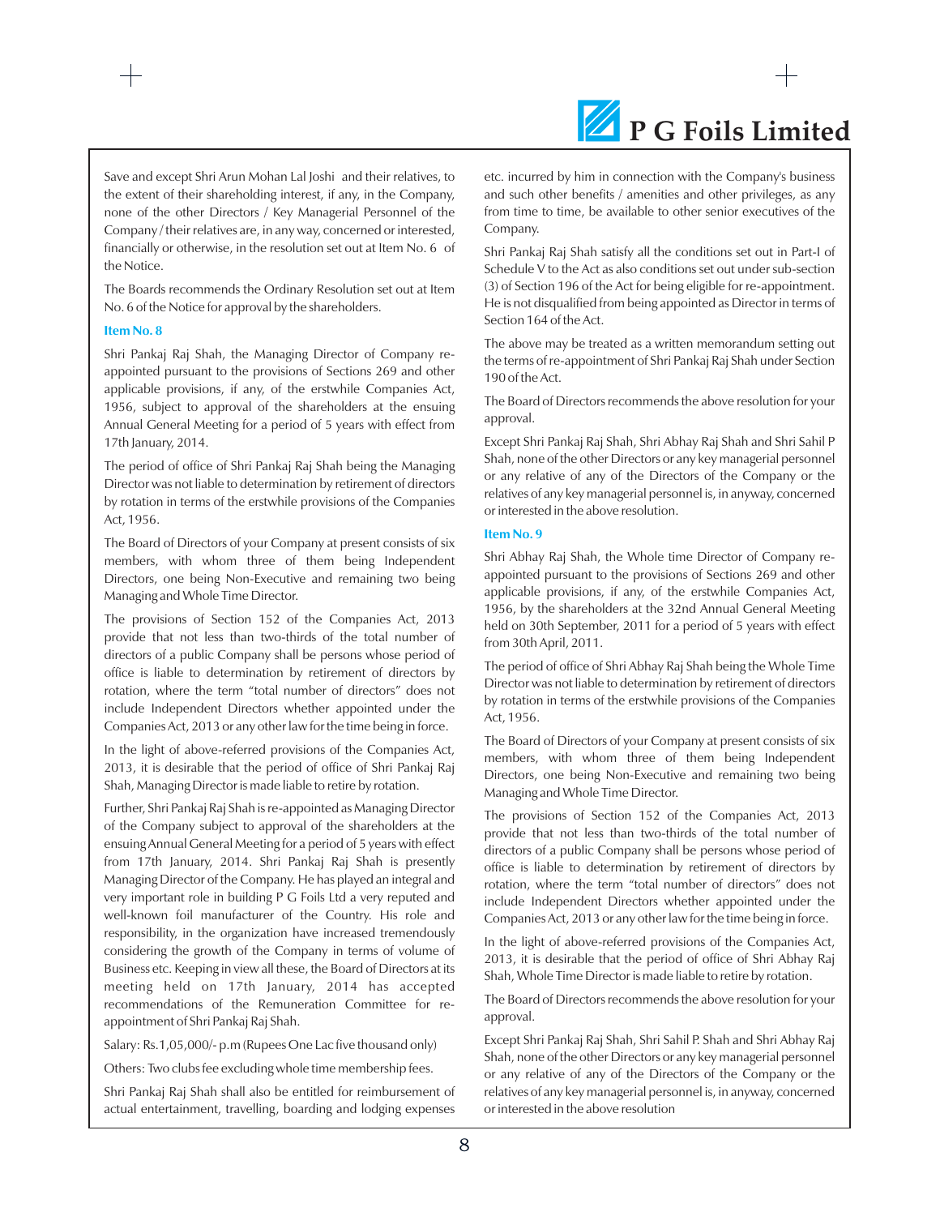Save and except Shri Arun Mohan Lal Joshi and their relatives, to the extent of their shareholding interest, if any, in the Company, none of the other Directors / Key Managerial Personnel of the Company / their relatives are, in any way, concerned or interested, financially or otherwise, in the resolution set out at Item No. 6 of the Notice.

The Boards recommends the Ordinary Resolution set out at Item No. 6 of the Notice for approval by the shareholders.

**Item No. 8**

Shri Pankaj Raj Shah, the Managing Director of Company re-appointed pursuant to the provisions of Sections 269 and other applicable provisions, if any, of the erstwhile Companies Act, 1956, subject to approval of the shareholders at the ensuing Annual General Meeting for a period of 5 years with effect from 17th January, 2014.

The period of office of Shri Pankaj Raj Shah being the Managing Director was not liable to determination by retirement of directors by rotation in terms of the erstwhile provisions of the Companies Act, 1956.

The Board of Directors of your Company at present consists of six members, with whom three of them being Independent Directors, one being Non-Executive and remaining two being Managing and Whole Time Director.

The provisions of Section 152 of the Companies Act, 2013 provide that not less than two-thirds of the total number of directors of a public Company shall be persons whose period of office is liable to determination by retirement of directors by rotation, where the term "total number of directors" does not include Independent Directors whether appointed under the Companies Act, 2013 or any other law for the time being in force.

In the light of above-referred provisions of the Companies Act, 2013, it is desirable that the period of office of Shri Pankaj Raj Shah, Managing Director is made liable to retire by rotation.

Further, Shri Pankaj Raj Shah is re-appointed as Managing Director of the Company subject to approval of the shareholders at the ensuing Annual General Meeting for a period of 5 years with effect from 17th January, 2014. Shri Pankaj Raj Shah is presently Managing Director of the Company. He has played an integral and very important role in building P G Foils Ltd a very reputed and well-known foil manufacturer of the Country. His role and responsibility, in the organization have increased tremendously considering the growth of the Company in terms of volume of Business etc. Keeping in view all these, the Board of Directors at its meeting held on 17th January, 2014 has accepted recommendations of the Remuneration Committee for re-appointment of Shri Pankaj Raj Shah.

Salary: Rs.1,05,000/- p.m (Rupees One Lac five thousand only)

Others: Two clubs fee excluding whole time membership fees.

Shri Pankaj Raj Shah shall also be entitled for reimbursement of actual entertainment, travelling, boarding and lodging expenses etc. incurred by him in connection with the Company's business and such other benefits / amenities and other privileges, as any from time to time, be available to other senior executives of the Company.

Shri Pankaj Raj Shah satisfy all the conditions set out in Part-I of Schedule V to the Act as also conditions set out under sub-section (3) of Section 196 of the Act for being eligible for re-appointment. He is not disqualified from being appointed as Director in terms of Section 164 of the Act.

The above may be treated as a written memorandum setting out the terms of re-appointment of Shri Pankaj Raj Shah under Section 190 of the Act.

The Board of Directors recommends the above resolution for your approval.

Except Shri Pankaj Raj Shah, Shri Abhay Raj Shah and Shri Sahil P Shah, none of the other Directors or any key managerial personnel or any relative of any of the Directors of the Company or the relatives of any key managerial personnel is, in anyway, concerned or interested in the above resolution.

**Item No. 9**

Shri Abhay Raj Shah, the Whole time Director of Company re-appointed pursuant to the provisions of Sections 269 and other applicable provisions, if any, of the erstwhile Companies Act, 1956, by the shareholders at the 32nd Annual General Meeting held on 30th September, 2011 for a period of 5 years with effect from 30th April, 2011.

The period of office of Shri Abhay Raj Shah being the Whole Time Director was not liable to determination by retirement of directors by rotation in terms of the erstwhile provisions of the Companies Act, 1956.

The Board of Directors of your Company at present consists of six members, with whom three of them being Independent Directors, one being Non-Executive and remaining two being Managing and Whole Time Director.

The provisions of Section 152 of the Companies Act, 2013 provide that not less than two-thirds of the total number of directors of a public Company shall be persons whose period of office is liable to determination by retirement of directors by rotation, where the term "total number of directors" does not include Independent Directors whether appointed under the Companies Act, 2013 or any other law for the time being in force.

In the light of above-referred provisions of the Companies Act, 2013, it is desirable that the period of office of Shri Abhay Raj Shah, Whole Time Director is made liable to retire by rotation.

The Board of Directors recommends the above resolution for your approval.

Except Shri Pankaj Raj Shah, Shri Sahil P. Shah and Shri Abhay Raj Shah, none of the other Directors or any key managerial personnel or any relative of any of the Directors of the Company or the relatives of any key managerial personnel is, in anyway, concerned or interested in the above resolution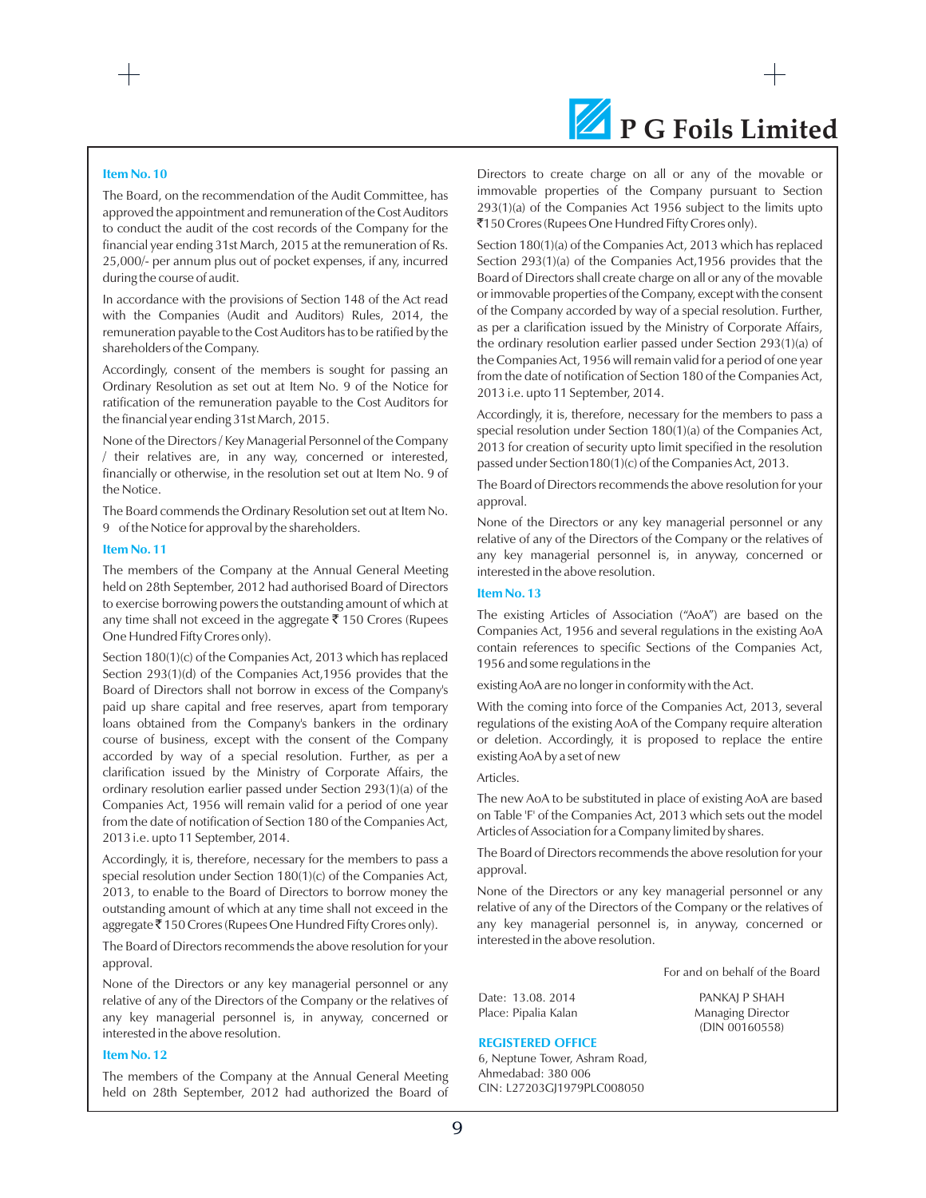### Item No. 10

The Board, on the recommendation of the Audit Committee, has approved the appointment and remuneration of the Cost Auditors to conduct the audit of the cost records of the Company for the financial year ending 31st March, 2015 at the remuneration of Rs. 25,000/- per annum plus out of pocket expenses, if any, incurred during the course of audit.

In accordance with the provisions of Section 148 of the Act read with the Companies (Audit and Auditors) Rules, 2014, the remuneration payable to the Cost Auditors has to be ratified by the shareholders of the Company.

Accordingly, consent of the members is sought for passing an Ordinary Resolution as set out at Item No. 9 of the Notice for ratification of the remuneration payable to the Cost Auditors for the financial year ending 31st March, 2015.

None of the Directors / Key Managerial Personnel of the Company / their relatives are, in any way, concerned or interested, financially or otherwise, in the resolution set out at Item No. 9 of the Notice.

The Board commends the Ordinary Resolution set out at Item No. 9 of the Notice for approval by the shareholders.

### Item No. 11

The members of the Company at the Annual General Meeting held on 28th September, 2012 had authorised Board of Directors to exercise borrowing powers the outstanding amount of which at any time shall not exceed in the aggregate ₹ 150 Crores (Rupees One Hundred Fifty Crores only).

Section 180(1)(c) of the Companies Act, 2013 which has replaced Section 293(1)(d) of the Companies Act,1956 provides that the Board of Directors shall not borrow in excess of the Company's paid up share capital and free reserves, apart from temporary loans obtained from the Company's bankers in the ordinary course of business, except with the consent of the Company accorded by way of a special resolution. Further, as per a clarification issued by the Ministry of Corporate Affairs, the ordinary resolution earlier passed under Section 293(1)(a) of the Companies Act, 1956 will remain valid for a period of one year from the date of notification of Section 180 of the Companies Act, 2013 i.e. upto 11 September, 2014.

Accordingly, it is, therefore, necessary for the members to pass a special resolution under Section 180(1)(c) of the Companies Act, 2013, to enable to the Board of Directors to borrow money the outstanding amount of which at any time shall not exceed in the aggregate ₹ 150 Crores (Rupees One Hundred Fifty Crores only).

The Board of Directors recommends the above resolution for your approval.

None of the Directors or any key managerial personnel or any relative of any of the Directors of the Company or the relatives of any key managerial personnel is, in anyway, concerned or interested in the above resolution.

### Item No. 12

The members of the Company at the Annual General Meeting held on 28th September, 2012 had authorized the Board of Directors to create charge on all or any of the movable or immovable properties of the Company pursuant to Section 293(1)(a) of the Companies Act 1956 subject to the limits upto ₹150 Crores (Rupees One Hundred Fifty Crores only).

Section 180(1)(a) of the Companies Act, 2013 which has replaced Section 293(1)(a) of the Companies Act,1956 provides that the Board of Directors shall create charge on all or any of the movable or immovable properties of the Company, except with the consent of the Company accorded by way of a special resolution. Further, as per a clarification issued by the Ministry of Corporate Affairs, the ordinary resolution earlier passed under Section 293(1)(a) of the Companies Act, 1956 will remain valid for a period of one year from the date of notification of Section 180 of the Companies Act, 2013 i.e. upto 11 September, 2014.

Accordingly, it is, therefore, necessary for the members to pass a special resolution under Section 180(1)(a) of the Companies Act, 2013 for creation of security upto limit specified in the resolution passed under Section180(1)(c) of the Companies Act, 2013.

The Board of Directors recommends the above resolution for your approval.

None of the Directors or any key managerial personnel or any relative of any of the Directors of the Company or the relatives of any key managerial personnel is, in anyway, concerned or interested in the above resolution.

### Item No. 13

The existing Articles of Association ("AoA") are based on the Companies Act, 1956 and several regulations in the existing AoA contain references to specific Sections of the Companies Act, 1956 and some regulations in the

existing AoA are no longer in conformity with the Act.

With the coming into force of the Companies Act, 2013, several regulations of the existing AoA of the Company require alteration or deletion. Accordingly, it is proposed to replace the entire existing AoA by a set of new

Articles.

The new AoA to be substituted in place of existing AoA are based on Table 'F' of the Companies Act, 2013 which sets out the model Articles of Association for a Company limited by shares.

The Board of Directors recommends the above resolution for your approval.

None of the Directors or any key managerial personnel or any relative of any of the Directors of the Company or the relatives of any key managerial personnel is, in anyway, concerned or interested in the above resolution.

For and on behalf of the Board

Date: 13.08. 2014
Place: Pipalia Kalan

PANKAJ P SHAH
Managing Director
(DIN 00160558)

**REGISTERED OFFICE**
6, Neptune Tower, Ashram Road,
Ahmedabad: 380 006
CIN: L27203GJ1979PLC008050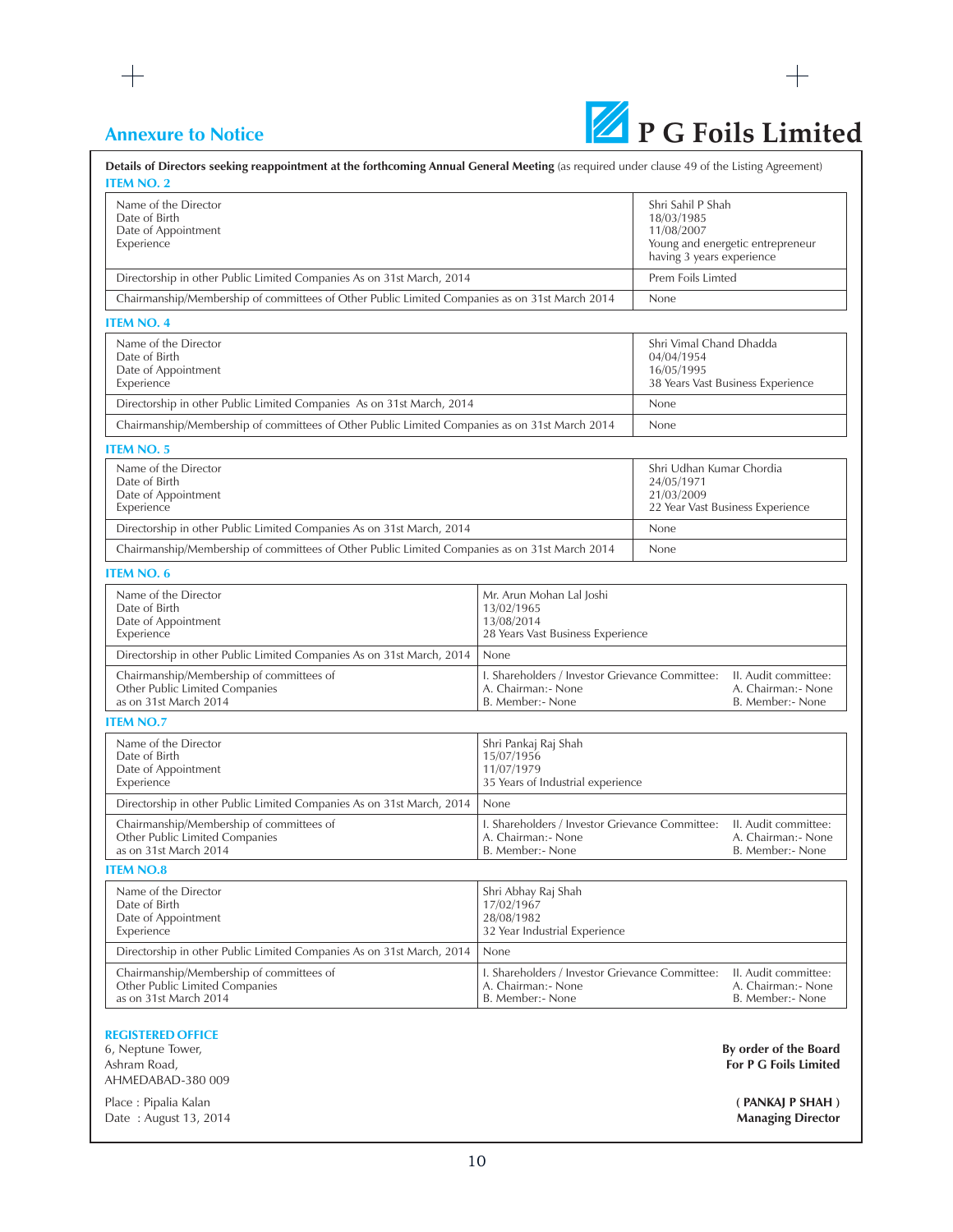## Annexure to Notice

**P G Foils Limited**

**Details of Directors seeking reappointment at the forthcoming Annual General Meeting** (as required under clause 49 of the Listing Agreement)

### ITEM NO. 2

| | |
|---|---|
| Name of the Director<br>Date of Birth<br>Date of Appointment<br>Experience | Shri Sahil P Shah<br>18/03/1985<br>11/08/2007<br>Young and energetic entrepreneur having 3 years experience |
| Directorship in other Public Limited Companies As on 31st March, 2014 | Prem Foils Limted |
| Chairmanship/Membership of committees of Other Public Limited Companies as on 31st March 2014 | None |

### ITEM NO. 4

| | |
|---|---|
| Name of the Director<br>Date of Birth<br>Date of Appointment<br>Experience | Shri Vimal Chand Dhadda<br>04/04/1954<br>16/05/1995<br>38 Years Vast Business Experience |
| Directorship in other Public Limited Companies As on 31st March, 2014 | None |
| Chairmanship/Membership of committees of Other Public Limited Companies as on 31st March 2014 | None |

### ITEM NO. 5

| | |
|---|---|
| Name of the Director<br>Date of Birth<br>Date of Appointment<br>Experience | Shri Udhan Kumar Chordia<br>24/05/1971<br>21/03/2009<br>22 Year Vast Business Experience |
| Directorship in other Public Limited Companies As on 31st March, 2014 | None |
| Chairmanship/Membership of committees of Other Public Limited Companies as on 31st March 2014 | None |

### ITEM NO. 6

| | | |
|---|---|---|
| Name of the Director<br>Date of Birth<br>Date of Appointment<br>Experience | Mr. Arun Mohan Lal Joshi<br>13/02/1965<br>13/08/2014<br>28 Years Vast Business Experience | |
| Directorship in other Public Limited Companies As on 31st March, 2014 | None | |
| Chairmanship/Membership of committees of Other Public Limited Companies as on 31st March 2014 | I. Shareholders / Investor Grievance Committee:<br>A. Chairman:- None<br>B. Member:- None | II. Audit committee:<br>A. Chairman:- None<br>B. Member:- None |

### ITEM NO.7

| | | |
|---|---|---|
| Name of the Director<br>Date of Birth<br>Date of Appointment<br>Experience | Shri Pankaj Raj Shah<br>15/07/1956<br>11/07/1979<br>35 Years of Industrial experience | |
| Directorship in other Public Limited Companies As on 31st March, 2014 | None | |
| Chairmanship/Membership of committees of Other Public Limited Companies as on 31st March 2014 | I. Shareholders / Investor Grievance Committee:<br>A. Chairman:- None<br>B. Member:- None | II. Audit committee:<br>A. Chairman:- None<br>B. Member:- None |

### ITEM NO.8

| | | |
|---|---|---|
| Name of the Director<br>Date of Birth<br>Date of Appointment<br>Experience | Shri Abhay Raj Shah<br>17/02/1967<br>28/08/1982<br>32 Year Industrial Experience | |
| Directorship in other Public Limited Companies As on 31st March, 2014 | None | |
| Chairmanship/Membership of committees of Other Public Limited Companies as on 31st March 2014 | I. Shareholders / Investor Grievance Committee:<br>A. Chairman:- None<br>B. Member:- None | II. Audit committee:<br>A. Chairman:- None<br>B. Member:- None |

**REGISTERED OFFICE**
6, Neptune Tower,
Ashram Road,
AHMEDABAD-380 009

Place : Pipalia Kalan
Date : August 13, 2014

**By order of the Board**
**For P G Foils Limited**

**( PANKAJ P SHAH )**
**Managing Director**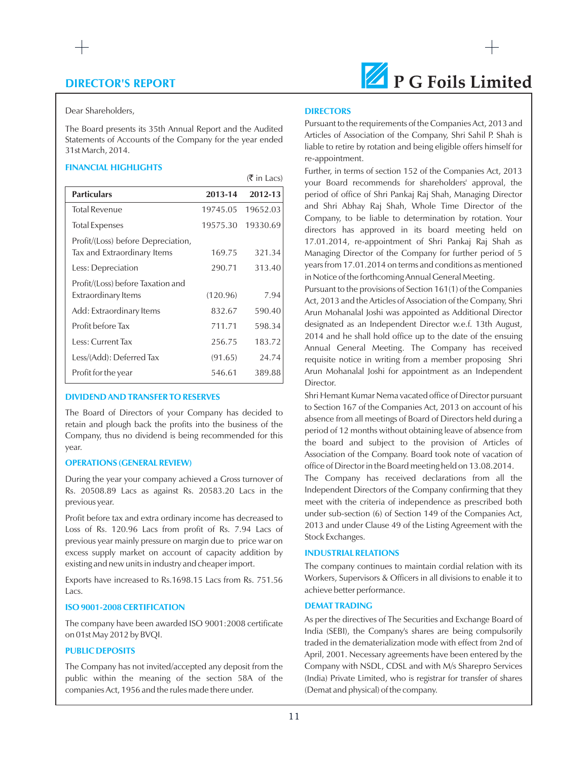# DIRECTOR'S REPORT

**P G Foils Limited**

Dear Shareholders,

The Board presents its 35th Annual Report and the Audited Statements of Accounts of the Company for the year ended 31st March, 2014.

## FINANCIAL HIGHLIGHTS

(₹ in Lacs)

| Particulars | 2013-14 | 2012-13 |
|---|---|---|
| Total Revenue | 19745.05 | 19652.03 |
| Total Expenses | 19575.30 | 19330.69 |
| Profit/(Loss) before Depreciation, Tax and Extraordinary Items | 169.75 | 321.34 |
| Less: Depreciation | 290.71 | 313.40 |
| Profit/(Loss) before Taxation and Extraordinary Items | (120.96) | 7.94 |
| Add: Extraordinary Items | 832.67 | 590.40 |
| Profit before Tax | 711.71 | 598.34 |
| Less: Current Tax | 256.75 | 183.72 |
| Less/(Add): Deferred Tax | (91.65) | 24.74 |
| Profit for the year | 546.61 | 389.88 |

## DIVIDEND AND TRANSFER TO RESERVES

The Board of Directors of your Company has decided to retain and plough back the profits into the business of the Company, thus no dividend is being recommended for this year.

## OPERATIONS (GENERAL REVIEW)

During the year your company achieved a Gross turnover of Rs. 20508.89 Lacs as against Rs. 20583.20 Lacs in the previous year.

Profit before tax and extra ordinary income has decreased to Loss of Rs. 120.96 Lacs from profit of Rs. 7.94 Lacs of previous year mainly pressure on margin due to price war on excess supply market on account of capacity addition by existing and new units in industry and cheaper import.

Exports have increased to Rs.1698.15 Lacs from Rs. 751.56 Lacs.

## ISO 9001-2008 CERTIFICATION

The company have been awarded ISO 9001:2008 certificate on 01st May 2012 by BVQI.

## PUBLIC DEPOSITS

The Company has not invited/accepted any deposit from the public within the meaning of the section 58A of the companies Act, 1956 and the rules made there under.

## DIRECTORS

Pursuant to the requirements of the Companies Act, 2013 and Articles of Association of the Company, Shri Sahil P. Shah is liable to retire by rotation and being eligible offers himself for re-appointment.

Further, in terms of section 152 of the Companies Act, 2013 your Board recommends for shareholders' approval, the period of office of Shri Pankaj Raj Shah, Managing Director and Shri Abhay Raj Shah, Whole Time Director of the Company, to be liable to determination by rotation. Your directors has approved in its board meeting held on 17.01.2014, re-appointment of Shri Pankaj Raj Shah as Managing Director of the Company for further period of 5 years from 17.01.2014 on terms and conditions as mentioned in Notice of the forthcoming Annual General Meeting.

Pursuant to the provisions of Section 161(1) of the Companies Act, 2013 and the Articles of Association of the Company, Shri Arun Mohanalal Joshi was appointed as Additional Director designated as an Independent Director w.e.f. 13th August, 2014 and he shall hold office up to the date of the ensuing Annual General Meeting. The Company has received requisite notice in writing from a member proposing Shri Arun Mohanalal Joshi for appointment as an Independent Director.

Shri Hemant Kumar Nema vacated office of Director pursuant to Section 167 of the Companies Act, 2013 on account of his absence from all meetings of Board of Directors held during a period of 12 months without obtaining leave of absence from the board and subject to the provision of Articles of Association of the Company. Board took note of vacation of office of Director in the Board meeting held on 13.08.2014.

The Company has received declarations from all the Independent Directors of the Company confirming that they meet with the criteria of independence as prescribed both under sub-section (6) of Section 149 of the Companies Act, 2013 and under Clause 49 of the Listing Agreement with the Stock Exchanges.

## INDUSTRIAL RELATIONS

The company continues to maintain cordial relation with its Workers, Supervisors & Officers in all divisions to enable it to achieve better performance.

## DEMAT TRADING

As per the directives of The Securities and Exchange Board of India (SEBI), the Company's shares are being compulsorily traded in the dematerialization mode with effect from 2nd of April, 2001. Necessary agreements have been entered by the Company with NSDL, CDSL and with M/s Sharepro Services (India) Private Limited, who is registrar for transfer of shares (Demat and physical) of the company.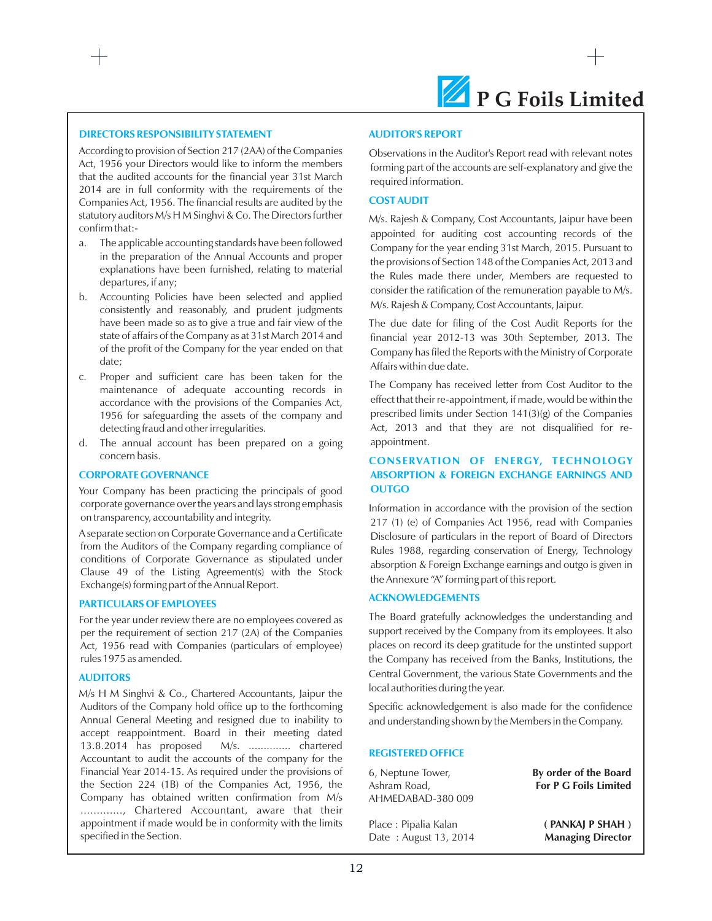## DIRECTORS RESPONSIBILITY STATEMENT

According to provision of Section 217 (2AA) of the Companies Act, 1956 your Directors would like to inform the members that the audited accounts for the financial year 31st March 2014 are in full conformity with the requirements of the Companies Act, 1956. The financial results are audited by the statutory auditors M/s H M Singhvi & Co. The Directors further confirm that:-

a. The applicable accounting standards have been followed in the preparation of the Annual Accounts and proper explanations have been furnished, relating to material departures, if any;

b. Accounting Policies have been selected and applied consistently and reasonably, and prudent judgments have been made so as to give a true and fair view of the state of affairs of the Company as at 31st March 2014 and of the profit of the Company for the year ended on that date;

c. Proper and sufficient care has been taken for the maintenance of adequate accounting records in accordance with the provisions of the Companies Act, 1956 for safeguarding the assets of the company and detecting fraud and other irregularities.

d. The annual account has been prepared on a going concern basis.

## CORPORATE GOVERNANCE

Your Company has been practicing the principals of good corporate governance over the years and lays strong emphasis on transparency, accountability and integrity.

A separate section on Corporate Governance and a Certificate from the Auditors of the Company regarding compliance of conditions of Corporate Governance as stipulated under Clause 49 of the Listing Agreement(s) with the Stock Exchange(s) forming part of the Annual Report.

## PARTICULARS OF EMPLOYEES

For the year under review there are no employees covered as per the requirement of section 217 (2A) of the Companies Act, 1956 read with Companies (particulars of employee) rules 1975 as amended.

## AUDITORS

M/s H M Singhvi & Co., Chartered Accountants, Jaipur the Auditors of the Company hold office up to the forthcoming Annual General Meeting and resigned due to inability to accept reappointment. Board in their meeting dated 13.8.2014 has proposed M/s. .............. chartered Accountant to audit the accounts of the company for the Financial Year 2014-15. As required under the provisions of the Section 224 (1B) of the Companies Act, 1956, the Company has obtained written confirmation from M/s ............., Chartered Accountant, aware that their appointment if made would be in conformity with the limits specified in the Section.

## AUDITOR'S REPORT

Observations in the Auditor's Report read with relevant notes forming part of the accounts are self-explanatory and give the required information.

## COST AUDIT

M/s. Rajesh & Company, Cost Accountants, Jaipur have been appointed for auditing cost accounting records of the Company for the year ending 31st March, 2015. Pursuant to the provisions of Section 148 of the Companies Act, 2013 and the Rules made there under, Members are requested to consider the ratification of the remuneration payable to M/s. M/s. Rajesh & Company, Cost Accountants, Jaipur.

The due date for filing of the Cost Audit Reports for the financial year 2012-13 was 30th September, 2013. The Company has filed the Reports with the Ministry of Corporate Affairs within due date.

The Company has received letter from Cost Auditor to the effect that their re-appointment, if made, would be within the prescribed limits under Section 141(3)(g) of the Companies Act, 2013 and that they are not disqualified for re-appointment.

## CONSERVATION OF ENERGY, TECHNOLOGY ABSORPTION & FOREIGN EXCHANGE EARNINGS AND OUTGO

Information in accordance with the provision of the section 217 (1) (e) of Companies Act 1956, read with Companies Disclosure of particulars in the report of Board of Directors Rules 1988, regarding conservation of Energy, Technology absorption & Foreign Exchange earnings and outgo is given in the Annexure "A" forming part of this report.

## ACKNOWLEDGEMENTS

The Board gratefully acknowledges the understanding and support received by the Company from its employees. It also places on record its deep gratitude for the unstinted support the Company has received from the Banks, Institutions, the Central Government, the various State Governments and the local authorities during the year.

Specific acknowledgement is also made for the confidence and understanding shown by the Members in the Company.

## REGISTERED OFFICE

6, Neptune Tower,
Ashram Road,
AHMEDABAD-380 009

**By order of the Board**
**For P G Foils Limited**

Place : Pipalia Kalan
Date : August 13, 2014

**( PANKAJ P SHAH )**
**Managing Director**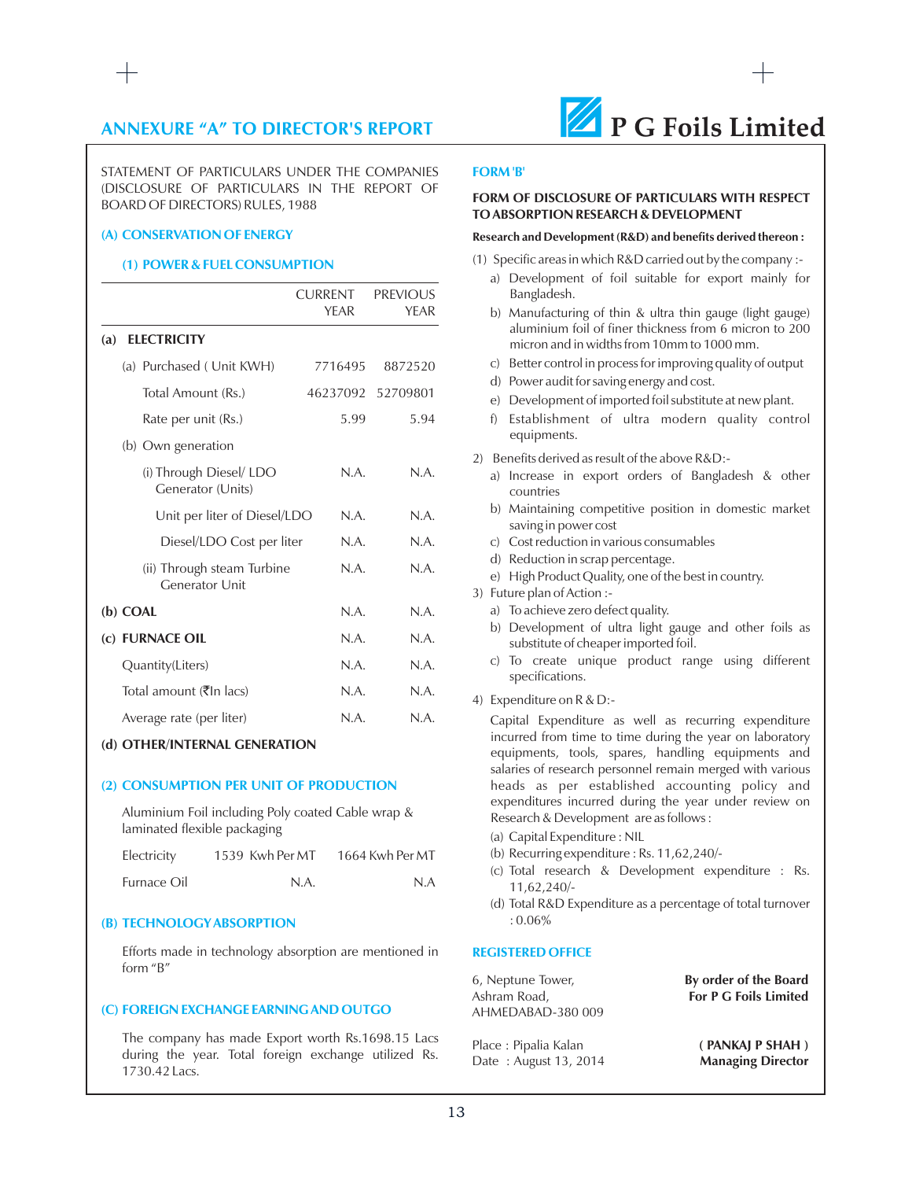## ANNEXURE "A" TO DIRECTOR'S REPORT

**P G Foils Limited**

STATEMENT OF PARTICULARS UNDER THE COMPANIES (DISCLOSURE OF PARTICULARS IN THE REPORT OF BOARD OF DIRECTORS) RULES, 1988

### (A) CONSERVATION OF ENERGY

#### (1) POWER & FUEL CONSUMPTION

| | CURRENT YEAR | PREVIOUS YEAR |
|---|---|---|
| **(a) ELECTRICITY** | | |
| (a) Purchased ( Unit KWH) | 7716495 | 8872520 |
| Total Amount (Rs.) | 46237092 | 52709801 |
| Rate per unit (Rs.) | 5.99 | 5.94 |
| (b) Own generation | | |
| (i) Through Diesel/ LDO Generator (Units) | N.A. | N.A. |
| Unit per liter of Diesel/LDO | N.A. | N.A. |
| Diesel/LDO Cost per liter | N.A. | N.A. |
| (ii) Through steam Turbine Generator Unit | N.A. | N.A. |
| **(b) COAL** | N.A. | N.A. |
| **(c) FURNACE OIL** | N.A. | N.A. |
| Quantity(Liters) | N.A. | N.A. |
| Total amount (₹In lacs) | N.A. | N.A. |
| Average rate (per liter) | N.A. | N.A. |
| **(d) OTHER/INTERNAL GENERATION** | | |

#### (2) CONSUMPTION PER UNIT OF PRODUCTION

Aluminium Foil including Poly coated Cable wrap & laminated flexible packaging

| | | |
|---|---|---|
| Electricity | 1539 Kwh Per MT | 1664 Kwh Per MT |
| Furnace Oil | N.A. | N.A |

### (B) TECHNOLOGY ABSORPTION

Efforts made in technology absorption are mentioned in form "B"

### (C) FOREIGN EXCHANGE EARNING AND OUTGO

The company has made Export worth Rs.1698.15 Lacs during the year. Total foreign exchange utilized Rs. 1730.42 Lacs.

### FORM 'B'

**FORM OF DISCLOSURE OF PARTICULARS WITH RESPECT TO ABSORPTION RESEARCH & DEVELOPMENT**

**Research and Development (R&D) and benefits derived thereon :**

(1) Specific areas in which R&D carried out by the company :-
- a) Development of foil suitable for export mainly for Bangladesh.
- b) Manufacturing of thin & ultra thin gauge (light gauge) aluminium foil of finer thickness from 6 micron to 200 micron and in widths from 10mm to 1000 mm.
- c) Better control in process for improving quality of output
- d) Power audit for saving energy and cost.
- e) Development of imported foil substitute at new plant.
- f) Establishment of ultra modern quality control equipments.

2) Benefits derived as result of the above R&D:-
- a) Increase in export orders of Bangladesh & other countries
- b) Maintaining competitive position in domestic market saving in power cost
- c) Cost reduction in various consumables
- d) Reduction in scrap percentage.
- e) High Product Quality, one of the best in country.

3) Future plan of Action :-
- a) To achieve zero defect quality.
- b) Development of ultra light gauge and other foils as substitute of cheaper imported foil.
- c) To create unique product range using different specifications.

4) Expenditure on R & D:-

Capital Expenditure as well as recurring expenditure incurred from time to time during the year on laboratory equipments, tools, spares, handling equipments and salaries of research personnel remain merged with various heads as per established accounting policy and expenditures incurred during the year under review on Research & Development are as follows :

(a) Capital Expenditure : NIL

(b) Recurring expenditure : Rs. 11,62,240/-

(c) Total research & Development expenditure : Rs. 11,62,240/-

(d) Total R&D Expenditure as a percentage of total turnover : 0.06%

**REGISTERED OFFICE**

6, Neptune Tower,
Ashram Road,
AHMEDABAD-380 009

**By order of the Board**
**For P G Foils Limited**

Place : Pipalia Kalan
Date : August 13, 2014

**( PANKAJ P SHAH )**
**Managing Director**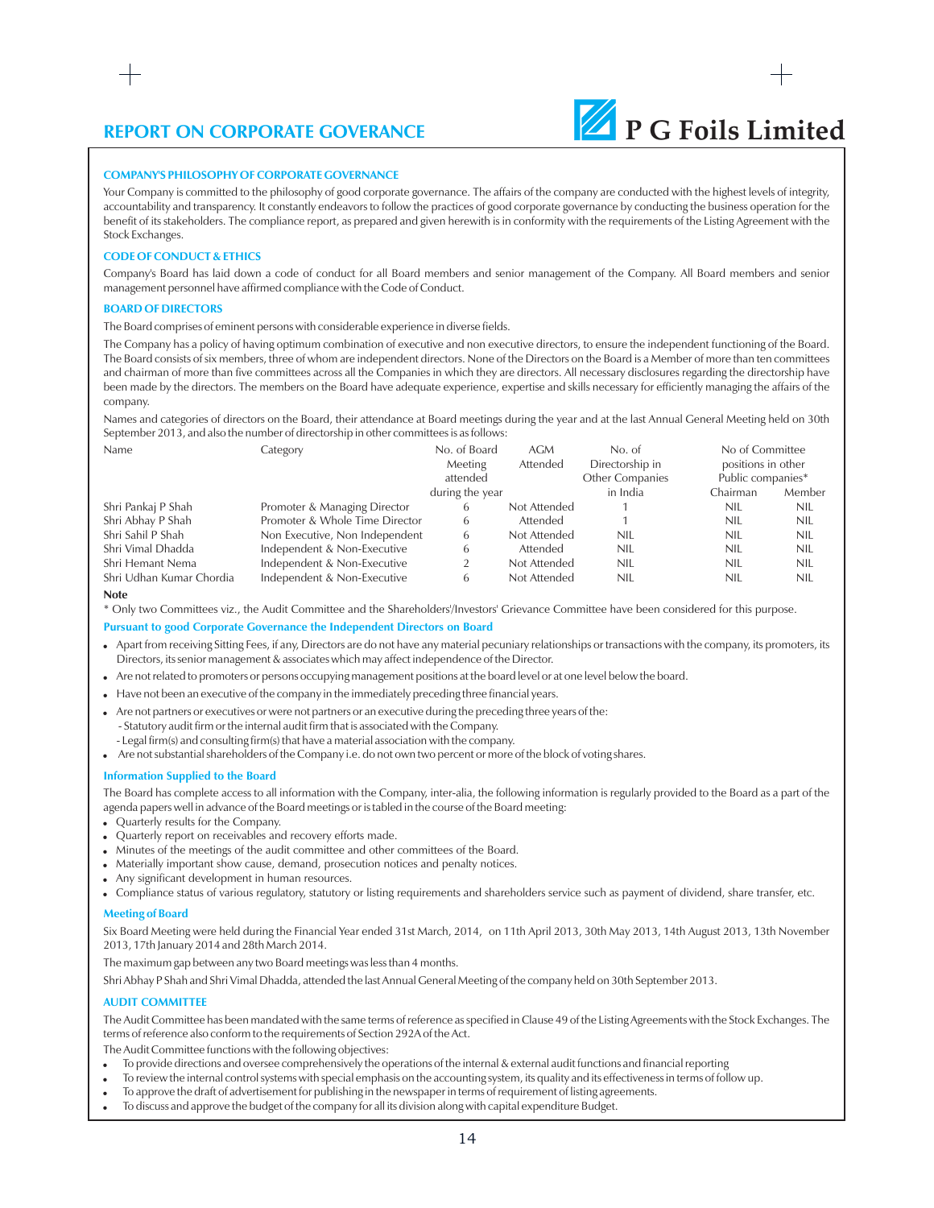# REPORT ON CORPORATE GOVERANCE

**P G Foils Limited**

### COMPANY'S PHILOSOPHY OF CORPORATE GOVERNANCE

Your Company is committed to the philosophy of good corporate governance. The affairs of the company are conducted with the highest levels of integrity, accountability and transparency. It constantly endeavors to follow the practices of good corporate governance by conducting the business operation for the benefit of its stakeholders. The compliance report, as prepared and given herewith is in conformity with the requirements of the Listing Agreement with the Stock Exchanges.

### CODE OF CONDUCT & ETHICS

Company's Board has laid down a code of conduct for all Board members and senior management of the Company. All Board members and senior management personnel have affirmed compliance with the Code of Conduct.

### BOARD OF DIRECTORS

The Board comprises of eminent persons with considerable experience in diverse fields.

The Company has a policy of having optimum combination of executive and non executive directors, to ensure the independent functioning of the Board. The Board consists of six members, three of whom are independent directors. None of the Directors on the Board is a Member of more than ten committees and chairman of more than five committees across all the Companies in which they are directors. All necessary disclosures regarding the directorship have been made by the directors. The members on the Board have adequate experience, expertise and skills necessary for efficiently managing the affairs of the company.

Names and categories of directors on the Board, their attendance at Board meetings during the year and at the last Annual General Meeting held on 30th September 2013, and also the number of directorship in other committees is as follows:

| Name | Category | No. of Board Meeting attended during the year | AGM Attended | No. of Directorship in Other Companies in India | No of Committee positions in other Public companies* | |
|---|---|---|---|---|---|---|
| | | | | | Chairman | Member |
| Shri Pankaj P Shah | Promoter & Managing Director | 6 | Not Attended | 1 | NIL | NIL |
| Shri Abhay P Shah | Promoter & Whole Time Director | 6 | Attended | 1 | NIL | NIL |
| Shri Sahil P Shah | Non Executive, Non Independent | 6 | Not Attended | NIL | NIL | NIL |
| Shri Vimal Dhadda | Independent & Non-Executive | 6 | Attended | NIL | NIL | NIL |
| Shri Hemant Nema | Independent & Non-Executive | 2 | Not Attended | NIL | NIL | NIL |
| Shri Udhan Kumar Chordia | Independent & Non-Executive | 6 | Not Attended | NIL | NIL | NIL |

**Note**

\* Only two Committees viz., the Audit Committee and the Shareholders'/Investors' Grievance Committee have been considered for this purpose.

#### Pursuant to good Corporate Governance the Independent Directors on Board

- Apart from receiving Sitting Fees, if any, Directors are do not have any material pecuniary relationships or transactions with the company, its promoters, its Directors, its senior management & associates which may affect independence of the Director.
- Are not related to promoters or persons occupying management positions at the board level or at one level below the board.
- Have not been an executive of the company in the immediately preceding three financial years.
- Are not partners or executives or were not partners or an executive during the preceding three years of the:
  - Statutory audit firm or the internal audit firm that is associated with the Company.
  - Legal firm(s) and consulting firm(s) that have a material association with the company.
- Are not substantial shareholders of the Company i.e. do not own two percent or more of the block of voting shares.

#### Information Supplied to the Board

The Board has complete access to all information with the Company, inter-alia, the following information is regularly provided to the Board as a part of the agenda papers well in advance of the Board meetings or is tabled in the course of the Board meeting:

- Quarterly results for the Company.
- Quarterly report on receivables and recovery efforts made.
- Minutes of the meetings of the audit committee and other committees of the Board.
- Materially important show cause, demand, prosecution notices and penalty notices.
- Any significant development in human resources.
- Compliance status of various regulatory, statutory or listing requirements and shareholders service such as payment of dividend, share transfer, etc.

#### Meeting of Board

Six Board Meeting were held during the Financial Year ended 31st March, 2014, on 11th April 2013, 30th May 2013, 14th August 2013, 13th November 2013, 17th January 2014 and 28th March 2014.

The maximum gap between any two Board meetings was less than 4 months.

Shri Abhay P Shah and Shri Vimal Dhadda, attended the last Annual General Meeting of the company held on 30th September 2013.

### AUDIT COMMITTEE

The Audit Committee has been mandated with the same terms of reference as specified in Clause 49 of the Listing Agreements with the Stock Exchanges. The terms of reference also conform to the requirements of Section 292A of the Act.

The Audit Committee functions with the following objectives:

- To provide directions and oversee comprehensively the operations of the internal & external audit functions and financial reporting
- To review the internal control systems with special emphasis on the accounting system, its quality and its effectiveness in terms of follow up.
- To approve the draft of advertisement for publishing in the newspaper in terms of requirement of listing agreements.
- To discuss and approve the budget of the company for all its division along with capital expenditure Budget.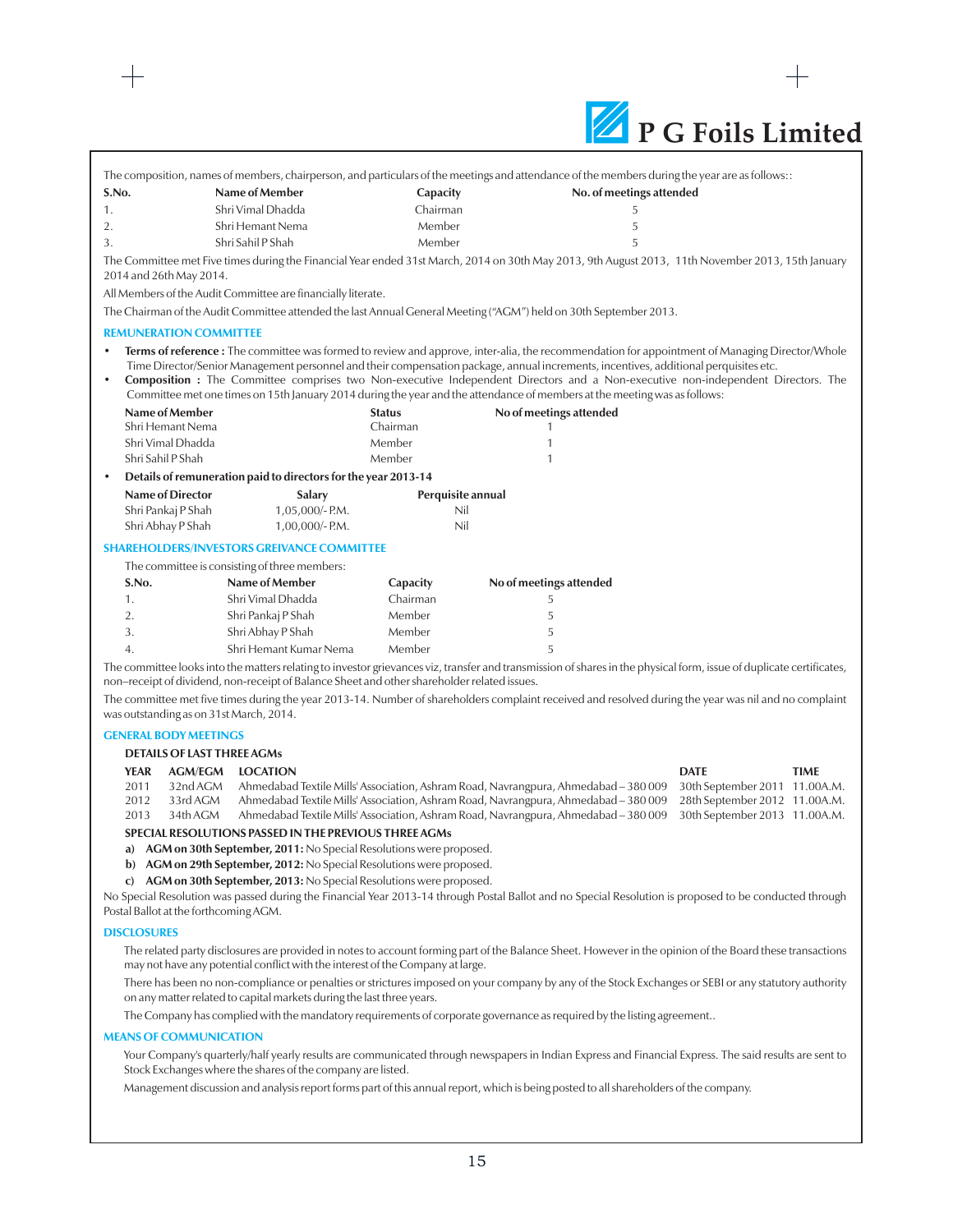The composition, names of members, chairperson, and particulars of the meetings and attendance of the members during the year are as follows::

| S.No. | Name of Member | Capacity | No. of meetings attended |
|---|---|---|---|
| 1. | Shri Vimal Dhadda | Chairman | 5 |
| 2. | Shri Hemant Nema | Member | 5 |
| 3. | Shri Sahil P Shah | Member | 5 |

The Committee met Five times during the Financial Year ended 31st March, 2014 on 30th May 2013, 9th August 2013, 11th November 2013, 15th January 2014 and 26th May 2014.

All Members of the Audit Committee are financially literate.

The Chairman of the Audit Committee attended the last Annual General Meeting ("AGM") held on 30th September 2013.

## REMUNERATION COMMITTEE

- **Terms of reference :** The committee was formed to review and approve, inter-alia, the recommendation for appointment of Managing Director/Whole Time Director/Senior Management personnel and their compensation package, annual increments, incentives, additional perquisites etc.
- **Composition :** The Committee comprises two Non-executive Independent Directors and a Non-executive non-independent Directors. The Committee met one times on 15th January 2014 during the year and the attendance of members at the meeting was as follows:

| Name of Member | Status | No of meetings attended |
|---|---|---|
| Shri Hemant Nema | Chairman | 1 |
| Shri Vimal Dhadda | Member | 1 |
| Shri Sahil P Shah | Member | 1 |

- **Details of remuneration paid to directors for the year 2013-14**

| Name of Director | Salary | Perquisite annual |
|---|---|---|
| Shri Pankaj P Shah | 1,05,000/- P.M. | Nil |
| Shri Abhay P Shah | 1,00,000/- P.M. | Nil |

## SHAREHOLDERS/INVESTORS GREIVANCE COMMITTEE

The committee is consisting of three members:

| S.No. | Name of Member | Capacity | No of meetings attended |
|---|---|---|---|
| 1. | Shri Vimal Dhadda | Chairman | 5 |
| 2. | Shri Pankaj P Shah | Member | 5 |
| 3. | Shri Abhay P Shah | Member | 5 |
| 4. | Shri Hemant Kumar Nema | Member | 5 |

The committee looks into the matters relating to investor grievances viz, transfer and transmission of shares in the physical form, issue of duplicate certificates, non–receipt of dividend, non-receipt of Balance Sheet and other shareholder related issues.

The committee met five times during the year 2013-14. Number of shareholders complaint received and resolved during the year was nil and no complaint was outstanding as on 31st March, 2014.

## GENERAL BODY MEETINGS

### DETAILS OF LAST THREE AGMs

| YEAR | AGM/EGM | LOCATION | DATE | TIME |
|---|---|---|---|---|
| 2011 | 32nd AGM | Ahmedabad Textile Mills' Association, Ashram Road, Navrangpura, Ahmedabad – 380 009 | 30th September 2011 | 11.00A.M. |
| 2012 | 33rd AGM | Ahmedabad Textile Mills' Association, Ashram Road, Navrangpura, Ahmedabad – 380 009 | 28th September 2012 | 11.00A.M. |
| 2013 | 34th AGM | Ahmedabad Textile Mills' Association, Ashram Road, Navrangpura, Ahmedabad – 380 009 | 30th September 2013 | 11.00A.M. |

### SPECIAL RESOLUTIONS PASSED IN THE PREVIOUS THREE AGMs

a) **AGM on 30th September, 2011:** No Special Resolutions were proposed.

b) **AGM on 29th September, 2012:** No Special Resolutions were proposed.

c) **AGM on 30th September, 2013:** No Special Resolutions were proposed.

No Special Resolution was passed during the Financial Year 2013-14 through Postal Ballot and no Special Resolution is proposed to be conducted through Postal Ballot at the forthcoming AGM.

## DISCLOSURES

The related party disclosures are provided in notes to account forming part of the Balance Sheet. However in the opinion of the Board these transactions may not have any potential conflict with the interest of the Company at large.

There has been no non-compliance or penalties or strictures imposed on your company by any of the Stock Exchanges or SEBI or any statutory authority on any matter related to capital markets during the last three years.

The Company has complied with the mandatory requirements of corporate governance as required by the listing agreement..

## MEANS OF COMMUNICATION

Your Company's quarterly/half yearly results are communicated through newspapers in Indian Express and Financial Express. The said results are sent to Stock Exchanges where the shares of the company are listed.

Management discussion and analysis report forms part of this annual report, which is being posted to all shareholders of the company.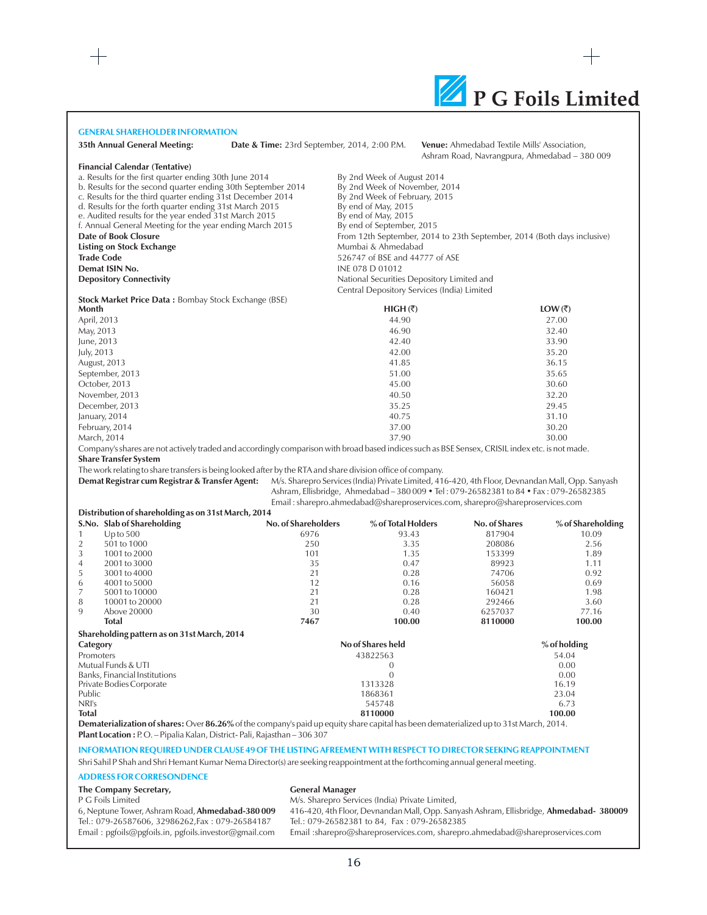## GENERAL SHAREHOLDER INFORMATION

**35th Annual General Meeting:** **Date & Time:** 23rd September, 2014, 2:00 P.M. **Venue:** Ahmedabad Textile Mills' Association, Ashram Road, Navrangpura, Ahmedabad – 380 009

| | |
|---|---|
| **Financial Calendar (Tentative)** | |
| a. Results for the first quarter ending 30th June 2014 | By 2nd Week of August 2014 |
| b. Results for the second quarter ending 30th September 2014 | By 2nd Week of November, 2014 |
| c. Results for the third quarter ending 31st December 2014 | By 2nd Week of February, 2015 |
| d. Results for the forth quarter ending 31st March 2015 | By end of May, 2015 |
| e. Audited results for the year ended 31st March 2015 | By end of May, 2015 |
| f. Annual General Meeting for the year ending March 2015 | By end of September, 2015 |
| **Date of Book Closure** | From 12th September, 2014 to 23th September, 2014 (Both days inclusive) |
| **Listing on Stock Exchange** | Mumbai & Ahmedabad |
| **Trade Code** | 526747 of BSE and 44777 of ASE |
| **Demat ISIN No.** | INE 078 D 01012 |
| **Depository Connectivity** | National Securities Depository Limited and Central Depository Services (India) Limited |

**Stock Market Price Data :** Bombay Stock Exchange (BSE)

| Month | HIGH (₹) | LOW (₹) |
|---|---|---|
| April, 2013 | 44.90 | 27.00 |
| May, 2013 | 46.90 | 32.40 |
| June, 2013 | 42.40 | 33.90 |
| July, 2013 | 42.00 | 35.20 |
| August, 2013 | 41.85 | 36.15 |
| September, 2013 | 51.00 | 35.65 |
| October, 2013 | 45.00 | 30.60 |
| November, 2013 | 40.50 | 32.20 |
| December, 2013 | 35.25 | 29.45 |
| January, 2014 | 40.75 | 31.10 |
| February, 2014 | 37.00 | 30.20 |
| March, 2014 | 37.90 | 30.00 |

Company's shares are not actively traded and accordingly comparison with broad based indices such as BSE Sensex, CRISIL index etc. is not made.

**Share Transfer System**

The work relating to share transfers is being looked after by the RTA and share division office of company.

**Demat Registrar cum Registrar & Transfer Agent:** M/s. Sharepro Services (India) Private Limited, 416-420, 4th Floor, Devnandan Mall, Opp. Sanyash Ashram, Ellisbridge, Ahmedabad – 380 009 • Tel : 079-26582381 to 84 • Fax : 079-26582385 Email : sharepro.ahmedabad@shareproservices.com, sharepro@shareproservices.com

**Distribution of shareholding as on 31st March, 2014**

| S.No. | Slab of Shareholding | No. of Shareholders | % of Total Holders | No. of Shares | % of Shareholding |
|---|---|---|---|---|---|
| 1 | Up to 500 | 6976 | 93.43 | 817904 | 10.09 |
| 2 | 501 to 1000 | 250 | 3.35 | 208086 | 2.56 |
| 3 | 1001 to 2000 | 101 | 1.35 | 153399 | 1.89 |
| 4 | 2001 to 3000 | 35 | 0.47 | 89923 | 1.11 |
| 5 | 3001 to 4000 | 21 | 0.28 | 74706 | 0.92 |
| 6 | 4001 to 5000 | 12 | 0.16 | 56058 | 0.69 |
| 7 | 5001 to 10000 | 21 | 0.28 | 160421 | 1.98 |
| 8 | 10001 to 20000 | 21 | 0.28 | 292466 | 3.60 |
| 9 | Above 20000 | 30 | 0.40 | 6257037 | 77.16 |
| | **Total** | **7467** | **100.00** | **8110000** | **100.00** |

**Shareholding pattern as on 31st March, 2014**

| Category | No of Shares held | % of holding |
|---|---|---|
| Promoters | 43822563 | 54.04 |
| Mutual Funds & UTI | 0 | 0.00 |
| Banks, Financial Institutions | 0 | 0.00 |
| Private Bodies Corporate | 1313328 | 16.19 |
| Public | 1868361 | 23.04 |
| NRI's | 545748 | 6.73 |
| **Total** | **8110000** | **100.00** |

**Dematerialization of shares:** Over **86.26%** of the company's paid up equity share capital has been dematerialized up to 31st March, 2014.

**Plant Location :** P. O. – Pipalia Kalan, District- Pali, Rajasthan – 306 307

## INFORMATION REQUIRED UNDER CLAUSE 49 OF THE LISTING AFREEMENT WITH RESPECT TO DIRECTOR SEEKING REAPPOINTMENT

Shri Sahil P Shah and Shri Hemant Kumar Nema Director(s) are seeking reappointment at the forthcoming annual general meeting.

## ADDRESS FOR CORRESONDENCE

**The Company Secretary,**
P G Foils Limited
6, Neptune Tower, Ashram Road, **Ahmedabad-380 009**
Tel.: 079-26587606, 32986262,Fax : 079-26584187
Email : pgfoils@pgfoils.in, pgfoils.investor@gmail.com

**General Manager**
M/s. Sharepro Services (India) Private Limited,
416-420, 4th Floor, Devnandan Mall, Opp. Sanyash Ashram, Ellisbridge, **Ahmedabad- 380009**
Tel.: 079-26582381 to 84, Fax : 079-26582385
Email :sharepro@shareproservices.com, sharepro.ahmedabad@shareproservices.com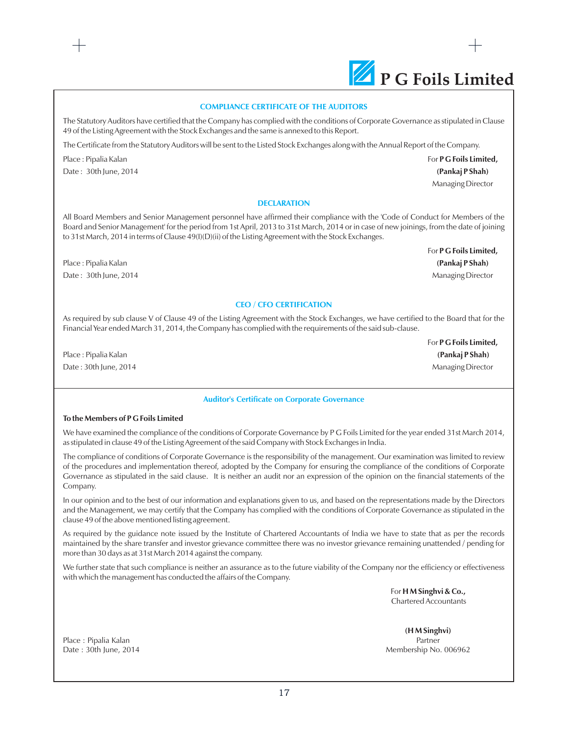## COMPLIANCE CERTIFICATE OF THE AUDITORS

The Statutory Auditors have certified that the Company has complied with the conditions of Corporate Governance as stipulated in Clause 49 of the Listing Agreement with the Stock Exchanges and the same is annexed to this Report.

The Certificate from the Statutory Auditors will be sent to the Listed Stock Exchanges along with the Annual Report of the Company.

Place : Pipalia Kalan
Date : 30th June, 2014

For **P G Foils Limited,**
**(Pankaj P Shah)**
Managing Director

## DECLARATION

All Board Members and Senior Management personnel have affirmed their compliance with the 'Code of Conduct for Members of the Board and Senior Management' for the period from 1st April, 2013 to 31st March, 2014 or in case of new joinings, from the date of joining to 31st March, 2014 in terms of Clause 49(I)(D)(ii) of the Listing Agreement with the Stock Exchanges.

Place : Pipalia Kalan
Date : 30th June, 2014

For **P G Foils Limited,**
**(Pankaj P Shah)**
Managing Director

## CEO / CFO CERTIFICATION

As required by sub clause V of Clause 49 of the Listing Agreement with the Stock Exchanges, we have certified to the Board that for the Financial Year ended March 31, 2014, the Company has complied with the requirements of the said sub-clause.

Place : Pipalia Kalan
Date : 30th June, 2014

For **P G Foils Limited,**
**(Pankaj P Shah)**
Managing Director

## Auditor's Certificate on Corporate Governance

**To the Members of P G Foils Limited**

We have examined the compliance of the conditions of Corporate Governance by P G Foils Limited for the year ended 31st March 2014, as stipulated in clause 49 of the Listing Agreement of the said Company with Stock Exchanges in India.

The compliance of conditions of Corporate Governance is the responsibility of the management. Our examination was limited to review of the procedures and implementation thereof, adopted by the Company for ensuring the compliance of the conditions of Corporate Governance as stipulated in the said clause. It is neither an audit nor an expression of the opinion on the financial statements of the Company.

In our opinion and to the best of our information and explanations given to us, and based on the representations made by the Directors and the Management, we may certify that the Company has complied with the conditions of Corporate Governance as stipulated in the clause 49 of the above mentioned listing agreement.

As required by the guidance note issued by the Institute of Chartered Accountants of India we have to state that as per the records maintained by the share transfer and investor grievance committee there was no investor grievance remaining unattended / pending for more than 30 days as at 31st March 2014 against the company.

We further state that such compliance is neither an assurance as to the future viability of the Company nor the efficiency or effectiveness with which the management has conducted the affairs of the Company.

For **H M Singhvi & Co.,**
Chartered Accountants

**(H M Singhvi)**
Partner
Membership No. 006962

Place : Pipalia Kalan
Date : 30th June, 2014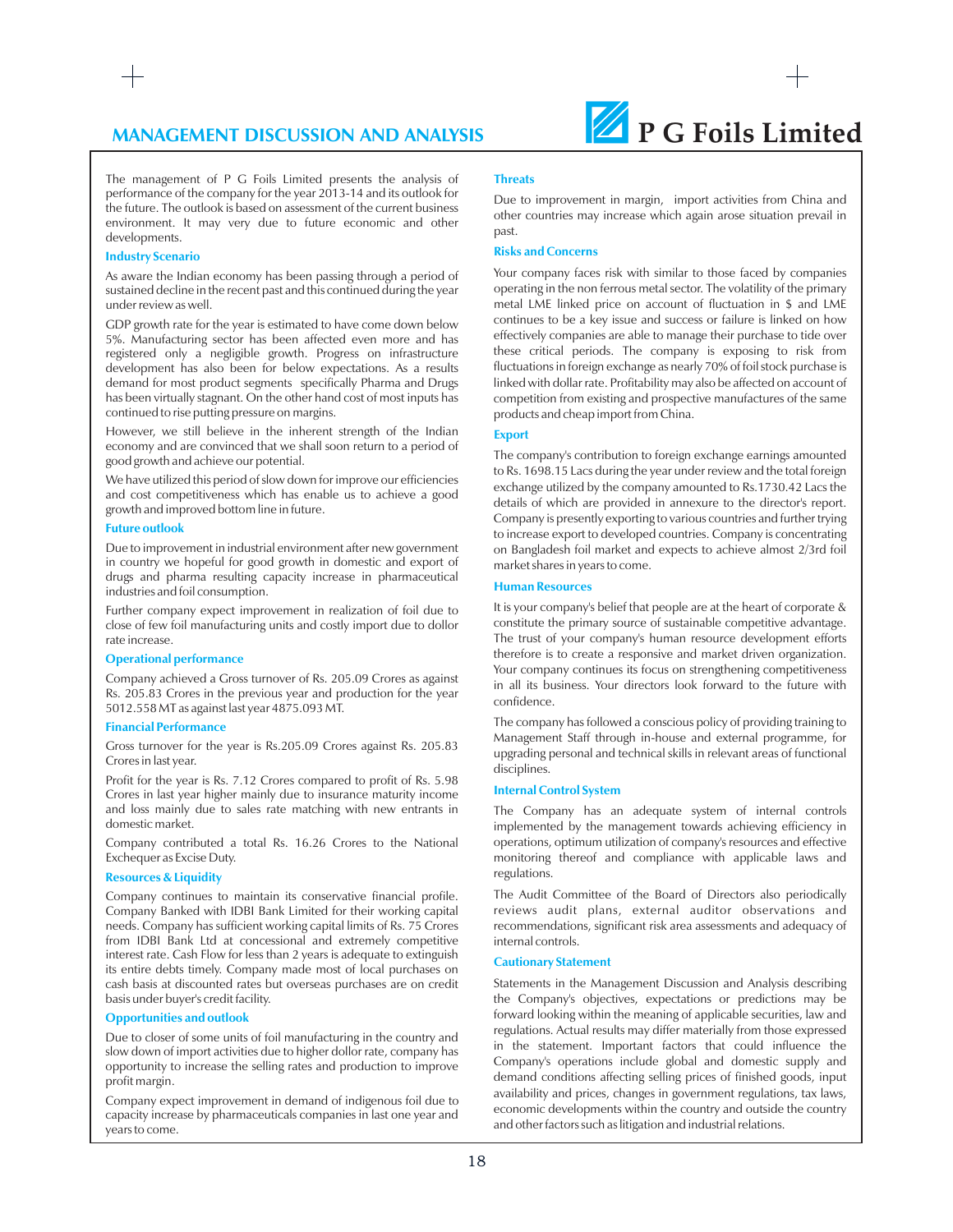# MANAGEMENT DISCUSSION AND ANALYSIS

The management of P G Foils Limited presents the analysis of performance of the company for the year 2013-14 and its outlook for the future. The outlook is based on assessment of the current business environment. It may very due to future economic and other developments.

## Industry Scenario

As aware the Indian economy has been passing through a period of sustained decline in the recent past and this continued during the year under review as well.

GDP growth rate for the year is estimated to have come down below 5%. Manufacturing sector has been affected even more and has registered only a negligible growth. Progress on infrastructure development has also been for below expectations. As a results demand for most product segments specifically Pharma and Drugs has been virtually stagnant. On the other hand cost of most inputs has continued to rise putting pressure on margins.

However, we still believe in the inherent strength of the Indian economy and are convinced that we shall soon return to a period of good growth and achieve our potential.

We have utilized this period of slow down for improve our efficiencies and cost competitiveness which has enable us to achieve a good growth and improved bottom line in future.

## Future outlook

Due to improvement in industrial environment after new government in country we hopeful for good growth in domestic and export of drugs and pharma resulting capacity increase in pharmaceutical industries and foil consumption.

Further company expect improvement in realization of foil due to close of few foil manufacturing units and costly import due to dollar rate increase.

## Operational performance

Company achieved a Gross turnover of Rs. 205.09 Crores as against Rs. 205.83 Crores in the previous year and production for the year 5012.558 MT as against last year 4875.093 MT.

## Financial Performance

Gross turnover for the year is Rs.205.09 Crores against Rs. 205.83 Crores in last year.

Profit for the year is Rs. 7.12 Crores compared to profit of Rs. 5.98 Crores in last year higher mainly due to insurance maturity income and loss mainly due to sales rate matching with new entrants in domestic market.

Company contributed a total Rs. 16.26 Crores to the National Exchequer as Excise Duty.

## Resources & Liquidity

Company continues to maintain its conservative financial profile. Company Banked with IDBI Bank Limited for their working capital needs. Company has sufficient working capital limits of Rs. 75 Crores from IDBI Bank Ltd at concessional and extremely competitive interest rate. Cash Flow for less than 2 years is adequate to extinguish its entire debts timely. Company made most of local purchases on cash basis at discounted rates but overseas purchases are on credit basis under buyer's credit facility.

## Opportunities and outlook

Due to closer of some units of foil manufacturing in the country and slow down of import activities due to higher dollar rate, company has opportunity to increase the selling rates and production to improve profit margin.

Company expect improvement in demand of indigenous foil due to capacity increase by pharmaceuticals companies in last one year and years to come.

## Threats

Due to improvement in margin, import activities from China and other countries may increase which again arose situation prevail in past.

## Risks and Concerns

Your company faces risk with similar to those faced by companies operating in the non ferrous metal sector. The volatility of the primary metal LME linked price on account of fluctuation in $ and LME continues to be a key issue and success or failure is linked on how effectively companies are able to manage their purchase to tide over these critical periods. The company is exposing to risk from fluctuations in foreign exchange as nearly 70% of foil stock purchase is linked with dollar rate. Profitability may also be affected on account of competition from existing and prospective manufactures of the same products and cheap import from China.

## Export

The company's contribution to foreign exchange earnings amounted to Rs. 1698.15 Lacs during the year under review and the total foreign exchange utilized by the company amounted to Rs.1730.42 Lacs the details of which are provided in annexure to the director's report. Company is presently exporting to various countries and further trying to increase export to developed countries. Company is concentrating on Bangladesh foil market and expects to achieve almost 2/3rd foil market shares in years to come.

## Human Resources

It is your company's belief that people are at the heart of corporate & constitute the primary source of sustainable competitive advantage. The trust of your company's human resource development efforts therefore is to create a responsive and market driven organization. Your company continues its focus on strengthening competitiveness in all its business. Your directors look forward to the future with confidence.

The company has followed a conscious policy of providing training to Management Staff through in-house and external programme, for upgrading personal and technical skills in relevant areas of functional disciplines.

## Internal Control System

The Company has an adequate system of internal controls implemented by the management towards achieving efficiency in operations, optimum utilization of company's resources and effective monitoring thereof and compliance with applicable laws and regulations.

The Audit Committee of the Board of Directors also periodically reviews audit plans, external auditor observations and recommendations, significant risk area assessments and adequacy of internal controls.

## Cautionary Statement

Statements in the Management Discussion and Analysis describing the Company's objectives, expectations or predictions may be forward looking within the meaning of applicable securities, law and regulations. Actual results may differ materially from those expressed in the statement. Important factors that could influence the Company's operations include global and domestic supply and demand conditions affecting selling prices of finished goods, input availability and prices, changes in government regulations, tax laws, economic developments within the country and outside the country and other factors such as litigation and industrial relations.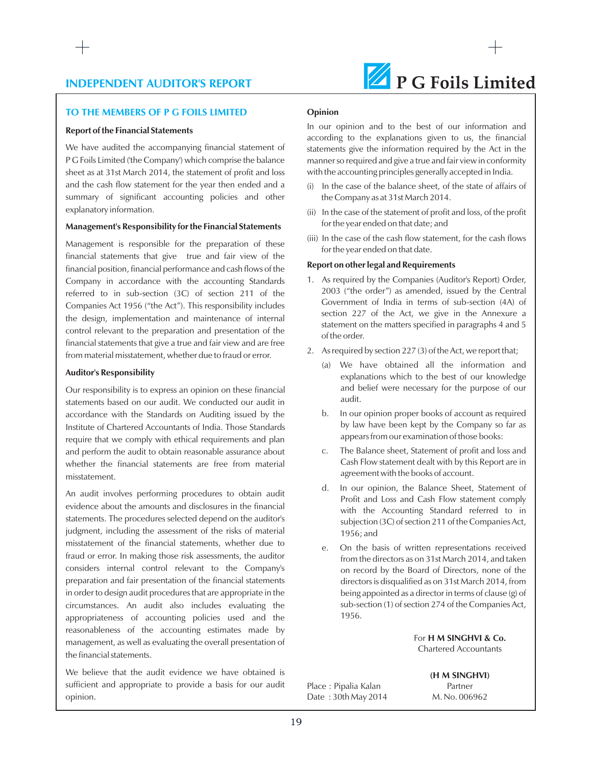# INDEPENDENT AUDITOR'S REPORT

**P G Foils Limited**

## TO THE MEMBERS OF P G FOILS LIMITED

### Report of the Financial Statements

We have audited the accompanying financial statement of P G Foils Limited ('the Company') which comprise the balance sheet as at 31st March 2014, the statement of profit and loss and the cash flow statement for the year then ended and a summary of significant accounting policies and other explanatory information.

### Management's Responsibility for the Financial Statements

Management is responsible for the preparation of these financial statements that give true and fair view of the financial position, financial performance and cash flows of the Company in accordance with the accounting Standards referred to in sub-section (3C) of section 211 of the Companies Act 1956 ("the Act"). This responsibility includes the design, implementation and maintenance of internal control relevant to the preparation and presentation of the financial statements that give a true and fair view and are free from material misstatement, whether due to fraud or error.

### Auditor's Responsibility

Our responsibility is to express an opinion on these financial statements based on our audit. We conducted our audit in accordance with the Standards on Auditing issued by the Institute of Chartered Accountants of India. Those Standards require that we comply with ethical requirements and plan and perform the audit to obtain reasonable assurance about whether the financial statements are free from material misstatement.

An audit involves performing procedures to obtain audit evidence about the amounts and disclosures in the financial statements. The procedures selected depend on the auditor's judgment, including the assessment of the risks of material misstatement of the financial statements, whether due to fraud or error. In making those risk assessments, the auditor considers internal control relevant to the Company's preparation and fair presentation of the financial statements in order to design audit procedures that are appropriate in the circumstances. An audit also includes evaluating the appropriateness of accounting policies used and the reasonableness of the accounting estimates made by management, as well as evaluating the overall presentation of the financial statements.

We believe that the audit evidence we have obtained is sufficient and appropriate to provide a basis for our audit opinion.

### Opinion

In our opinion and to the best of our information and according to the explanations given to us, the financial statements give the information required by the Act in the manner so required and give a true and fair view in conformity with the accounting principles generally accepted in India.

(i) In the case of the balance sheet, of the state of affairs of the Company as at 31st March 2014.

(ii) In the case of the statement of profit and loss, of the profit for the year ended on that date; and

(iii) In the case of the cash flow statement, for the cash flows for the year ended on that date.

### Report on other legal and Requirements

1. As required by the Companies (Auditor's Report) Order, 2003 ("the order") as amended, issued by the Central Government of India in terms of sub-section (4A) of section 227 of the Act, we give in the Annexure a statement on the matters specified in paragraphs 4 and 5 of the order.

2. As required by section 227 (3) of the Act, we report that;

   (a) We have obtained all the information and explanations which to the best of our knowledge and belief were necessary for the purpose of our audit.

   b. In our opinion proper books of account as required by law have been kept by the Company so far as appears from our examination of those books:

   c. The Balance sheet, Statement of profit and loss and Cash Flow statement dealt with by this Report are in agreement with the books of account.

   d. In our opinion, the Balance Sheet, Statement of Profit and Loss and Cash Flow statement comply with the Accounting Standard referred to in subjection (3C) of section 211 of the Companies Act, 1956; and

   e. On the basis of written representations received from the directors as on 31st March 2014, and taken on record by the Board of Directors, none of the directors is disqualified as on 31st March 2014, from being appointed as a director in terms of clause (g) of sub-section (1) of section 274 of the Companies Act, 1956.

For **H M SINGHVI & Co.**
Chartered Accountants

**(H M SINGHVI)**
Partner
M. No. 006962

Place : Pipalia Kalan
Date : 30th May 2014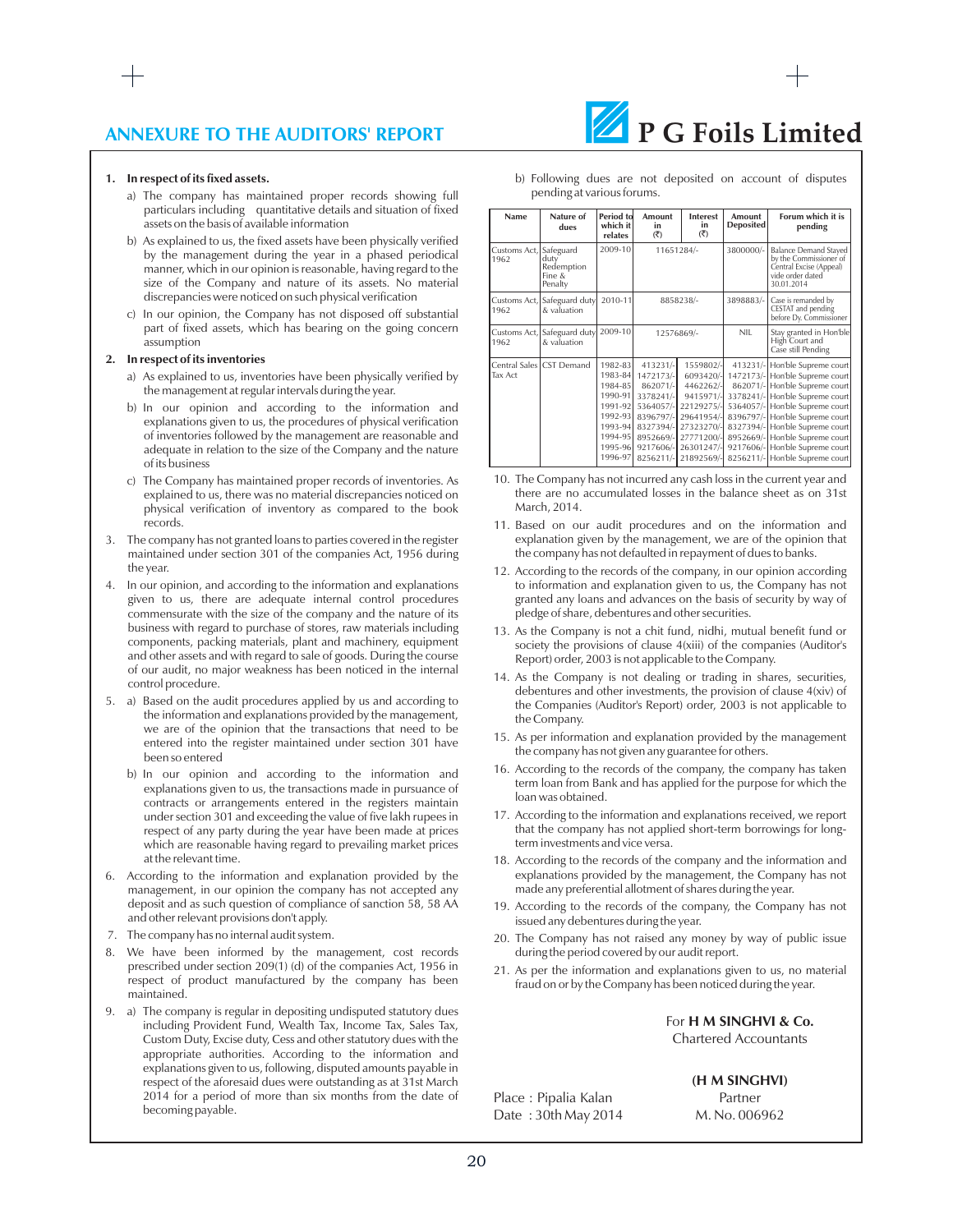## ANNEXURE TO THE AUDITORS' REPORT

**P G Foils Limited**

1. **In respect of its fixed assets.**
   a) The company has maintained proper records showing full particulars including quantitative details and situation of fixed assets on the basis of available information
   b) As explained to us, the fixed assets have been physically verified by the management during the year in a phased periodical manner, which in our opinion is reasonable, having regard to the size of the Company and nature of its assets. No material discrepancies were noticed on such physical verification
   c) In our opinion, the Company has not disposed off substantial part of fixed assets, which has bearing on the going concern assumption

2. **In respect of its inventories**
   a) As explained to us, inventories have been physically verified by the management at regular intervals during the year.
   b) In our opinion and according to the information and explanations given to us, the procedures of physical verification of inventories followed by the management are reasonable and adequate in relation to the size of the Company and the nature of its business
   c) The Company has maintained proper records of inventories. As explained to us, there was no material discrepancies noticed on physical verification of inventory as compared to the book records.

3. The company has not granted loans to parties covered in the register maintained under section 301 of the companies Act, 1956 during the year.

4. In our opinion, and according to the information and explanations given to us, there are adequate internal control procedures commensurate with the size of the company and the nature of its business with regard to purchase of stores, raw materials including components, packing materials, plant and machinery, equipment and other assets and with regard to sale of goods. During the course of our audit, no major weakness has been noticed in the internal control procedure.

5. a) Based on the audit procedures applied by us and according to the information and explanations provided by the management, we are of the opinion that the transactions that need to be entered into the register maintained under section 301 have been so entered
   b) In our opinion and according to the information and explanations given to us, the transactions made in pursuance of contracts or arrangements entered in the registers maintain under section 301 and exceeding the value of five lakh rupees in respect of any party during the year have been made at prices which are reasonable having regard to prevailing market prices at the relevant time.

6. According to the information and explanation provided by the management, in our opinion the company has not accepted any deposit and as such question of compliance of sanction 58, 58 AA and other relevant provisions don't apply.

7. The company has no internal audit system.

8. We have been informed by the management, cost records prescribed under section 209(1) (d) of the companies Act, 1956 in respect of product manufactured by the company has been maintained.

9. a) The company is regular in depositing undisputed statutory dues including Provident Fund, Wealth Tax, Income Tax, Sales Tax, Custom Duty, Excise duty, Cess and other statutory dues with the appropriate authorities. According to the information and explanations given to us, following, disputed amounts payable in respect of the aforesaid dues were outstanding as at 31st March 2014 for a period of more than six months from the date of becoming payable.

   b) Following dues are not deposited on account of disputes pending at various forums.

| Name | Nature of dues | Period to which it relates | Amount in (₹) | Interest in (₹) | Amount Deposited | Forum which it is pending |
|---|---|---|---|---|---|---|
| Customs Act, 1962 | Safeguard duty Redemption Fine & Penalty | 2009-10 | 11651284/- | | 3800000/- | Balance Demand Stayed by the Commissioner of Central Excise (Appeal) vide order dated 30.01.2014 |
| Customs Act, 1962 | Safeguard duty & valuation | 2010-11 | 8858238/- | | 3898883/- | Case is remanded by CESTAT and pending before Dy. Commissioner |
| Customs Act, 1962 | Safeguard duty & valuation | 2009-10 | 12576869/- | | NIL | Stay granted in Hon'ble High Court and Case still Pending |
| Central Sales Tax Act | CST Demand | 1982-83 | 413231/- | 1559802/- | 413231/- | Hon'ble Supreme court |
| | | 1983-84 | 1472173/- | 6093420/- | 1472173/- | Hon'ble Supreme court |
| | | 1984-85 | 862071/- | 4462262/- | 862071/- | Hon'ble Supreme court |
| | | 1990-91 | 3378241/- | 9415971/- | 3378241/- | Hon'ble Supreme court |
| | | 1991-92 | 5364057/- | 22129275/- | 5364057/- | Hon'ble Supreme court |
| | | 1992-93 | 8396797/- | 29641954/- | 8396797/- | Hon'ble Supreme court |
| | | 1993-94 | 8327394/- | 27323270/- | 8327394/- | Hon'ble Supreme court |
| | | 1994-95 | 8952669/- | 27771200/- | 8952669/- | Hon'ble Supreme court |
| | | 1995-96 | 9217606/- | 26301247/- | 9217606/- | Hon'ble Supreme court |
| | | 1996-97 | 8256211/- | 21892569/- | 8256211/- | Hon'ble Supreme court |

10. The Company has not incurred any cash loss in the current year and there are no accumulated losses in the balance sheet as on 31st March, 2014.

11. Based on our audit procedures and on the information and explanation given by the management, we are of the opinion that the company has not defaulted in repayment of dues to banks.

12. According to the records of the company, in our opinion according to information and explanation given to us, the Company has not granted any loans and advances on the basis of security by way of pledge of share, debentures and other securities.

13. As the Company is not a chit fund, nidhi, mutual benefit fund or society the provisions of clause 4(xiii) of the companies (Auditor's Report) order, 2003 is not applicable to the Company.

14. As the Company is not dealing or trading in shares, securities, debentures and other investments, the provision of clause 4(xiv) of the Companies (Auditor's Report) order, 2003 is not applicable to the Company.

15. As per information and explanation provided by the management the company has not given any guarantee for others.

16. According to the records of the company, the company has taken term loan from Bank and has applied for the purpose for which the loan was obtained.

17. According to the information and explanations received, we report that the company has not applied short-term borrowings for long-term investments and vice versa.

18. According to the records of the company and the information and explanations provided by the management, the Company has not made any preferential allotment of shares during the year.

19. According to the records of the company, the Company has not issued any debentures during the year.

20. The Company has not raised any money by way of public issue during the period covered by our audit report.

21. As per the information and explanations given to us, no material fraud on or by the Company has been noticed during the year.

For **H M SINGHVI & Co.**
Chartered Accountants

**(H M SINGHVI)**
Partner
M. No. 006962

Place : Pipalia Kalan
Date : 30th May 2014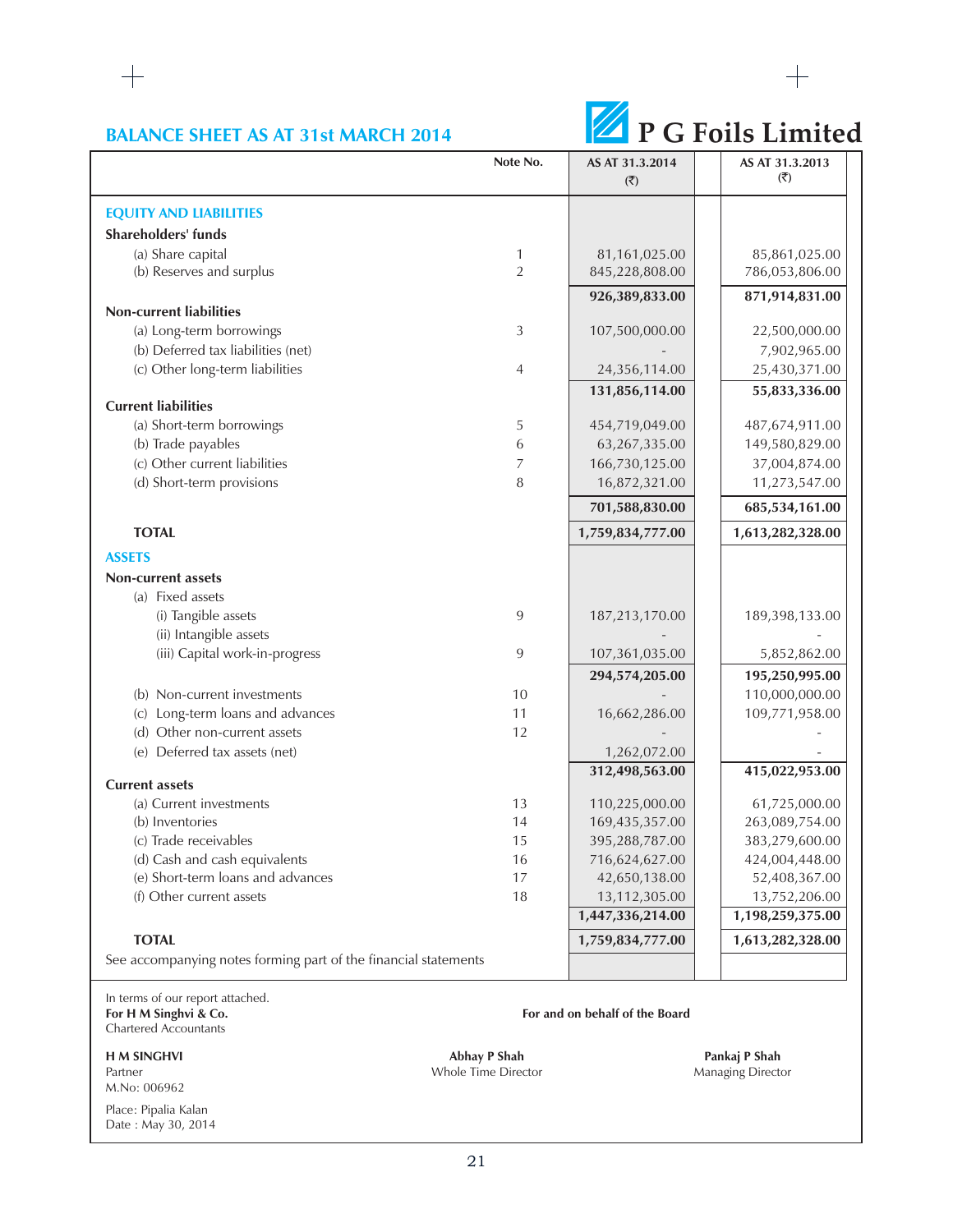# BALANCE SHEET AS AT 31st MARCH 2014

**P G Foils Limited**

| | Note No. | AS AT 31.3.2014 (₹) | AS AT 31.3.2013 (₹) |
|---|---|---|---|
| **EQUITY AND LIABILITIES** | | | |
| **Shareholders' funds** | | | |
| (a) Share capital | 1 | 81,161,025.00 | 85,861,025.00 |
| (b) Reserves and surplus | 2 | 845,228,808.00 | 786,053,806.00 |
| | | **926,389,833.00** | **871,914,831.00** |
| **Non-current liabilities** | | | |
| (a) Long-term borrowings | 3 | 107,500,000.00 | 22,500,000.00 |
| (b) Deferred tax liabilities (net) | | - | 7,902,965.00 |
| (c) Other long-term liabilities | 4 | 24,356,114.00 | 25,430,371.00 |
| | | **131,856,114.00** | **55,833,336.00** |
| **Current liabilities** | | | |
| (a) Short-term borrowings | 5 | 454,719,049.00 | 487,674,911.00 |
| (b) Trade payables | 6 | 63,267,335.00 | 149,580,829.00 |
| (c) Other current liabilities | 7 | 166,730,125.00 | 37,004,874.00 |
| (d) Short-term provisions | 8 | 16,872,321.00 | 11,273,547.00 |
| | | **701,588,830.00** | **685,534,161.00** |
| **TOTAL** | | **1,759,834,777.00** | **1,613,282,328.00** |
| **ASSETS** | | | |
| **Non-current assets** | | | |
| (a) Fixed assets | | | |
| (i) Tangible assets | 9 | 187,213,170.00 | 189,398,133.00 |
| (ii) Intangible assets | | - | - |
| (iii) Capital work-in-progress | 9 | 107,361,035.00 | 5,852,862.00 |
| | | **294,574,205.00** | **195,250,995.00** |
| (b) Non-current investments | 10 | - | 110,000,000.00 |
| (c) Long-term loans and advances | 11 | 16,662,286.00 | 109,771,958.00 |
| (d) Other non-current assets | 12 | - | - |
| (e) Deferred tax assets (net) | | 1,262,072.00 | - |
| | | **312,498,563.00** | **415,022,953.00** |
| **Current assets** | | | |
| (a) Current investments | 13 | 110,225,000.00 | 61,725,000.00 |
| (b) Inventories | 14 | 169,435,357.00 | 263,089,754.00 |
| (c) Trade receivables | 15 | 395,288,787.00 | 383,279,600.00 |
| (d) Cash and cash equivalents | 16 | 716,624,627.00 | 424,004,448.00 |
| (e) Short-term loans and advances | 17 | 42,650,138.00 | 52,408,367.00 |
| (f) Other current assets | 18 | 13,112,305.00 | 13,752,206.00 |
| | | **1,447,336,214.00** | **1,198,259,375.00** |
| **TOTAL** | | **1,759,834,777.00** | **1,613,282,328.00** |

See accompanying notes forming part of the financial statements

In terms of our report attached.
**For H M Singhvi & Co.**
Chartered Accountants

**For and on behalf of the Board**

**H M SINGHVI**
Partner
M.No: 006962

**Abhay P Shah**
Whole Time Director

**Pankaj P Shah**
Managing Director

Place: Pipalia Kalan
Date : May 30, 2014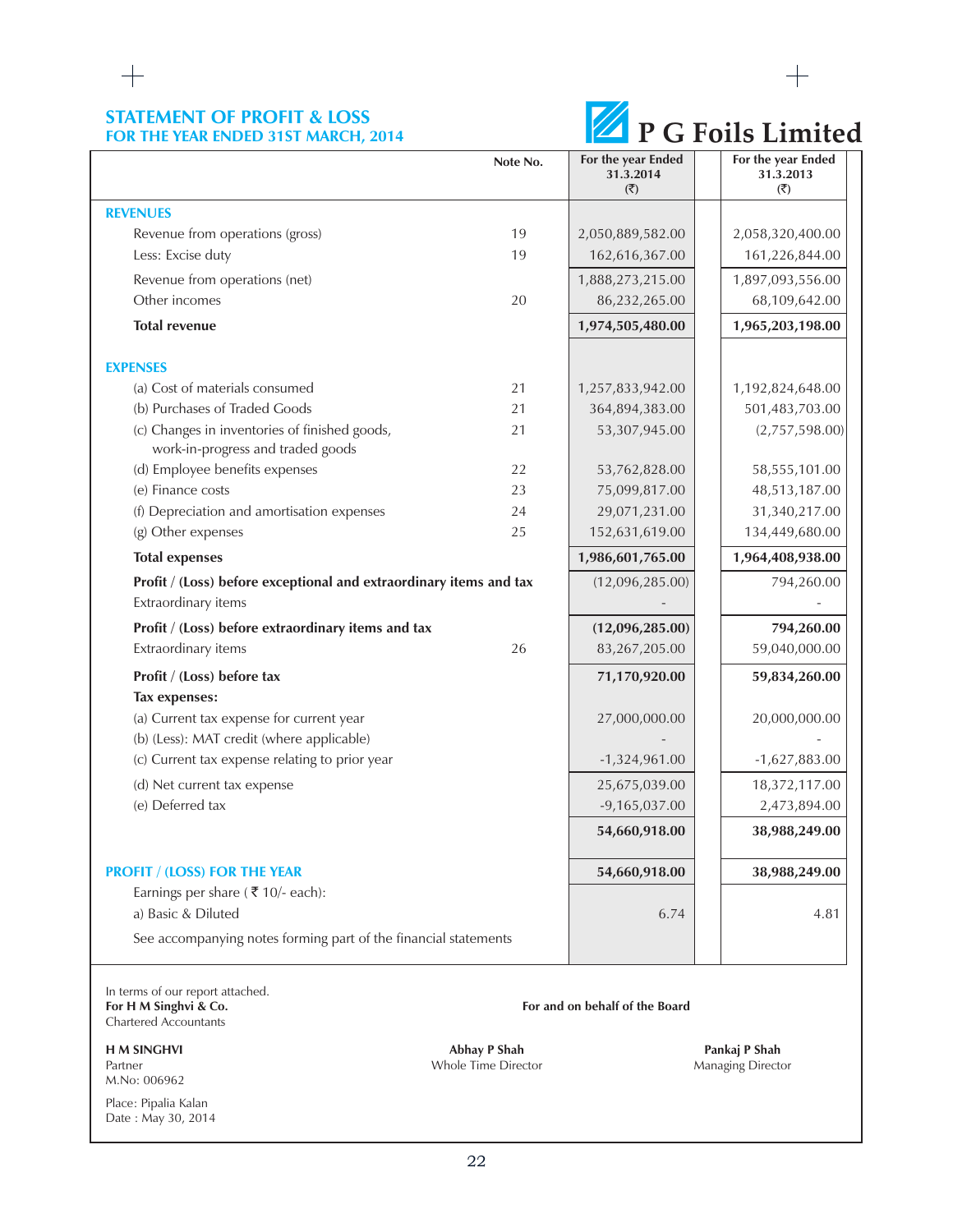## STATEMENT OF PROFIT & LOSS
### FOR THE YEAR ENDED 31ST MARCH, 2014

**P G Foils Limited**

| | Note No. | For the year Ended 31.3.2014 (₹) | For the year Ended 31.3.2013 (₹) |
|---|---|---|---|
| **REVENUES** | | | |
| Revenue from operations (gross) | 19 | 2,050,889,582.00 | 2,058,320,400.00 |
| Less: Excise duty | 19 | 162,616,367.00 | 161,226,844.00 |
| Revenue from operations (net) | | 1,888,273,215.00 | 1,897,093,556.00 |
| Other incomes | 20 | 86,232,265.00 | 68,109,642.00 |
| **Total revenue** | | **1,974,505,480.00** | **1,965,203,198.00** |
| **EXPENSES** | | | |
| (a) Cost of materials consumed | 21 | 1,257,833,942.00 | 1,192,824,648.00 |
| (b) Purchases of Traded Goods | 21 | 364,894,383.00 | 501,483,703.00 |
| (c) Changes in inventories of finished goods, work-in-progress and traded goods | 21 | 53,307,945.00 | (2,757,598.00) |
| (d) Employee benefits expenses | 22 | 53,762,828.00 | 58,555,101.00 |
| (e) Finance costs | 23 | 75,099,817.00 | 48,513,187.00 |
| (f) Depreciation and amortisation expenses | 24 | 29,071,231.00 | 31,340,217.00 |
| (g) Other expenses | 25 | 152,631,619.00 | 134,449,680.00 |
| **Total expenses** | | **1,986,601,765.00** | **1,964,408,938.00** |
| **Profit / (Loss) before exceptional and extraordinary items and tax** | | (12,096,285.00) | 794,260.00 |
| Extraordinary items | | - | - |
| **Profit / (Loss) before extraordinary items and tax** | | **(12,096,285.00)** | **794,260.00** |
| Extraordinary items | 26 | 83,267,205.00 | 59,040,000.00 |
| **Profit / (Loss) before tax** | | **71,170,920.00** | **59,834,260.00** |
| **Tax expenses:** | | | |
| (a) Current tax expense for current year | | 27,000,000.00 | 20,000,000.00 |
| (b) (Less): MAT credit (where applicable) | | - | - |
| (c) Current tax expense relating to prior year | | -1,324,961.00 | -1,627,883.00 |
| (d) Net current tax expense | | 25,675,039.00 | 18,372,117.00 |
| (e) Deferred tax | | -9,165,037.00 | 2,473,894.00 |
| | | **54,660,918.00** | **38,988,249.00** |
| **PROFIT / (LOSS) FOR THE YEAR** | | **54,660,918.00** | **38,988,249.00** |
| Earnings per share ( ₹ 10/- each): | | | |
| a) Basic & Diluted | | 6.74 | 4.81 |
| See accompanying notes forming part of the financial statements | | | |

In terms of our report attached.
**For H M Singhvi & Co.**
Chartered Accountants

**For and on behalf of the Board**

**H M SINGHVI**
Partner
M.No: 006962

**Abhay P Shah**
Whole Time Director

**Pankaj P Shah**
Managing Director

Place: Pipalia Kalan
Date : May 30, 2014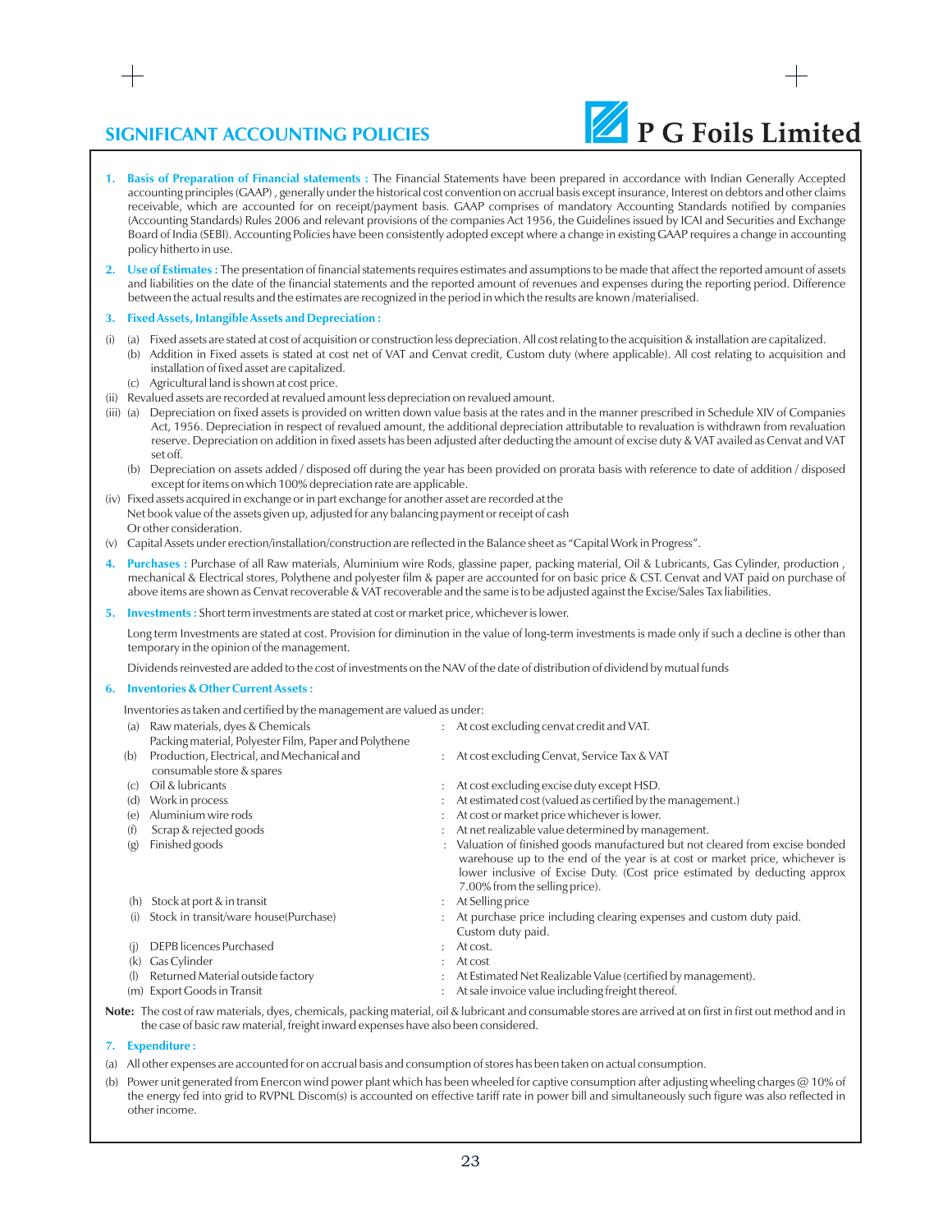# SIGNIFICANT ACCOUNTING POLICIES

**P G Foils Limited**

1. **Basis of Preparation of Financial statements :** The Financial Statements have been prepared in accordance with Indian Generally Accepted accounting principles (GAAP) , generally under the historical cost convention on accrual basis except insurance, Interest on debtors and other claims receivable, which are accounted for on receipt/payment basis. GAAP comprises of mandatory Accounting Standards notified by companies (Accounting Standards) Rules 2006 and relevant provisions of the companies Act 1956, the Guidelines issued by ICAI and Securities and Exchange Board of India (SEBI). Accounting Policies have been consistently adopted except where a change in existing GAAP requires a change in accounting policy hitherto in use.

2. **Use of Estimates :** The presentation of financial statements requires estimates and assumptions to be made that affect the reported amount of assets and liabilities on the date of the financial statements and the reported amount of revenues and expenses during the reporting period. Difference between the actual results and the estimates are recognized in the period in which the results are known /materialised.

3. **Fixed Assets, Intangible Assets and Depreciation :**

(i) (a) Fixed assets are stated at cost of acquisition or construction less depreciation. All cost relating to the acquisition & installation are capitalized.
   (b) Addition in Fixed assets is stated at cost net of VAT and Cenvat credit, Custom duty (where applicable). All cost relating to acquisition and installation of fixed asset are capitalized.
   (c) Agricultural land is shown at cost price.

(ii) Revalued assets are recorded at revalued amount less depreciation on revalued amount.

(iii) (a) Depreciation on fixed assets is provided on written down value basis at the rates and in the manner prescribed in Schedule XIV of Companies Act, 1956. Depreciation in respect of revalued amount, the additional depreciation attributable to revaluation is withdrawn from revaluation reserve. Depreciation on addition in fixed assets has been adjusted after deducting the amount of excise duty & VAT availed as Cenvat and VAT set off.
   (b) Depreciation on assets added / disposed off during the year has been provided on prorata basis with reference to date of addition / disposed except for items on which 100% depreciation rate are applicable.

(iv) Fixed assets acquired in exchange or in part exchange for another asset are recorded at the Net book value of the assets given up, adjusted for any balancing payment or receipt of cash Or other consideration.

(v) Capital Assets under erection/installation/construction are reflected in the Balance sheet as "Capital Work in Progress".

4. **Purchases :** Purchase of all Raw materials, Aluminium wire Rods, glassine paper, packing material, Oil & Lubricants, Gas Cylinder, production , mechanical & Electrical stores, Polythene and polyester film & paper are accounted for on basic price & CST. Cenvat and VAT paid on purchase of above items are shown as Cenvat recoverable & VAT recoverable and the same is to be adjusted against the Excise/Sales Tax liabilities.

5. **Investments :** Short term investments are stated at cost or market price, whichever is lower.

   Long term Investments are stated at cost. Provision for diminution in the value of long-term investments is made only if such a decline is other than temporary in the opinion of the management.

   Dividends reinvested are added to the cost of investments on the NAV of the date of distribution of dividend by mutual funds

6. **Inventories & Other Current Assets :**

Inventories as taken and certified by the management are valued as under:

| | | |
|---|---|---|
| (a) | Raw materials, dyes & Chemicals Packing material, Polyester Film, Paper and Polythene | : At cost excluding cenvat credit and VAT. |
| (b) | Production, Electrical, and Mechanical and consumable store & spares | : At cost excluding Cenvat, Service Tax & VAT |
| (c) | Oil & lubricants | : At cost excluding excise duty except HSD. |
| (d) | Work in process | : At estimated cost (valued as certified by the management.) |
| (e) | Aluminium wire rods | : At cost or market price whichever is lower. |
| (f) | Scrap & rejected goods | : At net realizable value determined by management. |
| (g) | Finished goods | : Valuation of finished goods manufactured but not cleared from excise bonded warehouse up to the end of the year is at cost or market price, whichever is lower inclusive of Excise Duty. (Cost price estimated by deducting approx 7.00% from the selling price). |
| (h) | Stock at port & in transit | : At Selling price |
| (i) | Stock in transit/ware house(Purchase) | : At purchase price including clearing expenses and custom duty paid. Custom duty paid. |
| (j) | DEPB licences Purchased | : At cost. |
| (k) | Gas Cylinder | : At cost |
| (l) | Returned Material outside factory | : At Estimated Net Realizable Value (certified by management). |
| (m) | Export Goods in Transit | : At sale invoice value including freight thereof. |

**Note:** The cost of raw materials, dyes, chemicals, packing material, oil & lubricant and consumable stores are arrived at on first in first out method and in the case of basic raw material, freight inward expenses have also been considered.

7. **Expenditure :**

(a) All other expenses are accounted for on accrual basis and consumption of stores has been taken on actual consumption.

(b) Power unit generated from Enercon wind power plant which has been wheeled for captive consumption after adjusting wheeling charges @ 10% of the energy fed into grid to RVPNL Discom(s) is accounted on effective tariff rate in power bill and simultaneously such figure was also reflected in other income.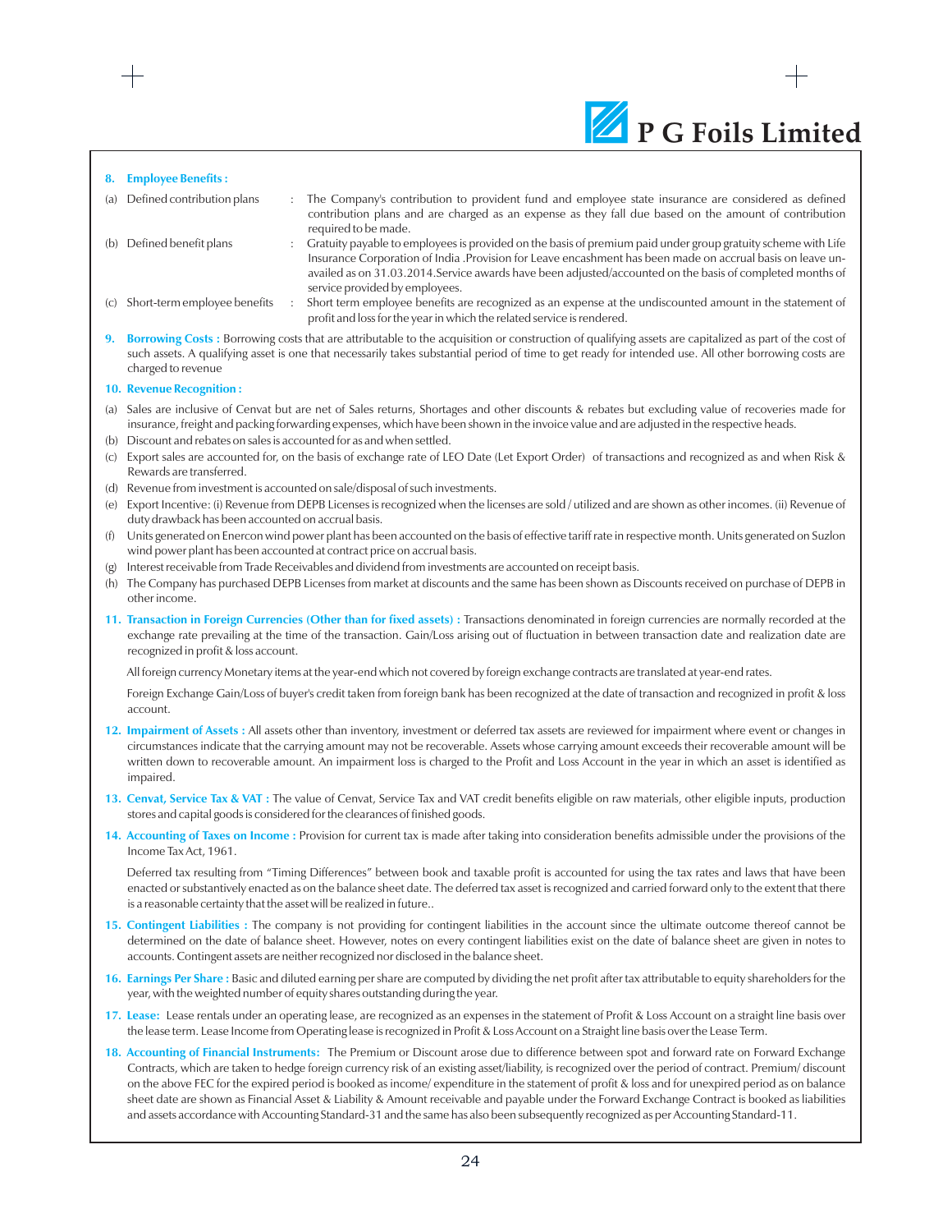**8. Employee Benefits :**

(a) Defined contribution plans : The Company's contribution to provident fund and employee state insurance are considered as defined contribution plans and are charged as an expense as they fall due based on the amount of contribution required to be made.

(b) Defined benefit plans : Gratuity payable to employees is provided on the basis of premium paid under group gratuity scheme with Life Insurance Corporation of India .Provision for Leave encashment has been made on accrual basis on leave un-availed as on 31.03.2014.Service awards have been adjusted/accounted on the basis of completed months of service provided by employees.

(c) Short-term employee benefits : Short term employee benefits are recognized as an expense at the undiscounted amount in the statement of profit and loss for the year in which the related service is rendered.

**9. Borrowing Costs :** Borrowing costs that are attributable to the acquisition or construction of qualifying assets are capitalized as part of the cost of such assets. A qualifying asset is one that necessarily takes substantial period of time to get ready for intended use. All other borrowing costs are charged to revenue

**10. Revenue Recognition :**

(a) Sales are inclusive of Cenvat but are net of Sales returns, Shortages and other discounts & rebates but excluding value of recoveries made for insurance, freight and packing forwarding expenses, which have been shown in the invoice value and are adjusted in the respective heads.

(b) Discount and rebates on sales is accounted for as and when settled.

(c) Export sales are accounted for, on the basis of exchange rate of LEO Date (Let Export Order) of transactions and recognized as and when Risk & Rewards are transferred.

(d) Revenue from investment is accounted on sale/disposal of such investments.

(e) Export Incentive: (i) Revenue from DEPB Licenses is recognized when the licenses are sold / utilized and are shown as other incomes. (ii) Revenue of duty drawback has been accounted on accrual basis.

(f) Units generated on Enercon wind power plant has been accounted on the basis of effective tariff rate in respective month. Units generated on Suzlon wind power plant has been accounted at contract price on accrual basis.

(g) Interest receivable from Trade Receivables and dividend from investments are accounted on receipt basis.

(h) The Company has purchased DEPB Licenses from market at discounts and the same has been shown as Discounts received on purchase of DEPB in other income.

**11. Transaction in Foreign Currencies (Other than for fixed assets) :** Transactions denominated in foreign currencies are normally recorded at the exchange rate prevailing at the time of the transaction. Gain/Loss arising out of fluctuation in between transaction date and realization date are recognized in profit & loss account.

All foreign currency Monetary items at the year-end which not covered by foreign exchange contracts are translated at year-end rates.

Foreign Exchange Gain/Loss of buyer's credit taken from foreign bank has been recognized at the date of transaction and recognized in profit & loss account.

**12. Impairment of Assets :** All assets other than inventory, investment or deferred tax assets are reviewed for impairment where event or changes in circumstances indicate that the carrying amount may not be recoverable. Assets whose carrying amount exceeds their recoverable amount will be written down to recoverable amount. An impairment loss is charged to the Profit and Loss Account in the year in which an asset is identified as impaired.

**13. Cenvat, Service Tax & VAT :** The value of Cenvat, Service Tax and VAT credit benefits eligible on raw materials, other eligible inputs, production stores and capital goods is considered for the clearances of finished goods.

**14. Accounting of Taxes on Income :** Provision for current tax is made after taking into consideration benefits admissible under the provisions of the Income Tax Act, 1961.

Deferred tax resulting from "Timing Differences" between book and taxable profit is accounted for using the tax rates and laws that have been enacted or substantively enacted as on the balance sheet date. The deferred tax asset is recognized and carried forward only to the extent that there is a reasonable certainty that the asset will be realized in future..

**15. Contingent Liabilities :** The company is not providing for contingent liabilities in the account since the ultimate outcome thereof cannot be determined on the date of balance sheet. However, notes on every contingent liabilities exist on the date of balance sheet are given in notes to accounts. Contingent assets are neither recognized nor disclosed in the balance sheet.

**16. Earnings Per Share :** Basic and diluted earning per share are computed by dividing the net profit after tax attributable to equity shareholders for the year, with the weighted number of equity shares outstanding during the year.

**17. Lease:** Lease rentals under an operating lease, are recognized as an expenses in the statement of Profit & Loss Account on a straight line basis over the lease term. Lease Income from Operating lease is recognized in Profit & Loss Account on a Straight line basis over the Lease Term.

**18. Accounting of Financial Instruments:** The Premium or Discount arose due to difference between spot and forward rate on Forward Exchange Contracts, which are taken to hedge foreign currency risk of an existing asset/liability, is recognized over the period of contract. Premium/ discount on the above FEC for the expired period is booked as income/ expenditure in the statement of profit & loss and for unexpired period as on balance sheet date are shown as Financial Asset & Liability & Amount receivable and payable under the Forward Exchange Contract is booked as liabilities and assets accordance with Accounting Standard-31 and the same has also been subsequently recognized as per Accounting Standard-11.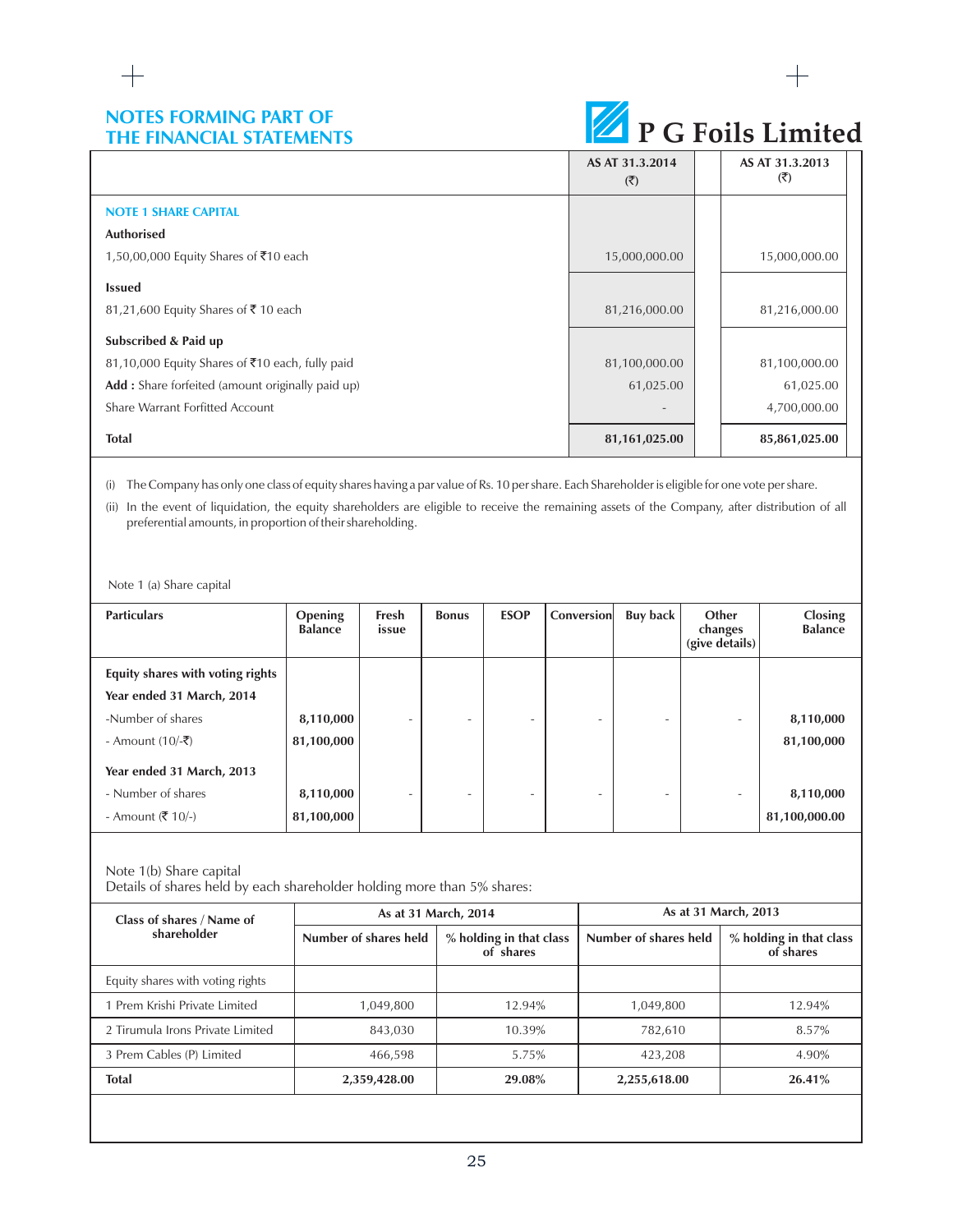## NOTES FORMING PART OF THE FINANCIAL STATEMENTS

**P G Foils Limited**

| | AS AT 31.3.2014 (₹) | AS AT 31.3.2013 (₹) |
|---|---|---|
| **NOTE 1 SHARE CAPITAL** | | |
| **Authorised** | | |
| 1,50,00,000 Equity Shares of ₹10 each | 15,000,000.00 | 15,000,000.00 |
| **Issued** | | |
| 81,21,600 Equity Shares of ₹ 10 each | 81,216,000.00 | 81,216,000.00 |
| **Subscribed & Paid up** | | |
| 81,10,000 Equity Shares of ₹10 each, fully paid | 81,100,000.00 | 81,100,000.00 |
| **Add :** Share forfeited (amount originally paid up) | 61,025.00 | 61,025.00 |
| Share Warrant Forfitted Account | - | 4,700,000.00 |
| **Total** | **81,161,025.00** | **85,861,025.00** |

(i) The Company has only one class of equity shares having a par value of Rs. 10 per share. Each Shareholder is eligible for one vote per share.

(ii) In the event of liquidation, the equity shareholders are eligible to receive the remaining assets of the Company, after distribution of all preferential amounts, in proportion of their shareholding.

Note 1 (a) Share capital

| Particulars | Opening Balance | Fresh issue | Bonus | ESOP | Conversion | Buy back | Other changes (give details) | Closing Balance |
|---|---|---|---|---|---|---|---|---|
| **Equity shares with voting rights** | | | | | | | | |
| **Year ended 31 March, 2014** | | | | | | | | |
| -Number of shares | **8,110,000** | - | - | - | - | - | - | **8,110,000** |
| - Amount (10/-₹) | **81,100,000** | | | | | | | **81,100,000** |
| **Year ended 31 March, 2013** | | | | | | | | |
| - Number of shares | **8,110,000** | - | - | - | - | - | - | **8,110,000** |
| - Amount (₹ 10/-) | **81,100,000** | | | | | | | **81,100,000.00** |

Note 1(b) Share capital
Details of shares held by each shareholder holding more than 5% shares:

| Class of shares / Name of shareholder | As at 31 March, 2014 | | As at 31 March, 2013 | |
|---|---|---|---|---|
| | Number of shares held | % holding in that class of shares | Number of shares held | % holding in that class of shares |
| Equity shares with voting rights | | | | |
| 1 Prem Krishi Private Limited | 1,049,800 | 12.94% | 1,049,800 | 12.94% |
| 2 Tirumula Irons Private Limited | 843,030 | 10.39% | 782,610 | 8.57% |
| 3 Prem Cables (P) Limited | 466,598 | 5.75% | 423,208 | 4.90% |
| **Total** | **2,359,428.00** | **29.08%** | **2,255,618.00** | **26.41%** |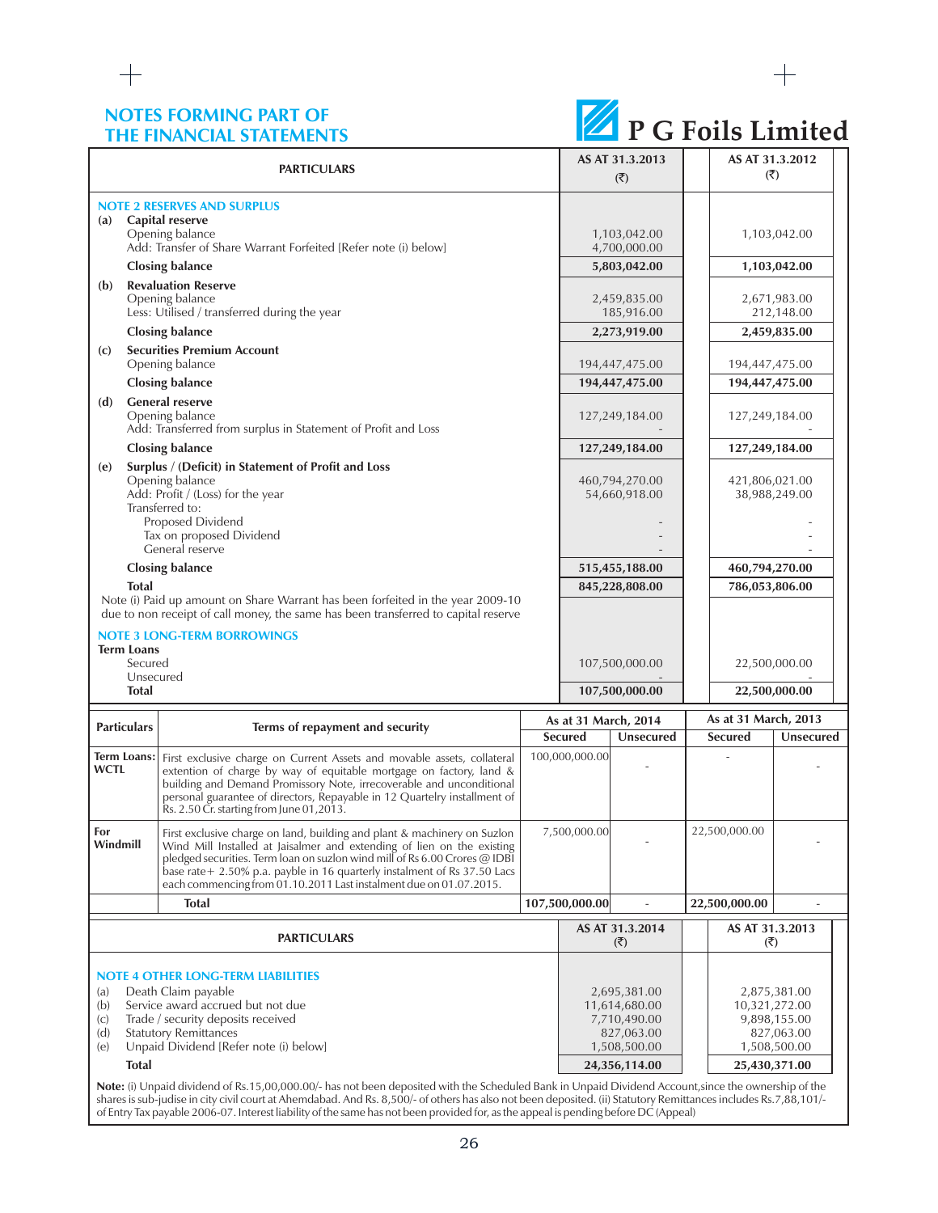## NOTES FORMING PART OF THE FINANCIAL STATEMENTS

**P G Foils Limited**

| PARTICULARS | AS AT 31.3.2013 (₹) | AS AT 31.3.2012 (₹) |
|---|---|---|
| **NOTE 2 RESERVES AND SURPLUS** | | |
| **(a) Capital reserve** | | |
| Opening balance | 1,103,042.00 | 1,103,042.00 |
| Add: Transfer of Share Warrant Forfeited [Refer note (i) below] | 4,700,000.00 | |
| **Closing balance** | **5,803,042.00** | **1,103,042.00** |
| **(b) Revaluation Reserve** | | |
| Opening balance | 2,459,835.00 | 2,671,983.00 |
| Less: Utilised / transferred during the year | 185,916.00 | 212,148.00 |
| **Closing balance** | **2,273,919.00** | **2,459,835.00** |
| **(c) Securities Premium Account** | | |
| Opening balance | 194,447,475.00 | 194,447,475.00 |
| **Closing balance** | **194,447,475.00** | **194,447,475.00** |
| **(d) General reserve** | | |
| Opening balance | 127,249,184.00 | 127,249,184.00 |
| Add: Transferred from surplus in Statement of Profit and Loss | - | - |
| **Closing balance** | **127,249,184.00** | **127,249,184.00** |
| **(e) Surplus / (Deficit) in Statement of Profit and Loss** | | |
| Opening balance | 460,794,270.00 | 421,806,021.00 |
| Add: Profit / (Loss) for the year | 54,660,918.00 | 38,988,249.00 |
| Transferred to: | | |
| Proposed Dividend | - | - |
| Tax on proposed Dividend | - | - |
| General reserve | - | - |
| **Closing balance** | **515,455,188.00** | **460,794,270.00** |
| **Total** | **845,228,808.00** | **786,053,806.00** |

Note (i) Paid up amount on Share Warrant has been forfeited in the year 2009-10 due to non receipt of call money, the same has been transferred to capital reserve

| PARTICULARS | AS AT 31.3.2013 (₹) | AS AT 31.3.2012 (₹) |
|---|---|---|
| **NOTE 3 LONG-TERM BORROWINGS** | | |
| **Term Loans** | | |
| Secured | 107,500,000.00 | 22,500,000.00 |
| Unsecured | - | - |
| **Total** | **107,500,000.00** | **22,500,000.00** |

| Particulars | Terms of repayment and security | As at 31 March, 2014 | | As at 31 March, 2013 | |
|---|---|---|---|---|---|
| | | Secured | Unsecured | Secured | Unsecured |
| **Term Loans: WCTL** | First exclusive charge on Current Assets and movable assets, collateral extention of charge by way of equitable mortgage on factory, land & building and Demand Promissory Note, irrecoverable and unconditional personal guarantee of directors, Repayable in 12 Quartelry installment of Rs. 2.50 Cr. starting from June 01,2013. | 100,000,000.00 | - | - | - |
| **For Windmill** | First exclusive charge on land, building and plant & machinery on Suzlon Wind Mill Installed at Jaisalmer and extending of lien on the existing pledged securities. Term loan on suzlon wind mill of Rs 6.00 Crores @ IDBI base rate+ 2.50% p.a. payble in 16 quarterly instalment of Rs 37.50 Lacs each commencing from 01.10.2011 Last instalment due on 01.07.2015. | 7,500,000.00 | - | 22,500,000.00 | - |
| | **Total** | **107,500,000.00** | - | **22,500,000.00** | - |

| PARTICULARS | AS AT 31.3.2014 (₹) | AS AT 31.3.2013 (₹) |
|---|---|---|
| **NOTE 4 OTHER LONG-TERM LIABILITIES** | | |
| (a) Death Claim payable | 2,695,381.00 | 2,875,381.00 |
| (b) Service award accrued but not due | 11,614,680.00 | 10,321,272.00 |
| (c) Trade / security deposits received | 7,710,490.00 | 9,898,155.00 |
| (d) Statutory Remittances | 827,063.00 | 827,063.00 |
| (e) Unpaid Dividend [Refer note (i) below] | 1,508,500.00 | 1,508,500.00 |
| **Total** | **24,356,114.00** | **25,430,371.00** |

**Note:** (i) Unpaid dividend of Rs.15,00,000.00/- has not been deposited with the Scheduled Bank in Unpaid Dividend Account,since the ownership of the shares is sub-judise in city civil court at Ahemdabad. And Rs. 8,500/- of others has also not been deposited. (ii) Statutory Remittances includes Rs.7,88,101/- of Entry Tax payable 2006-07. Interest liability of the same has not been provided for, as the appeal is pending before DC (Appeal)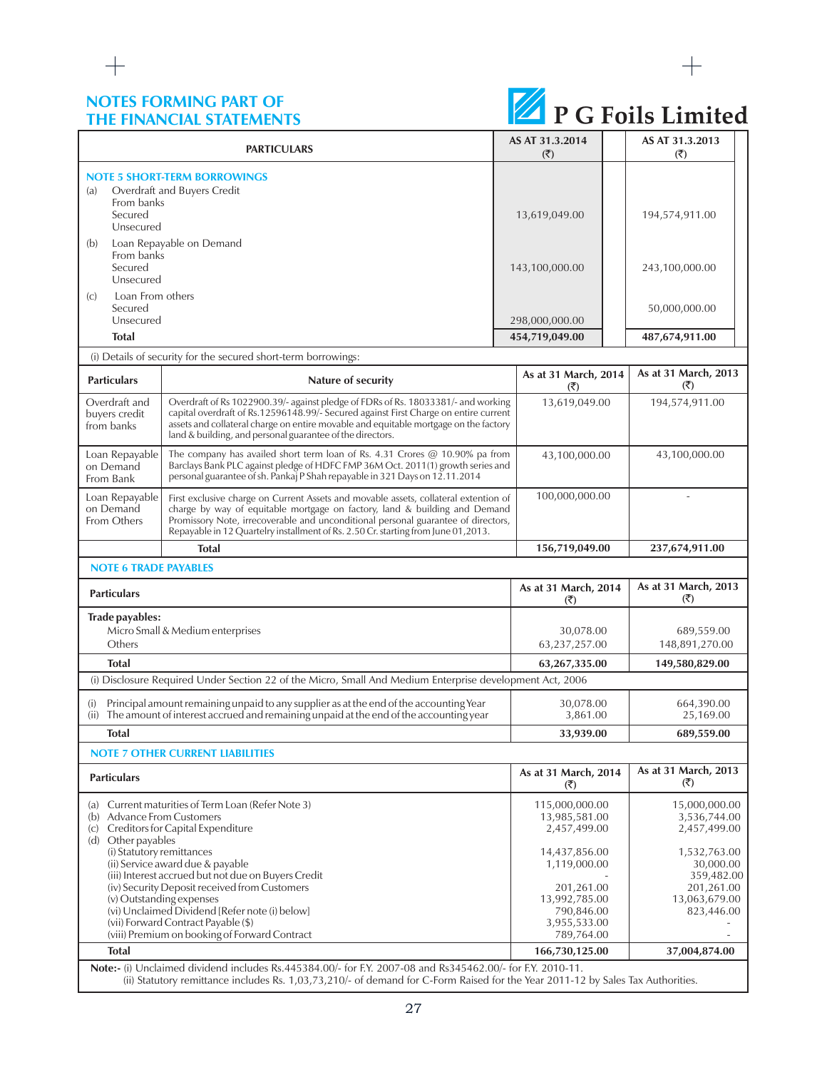## NOTES FORMING PART OF THE FINANCIAL STATEMENTS

**P G Foils Limited**

| PARTICULARS | AS AT 31.3.2014 (₹) | AS AT 31.3.2013 (₹) |
|---|---|---|
| **NOTE 5 SHORT-TERM BORROWINGS** | | |
| (a) Overdraft and Buyers Credit | | |
| From banks | | |
| Secured | 13,619,049.00 | 194,574,911.00 |
| Unsecured | | |
| (b) Loan Repayable on Demand | | |
| From banks | | |
| Secured | 143,100,000.00 | 243,100,000.00 |
| Unsecured | | |
| (c) Loan From others | | |
| Secured | | 50,000,000.00 |
| Unsecured | 298,000,000.00 | |
| **Total** | **454,719,049.00** | **487,674,911.00** |

(i) Details of security for the secured short-term borrowings:

| Particulars | Nature of security | As at 31 March, 2014 (₹) | As at 31 March, 2013 (₹) |
|---|---|---|---|
| Overdraft and buyers credit from banks | Overdraft of Rs 1022900.39/- against pledge of FDRs of Rs. 18033381/- and working capital overdraft of Rs.12596148.99/- Secured against First Charge on entire current assets and collateral charge on entire movable and equitable mortgage on the factory land & building, and personal guarantee of the directors. | 13,619,049.00 | 194,574,911.00 |
| Loan Repayable on Demand From Bank | The company has availed short term loan of Rs. 4.31 Crores @ 10.90% pa from Barclays Bank PLC against pledge of HDFC FMP 36M Oct. 2011(1) growth series and personal guarantee of sh. Pankaj P Shah repayable in 321 Days on 12.11.2014 | 43,100,000.00 | 43,100,000.00 |
| Loan Repayable on Demand From Others | First exclusive charge on Current Assets and movable assets, collateral extention of charge by way of equitable mortgage on factory, land & building and Demand Promissory Note, irrecoverable and unconditional personal guarantee of directors, Repayable in 12 Quartelry installment of Rs. 2.50 Cr. starting from June 01,2013. | 100,000,000.00 | - |
| | **Total** | **156,719,049.00** | **237,674,911.00** |

### NOTE 6 TRADE PAYABLES

| Particulars | As at 31 March, 2014 (₹) | As at 31 March, 2013 (₹) |
|---|---|---|
| **Trade payables:** | | |
| Micro Small & Medium enterprises | 30,078.00 | 689,559.00 |
| Others | 63,237,257.00 | 148,891,270.00 |
| **Total** | **63,267,335.00** | **149,580,829.00** |

(i) Disclosure Required Under Section 22 of the Micro, Small And Medium Enterprise development Act, 2006

| | | |
|---|---|---|
| (i) Principal amount remaining unpaid to any supplier as at the end of the accounting Year | 30,078.00 | 664,390.00 |
| (ii) The amount of interest accrued and remaining unpaid at the end of the accounting year | 3,861.00 | 25,169.00 |
| **Total** | **33,939.00** | **689,559.00** |

### NOTE 7 OTHER CURRENT LIABILITIES

| Particulars | As at 31 March, 2014 (₹) | As at 31 March, 2013 (₹) |
|---|---|---|
| (a) Current maturities of Term Loan (Refer Note 3) | 115,000,000.00 | 15,000,000.00 |
| (b) Advance From Customers | 13,985,581.00 | 3,536,744.00 |
| (c) Creditors for Capital Expenditure | 2,457,499.00 | 2,457,499.00 |
| (d) Other payables | | |
| (i) Statutory remittances | 14,437,856.00 | 1,532,763.00 |
| (ii) Service award due & payable | 1,119,000.00 | 30,000.00 |
| (iii) Interest accrued but not due on Buyers Credit | - | 359,482.00 |
| (iv) Security Deposit received from Customers | 201,261.00 | 201,261.00 |
| (v) Outstanding expenses | 13,992,785.00 | 13,063,679.00 |
| (vi) Unclaimed Dividend [Refer note (i) below] | 790,846.00 | 823,446.00 |
| (vii) Forward Contract Payable ($) | 3,955,533.00 | - |
| (viii) Premium on booking of Forward Contract | 789,764.00 | - |
| **Total** | **166,730,125.00** | **37,004,874.00** |

**Note:-** (i) Unclaimed dividend includes Rs.445384.00/- for F.Y. 2007-08 and Rs345462.00/- for F.Y. 2010-11.
(ii) Statutory remittance includes Rs. 1,03,73,210/- of demand for C-Form Raised for the Year 2011-12 by Sales Tax Authorities.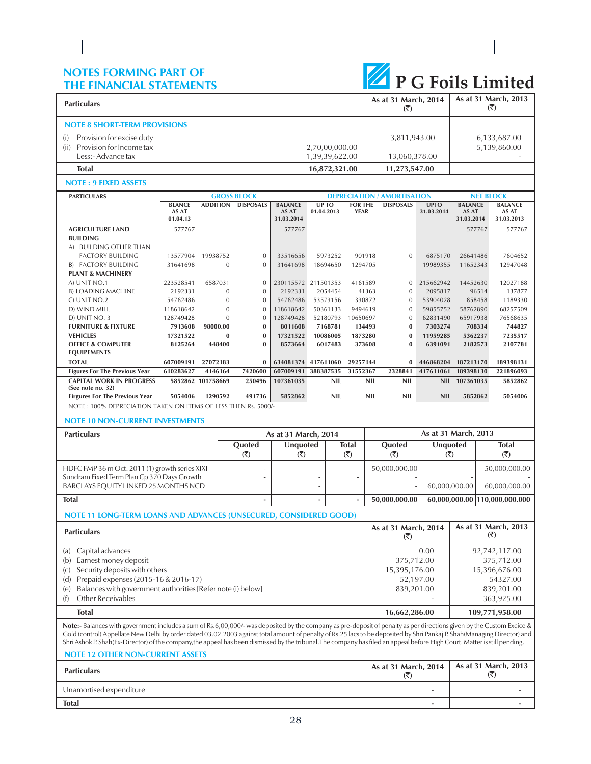# NOTES FORMING PART OF THE FINANCIAL STATEMENTS

**P G Foils Limited**

| Particulars | | As at 31 March, 2014 (₹) | As at 31 March, 2013 (₹) |
|---|---|---|---|
| **NOTE 8 SHORT-TERM PROVISIONS** | | | |
| (i) Provision for excise duty | | 3,811,943.00 | 6,133,687.00 |
| (ii) Provision for Income tax | 2,70,00,000.00 | | 5,139,860.00 |
| Less:- Advance tax | 1,39,39,622.00 | 13,060,378.00 | - |
| **Total** | **16,872,321.00** | **11,273,547.00** | |

## NOTE : 9 FIXED ASSETS

| PARTICULARS | GROSS BLOCK | | | | DEPRECIATION / AMORTISATION | | | | NET BLOCK | |
|---|---|---|---|---|---|---|---|---|---|---|
| | BLANCE AS AT 01.04.13 | ADDITION | DISPOSALS | BALANCE AS AT 31.03.2014 | UP TO 01.04.2013 | FOR THE YEAR | DISPOSALS | UPTO 31.03.2014 | BALANCE AS AT 31.03.2014 | BALANCE AS AT 31.03.2013 |
| **AGRICULTURE LAND** | 577767 | | | 577767 | | | | | 577767 | 577767 |
| **BUILDING** | | | | | | | | | | |
| A) BUILDING OTHER THAN FACTORY BUILDING | 13577904 | 19938752 | 0 | 33516656 | 5973252 | 901918 | 0 | 6875170 | 26641486 | 7604652 |
| B) FACTORY BUILDING | 31641698 | 0 | 0 | 31641698 | 18694650 | 1294705 | | 19989355 | 11652343 | 12947048 |
| **PLANT & MACHINERY** | | | | | | | | | | |
| A) UNIT NO.1 | 223528541 | 6587031 | 0 | 230115572 | 211501353 | 4161589 | 0 | 215662942 | 14452630 | 12027188 |
| B) LOADING MACHINE | 2192331 | 0 | 0 | 2192331 | 2054454 | 41363 | 0 | 2095817 | 96514 | 137877 |
| C) UNIT NO.2 | 54762486 | 0 | 0 | 54762486 | 53573156 | 330872 | 0 | 53904028 | 858458 | 1189330 |
| D) WIND MILL | 118618642 | 0 | 0 | 118618642 | 50361133 | 9494619 | 0 | 59855752 | 58762890 | 68257509 |
| D) UNIT NO. 3 | 128749428 | 0 | 0 | 128749428 | 52180793 | 10650697 | 0 | 62831490 | 65917938 | 76568635 |
| **FURNITURE & FIXTURE** | **7913608** | **98000.00** | **0** | **8011608** | **7168781** | **134493** | **0** | **7303274** | **708334** | **744827** |
| **VEHICLES** | **17321522** | **0** | **0** | **17321522** | **10086005** | **1873280** | **0** | **11959285** | **5362237** | **7235517** |
| **OFFICE & COMPUTER EQUIPEMENTS** | **8125264** | **448400** | **0** | **8573664** | **6017483** | **373608** | **0** | **6391091** | **2182573** | **2107781** |
| **TOTAL** | **607009191** | **27072183** | **0** | **634081374** | **417611060** | **29257144** | **0** | **446868204** | **187213170** | **189398131** |
| **Figures For The Previous Year** | **610283627** | **4146164** | **7420600** | **607009191** | **388387535** | **31552367** | **2328841** | **417611061** | **189398130** | **221896093** |
| **CAPITAL WORK IN PROGRESS (See note no. 32)** | **5852862** | **101758669** | **250496** | **107361035** | **NIL** | **NIL** | **NIL** | **NIL** | **107361035** | **5852862** |
| **Firgures For The Previous Year** | **5054006** | **1290592** | **491736** | **5852862** | **NIL** | **NIL** | **NIL** | **NIL** | **5852862** | **5054006** |

NOTE : 100% DEPRECIATION TAKEN ON ITEMS OF LESS THEN Rs. 5000/-

## NOTE 10 NON-CURRENT INVESTMENTS

| Particulars | As at 31 March, 2014 | | | As at 31 March, 2013 | | |
|---|---|---|---|---|---|---|
| | Quoted (₹) | Unquoted (₹) | Total (₹) | Quoted (₹) | Unquoted (₹) | Total (₹) |
| HDFC FMP 36 m Oct. 2011 (1) growth series XIXI | - | | | 50,000,000.00 | - | 50,000,000.00 |
| Sundram Fixed Term Plan Cp 370 Days Growth | - | - | - | - | - | - |
| BARCLAYS EQUITY LINKED 25 MONTHS NCD | | - | | - | 60,000,000.00 | 60,000,000.00 |
| **Total** | **-** | **-** | **-** | **50,000,000.00** | **60,000,000.00** | **110,000,000.000** |

## NOTE 11 LONG-TERM LOANS AND ADVANCES (UNSECURED, CONSIDERED GOOD)

| Particulars | As at 31 March, 2014 (₹) | As at 31 March, 2013 (₹) |
|---|---|---|
| (a) Capital advances | 0.00 | 92,742,117.00 |
| (b) Earnest money deposit | 375,712.00 | 375,712.00 |
| (c) Security deposits with others | 15,395,176.00 | 15,396,676.00 |
| (d) Prepaid expenses (2015-16 & 2016-17) | 52,197.00 | 54327.00 |
| (e) Balances with government authorities [Refer note (i) below] | 839,201.00 | 839,201.00 |
| (f) Other Receivables | - | 363,925.00 |
| **Total** | **16,662,286.00** | **109,771,958.00** |

**Note:-** Balances with government includes a sum of Rs.6,00,000/- was deposited by the company as pre-deposit of penalty as per directions given by the Custom Excice & Gold (control) Appellate New Delhi by order dated 03.02.2003 against total amount of penalty of Rs.25 lacs to be deposited by Shri Pankaj P. Shah(Managing Director) and Shri Ashok P. Shah(Ex-Director) of the company,the appeal has been dismissed by the tribunal.The company has filed an appeal before High Court. Matter is still pending.

## NOTE 12 OTHER NON-CURRENT ASSETS

| Particulars | As at 31 March, 2014 (₹) | As at 31 March, 2013 (₹) |
|---|---|---|
| Unamortised expenditure | - | - |
| **Total** | **-** | **-** |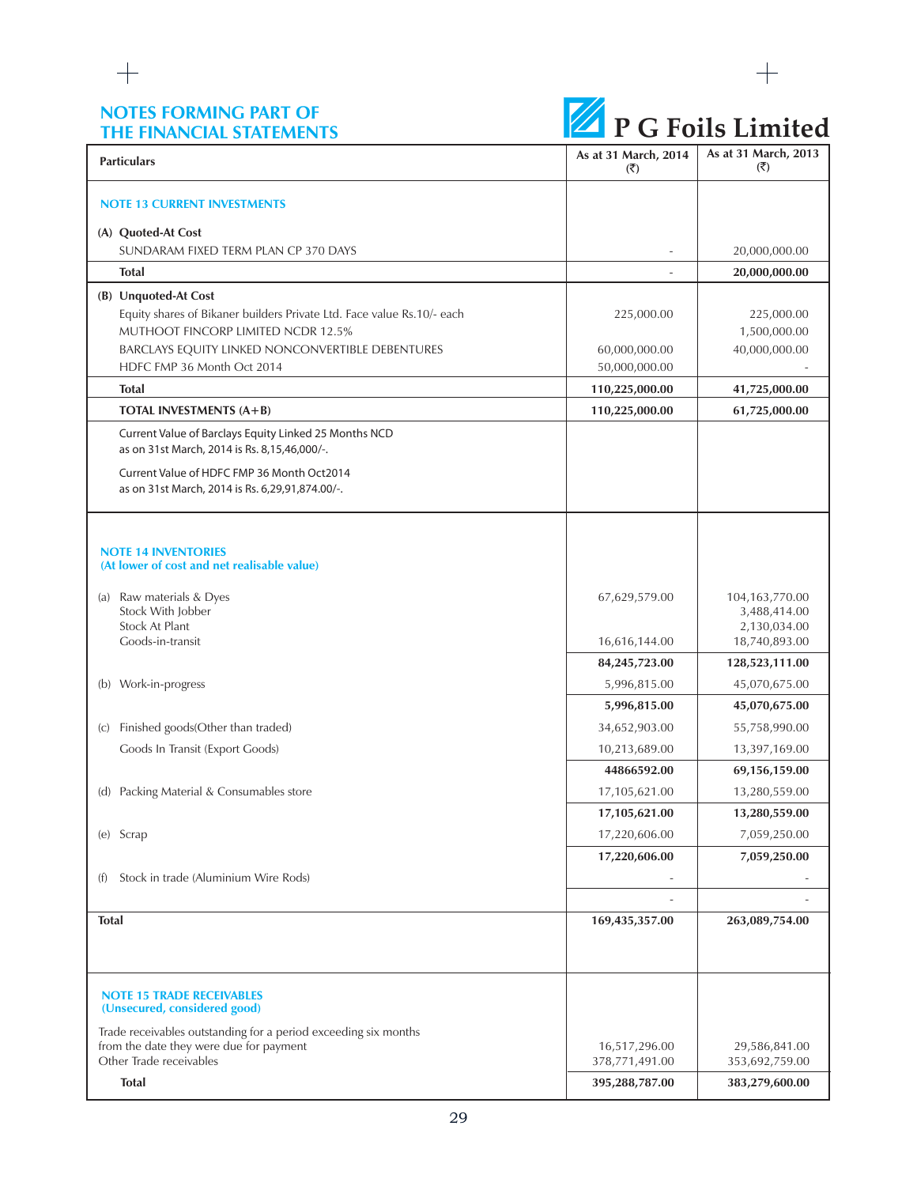# NOTES FORMING PART OF THE FINANCIAL STATEMENTS

**P G Foils Limited**

| Particulars | As at 31 March, 2014 (₹) | As at 31 March, 2013 (₹) |
|---|---|---|
| **NOTE 13 CURRENT INVESTMENTS** | | |
| **(A) Quoted-At Cost** | | |
| SUNDARAM FIXED TERM PLAN CP 370 DAYS | - | 20,000,000.00 |
| **Total** | - | **20,000,000.00** |
| **(B) Unquoted-At Cost** | | |
| Equity shares of Bikaner builders Private Ltd. Face value Rs.10/- each | 225,000.00 | 225,000.00 |
| MUTHOOT FINCORP LIMITED NCDR 12.5% | | 1,500,000.00 |
| BARCLAYS EQUITY LINKED NONCONVERTIBLE DEBENTURES | 60,000,000.00 | 40,000,000.00 |
| HDFC FMP 36 Month Oct 2014 | 50,000,000.00 | - |
| **Total** | **110,225,000.00** | **41,725,000.00** |
| **TOTAL INVESTMENTS (A+B)** | **110,225,000.00** | **61,725,000.00** |
| Current Value of Barclays Equity Linked 25 Months NCD as on 31st March, 2014 is Rs. 8,15,46,000/-. | | |
| Current Value of HDFC FMP 36 Month Oct2014 as on 31st March, 2014 is Rs. 6,29,91,874.00/-. | | |
| **NOTE 14 INVENTORIES (At lower of cost and net realisable value)** | | |
| (a) Raw materials & Dyes | 67,629,579.00 | 104,163,770.00 |
| Stock With Jobber | | 3,488,414.00 |
| Stock At Plant | | 2,130,034.00 |
| Goods-in-transit | 16,616,144.00 | 18,740,893.00 |
| | **84,245,723.00** | **128,523,111.00** |
| (b) Work-in-progress | 5,996,815.00 | 45,070,675.00 |
| | **5,996,815.00** | **45,070,675.00** |
| (c) Finished goods(Other than traded) | 34,652,903.00 | 55,758,990.00 |
| Goods In Transit (Export Goods) | 10,213,689.00 | 13,397,169.00 |
| | **44866592.00** | **69,156,159.00** |
| (d) Packing Material & Consumables store | 17,105,621.00 | 13,280,559.00 |
| | **17,105,621.00** | **13,280,559.00** |
| (e) Scrap | 17,220,606.00 | 7,059,250.00 |
| | **17,220,606.00** | **7,059,250.00** |
| (f) Stock in trade (Aluminium Wire Rods) | - | - |
| | - | - |
| **Total** | **169,435,357.00** | **263,089,754.00** |
| **NOTE 15 TRADE RECEIVABLES (Unsecured, considered good)** | | |
| Trade receivables outstanding for a period exceeding six months from the date they were due for payment | 16,517,296.00 | 29,586,841.00 |
| Other Trade receivables | 378,771,491.00 | 353,692,759.00 |
| **Total** | **395,288,787.00** | **383,279,600.00** |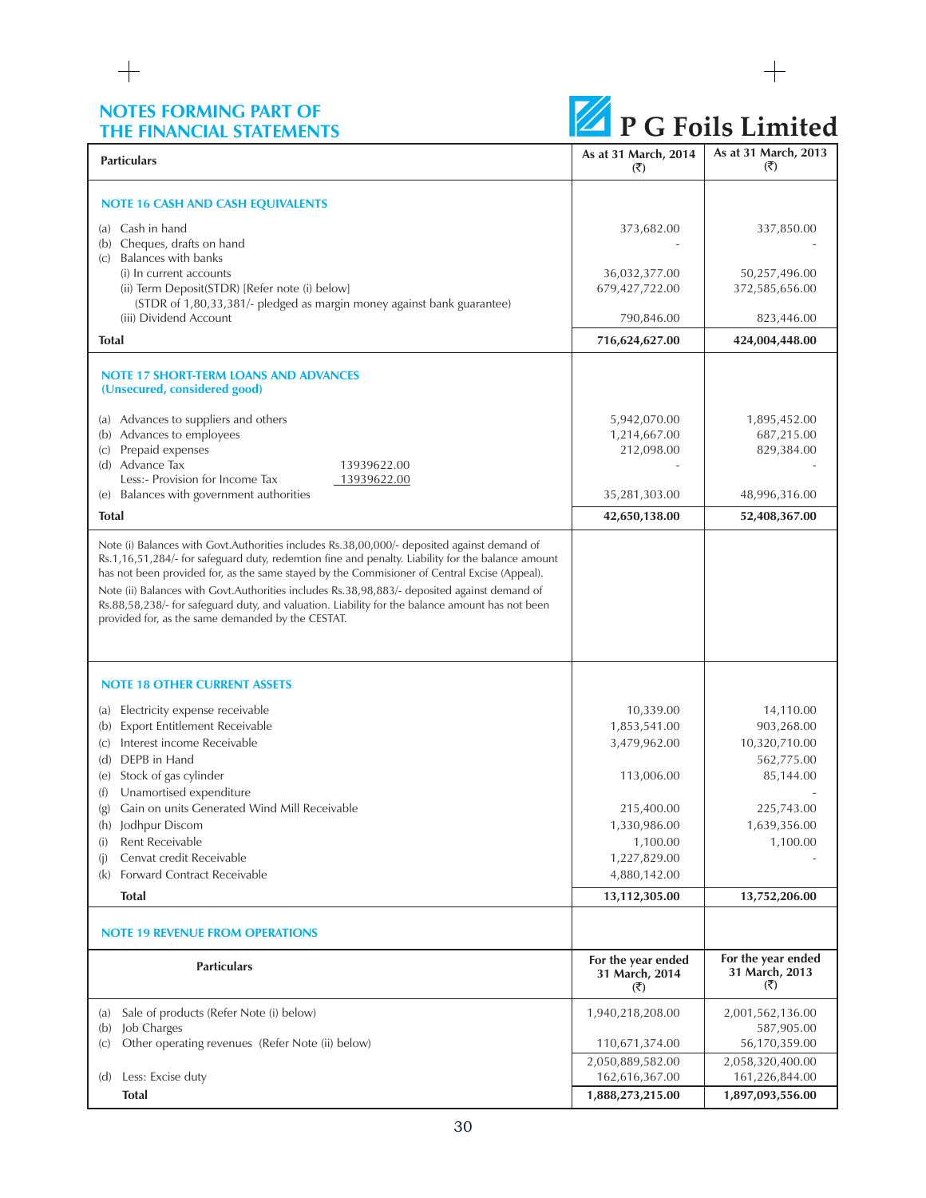# NOTES FORMING PART OF THE FINANCIAL STATEMENTS

## P G Foils Limited

| Particulars | As at 31 March, 2014 (₹) | As at 31 March, 2013 (₹) |
|---|---|---|
| **NOTE 16 CASH AND CASH EQUIVALENTS** | | |
| (a) Cash in hand | 373,682.00 | 337,850.00 |
| (b) Cheques, drafts on hand | - | - |
| (c) Balances with banks | | |
| (i) In current accounts | 36,032,377.00 | 50,257,496.00 |
| (ii) Term Deposit(STDR) [Refer note (i) below] | 679,427,722.00 | 372,585,656.00 |
| (STDR of 1,80,33,381/- pledged as margin money against bank guarantee) | | |
| (iii) Dividend Account | 790,846.00 | 823,446.00 |
| **Total** | **716,624,627.00** | **424,004,448.00** |
| **NOTE 17 SHORT-TERM LOANS AND ADVANCES (Unsecured, considered good)** | | |
| (a) Advances to suppliers and others | 5,942,070.00 | 1,895,452.00 |
| (b) Advances to employees | 1,214,667.00 | 687,215.00 |
| (c) Prepaid expenses | 212,098.00 | 829,384.00 |
| (d) Advance Tax 13939622.00 | - | - |
| Less:- Provision for Income Tax 13939622.00 | | |
| (e) Balances with government authorities | 35,281,303.00 | 48,996,316.00 |
| **Total** | **42,650,138.00** | **52,408,367.00** |
| Note (i) Balances with Govt.Authorities includes Rs.38,00,000/- deposited against demand of Rs.1,16,51,284/- for safeguard duty, redemtion fine and penalty. Liability for the balance amount has not been provided for, as the same stayed by the Commisioner of Central Excise (Appeal). | | |
| Note (ii) Balances with Govt.Authorities includes Rs.38,98,883/- deposited against demand of Rs.88,58,238/- for safeguard duty, and valuation. Liability for the balance amount has not been provided for, as the same demanded by the CESTAT. | | |
| **NOTE 18 OTHER CURRENT ASSETS** | | |
| (a) Electricity expense receivable | 10,339.00 | 14,110.00 |
| (b) Export Entitlement Receivable | 1,853,541.00 | 903,268.00 |
| (c) Interest income Receivable | 3,479,962.00 | 10,320,710.00 |
| (d) DEPB in Hand | | 562,775.00 |
| (e) Stock of gas cylinder | 113,006.00 | 85,144.00 |
| (f) Unamortised expenditure | | - |
| (g) Gain on units Generated Wind Mill Receivable | 215,400.00 | 225,743.00 |
| (h) Jodhpur Discom | 1,330,986.00 | 1,639,356.00 |
| (i) Rent Receivable | 1,100.00 | 1,100.00 |
| (j) Cenvat credit Receivable | 1,227,829.00 | - |
| (k) Forward Contract Receivable | 4,880,142.00 | |
| **Total** | **13,112,305.00** | **13,752,206.00** |

**NOTE 19 REVENUE FROM OPERATIONS**

| Particulars | For the year ended 31 March, 2014 (₹) | For the year ended 31 March, 2013 (₹) |
|---|---|---|
| (a) Sale of products (Refer Note (i) below) | 1,940,218,208.00 | 2,001,562,136.00 |
| (b) Job Charges | | 587,905.00 |
| (c) Other operating revenues (Refer Note (ii) below) | 110,671,374.00 | 56,170,359.00 |
| | 2,050,889,582.00 | 2,058,320,400.00 |
| (d) Less: Excise duty | 162,616,367.00 | 161,226,844.00 |
| **Total** | **1,888,273,215.00** | **1,897,093,556.00** |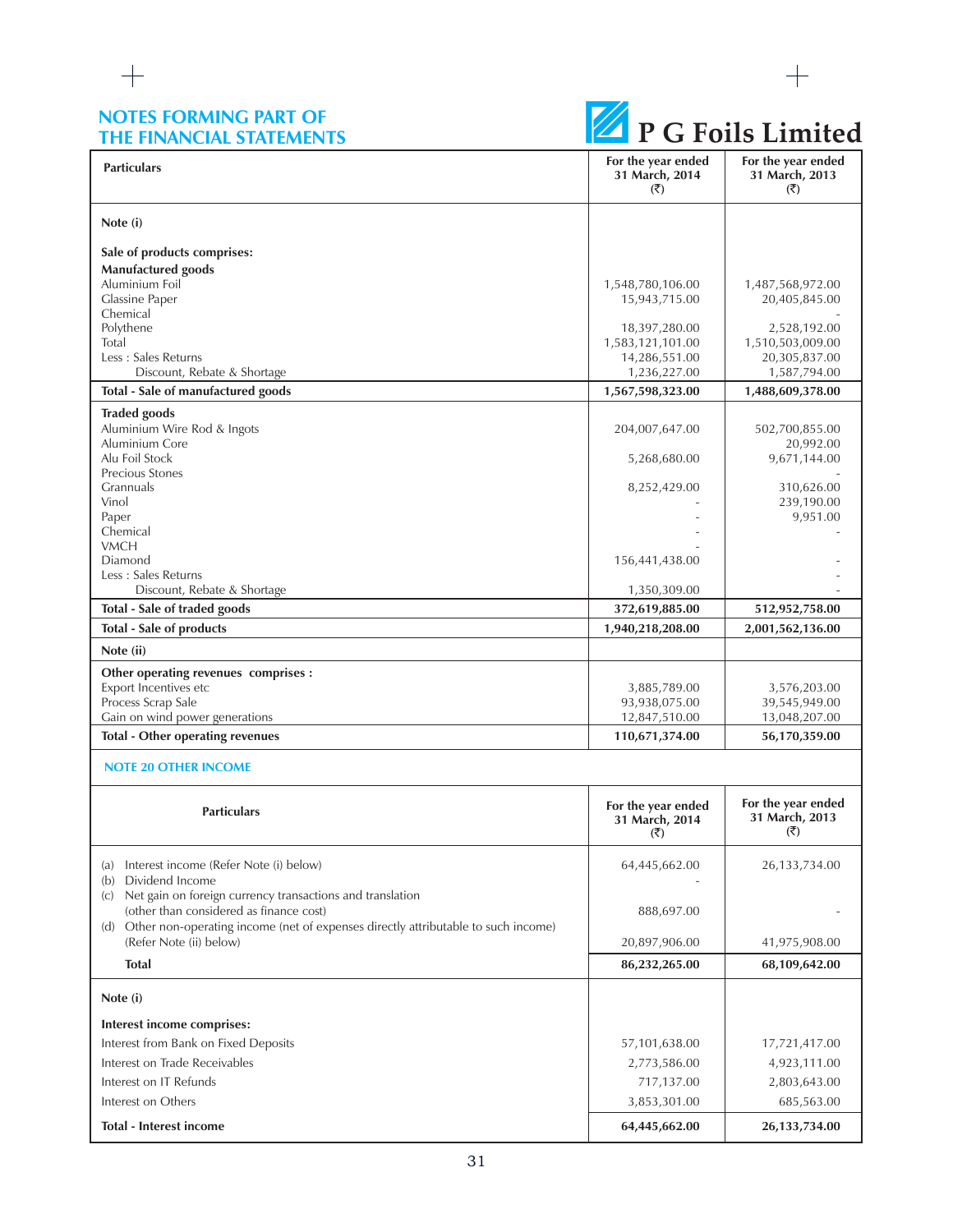## NOTES FORMING PART OF THE FINANCIAL STATEMENTS

**P G Foils Limited**

| Particulars | For the year ended 31 March, 2014 (₹) | For the year ended 31 March, 2013 (₹) |
|---|---|---|
| **Note (i)** | | |
| **Sale of products comprises:** | | |
| **Manufactured goods** | | |
| Aluminium Foil | 1,548,780,106.00 | 1,487,568,972.00 |
| Glassine Paper | 15,943,715.00 | 20,405,845.00 |
| Chemical | | - |
| Polythene | 18,397,280.00 | 2,528,192.00 |
| Total | 1,583,121,101.00 | 1,510,503,009.00 |
| Less : Sales Returns | 14,286,551.00 | 20,305,837.00 |
| Discount, Rebate & Shortage | 1,236,227.00 | 1,587,794.00 |
| **Total - Sale of manufactured goods** | **1,567,598,323.00** | **1,488,609,378.00** |
| **Traded goods** | | |
| Aluminium Wire Rod & Ingots | 204,007,647.00 | 502,700,855.00 |
| Aluminium Core | | 20,992.00 |
| Alu Foil Stock | 5,268,680.00 | 9,671,144.00 |
| Precious Stones | | - |
| Grannuals | 8,252,429.00 | 310,626.00 |
| Vinol | - | 239,190.00 |
| Paper | - | 9,951.00 |
| Chemical | - | - |
| VMCH | - | |
| Diamond | 156,441,438.00 | - |
| Less : Sales Returns | | - |
| Discount, Rebate & Shortage | 1,350,309.00 | - |
| **Total - Sale of traded goods** | **372,619,885.00** | **512,952,758.00** |
| **Total - Sale of products** | **1,940,218,208.00** | **2,001,562,136.00** |
| **Note (ii)** | | |
| **Other operating revenues comprises :** | | |
| Export Incentives etc | 3,885,789.00 | 3,576,203.00 |
| Process Scrap Sale | 93,938,075.00 | 39,545,949.00 |
| Gain on wind power generations | 12,847,510.00 | 13,048,207.00 |
| **Total - Other operating revenues** | **110,671,374.00** | **56,170,359.00** |

### NOTE 20 OTHER INCOME

| Particulars | For the year ended 31 March, 2014 (₹) | For the year ended 31 March, 2013 (₹) |
|---|---|---|
| (a) Interest income (Refer Note (i) below) | 64,445,662.00 | 26,133,734.00 |
| (b) Dividend Income | - | |
| (c) Net gain on foreign currency transactions and translation (other than considered as finance cost) | 888,697.00 | - |
| (d) Other non-operating income (net of expenses directly attributable to such income) (Refer Note (ii) below) | 20,897,906.00 | 41,975,908.00 |
| **Total** | **86,232,265.00** | **68,109,642.00** |
| **Note (i)** | | |
| **Interest income comprises:** | | |
| Interest from Bank on Fixed Deposits | 57,101,638.00 | 17,721,417.00 |
| Interest on Trade Receivables | 2,773,586.00 | 4,923,111.00 |
| Interest on IT Refunds | 717,137.00 | 2,803,643.00 |
| Interest on Others | 3,853,301.00 | 685,563.00 |
| **Total - Interest income** | **64,445,662.00** | **26,133,734.00** |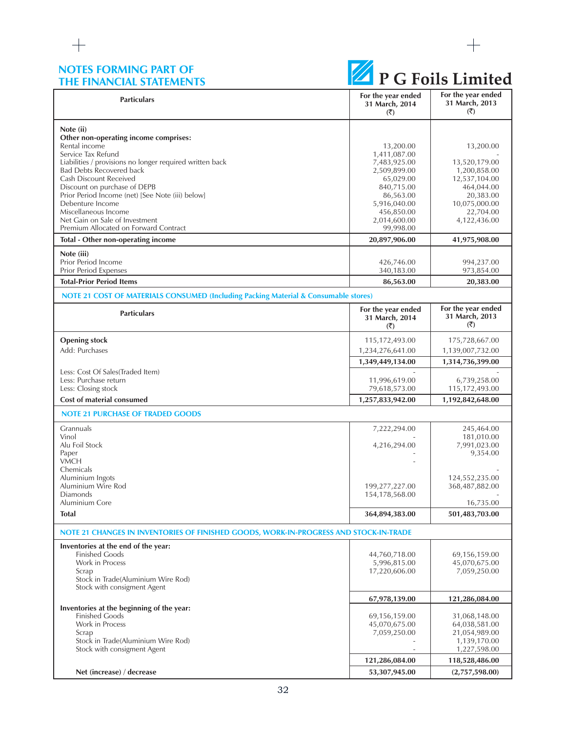## NOTES FORMING PART OF THE FINANCIAL STATEMENTS

**P G Foils Limited**

| Particulars | For the year ended 31 March, 2014 (₹) | For the year ended 31 March, 2013 (₹) |
|---|---|---|
| **Note (ii)** | | |
| **Other non-operating income comprises:** | | |
| Rental income | 13,200.00 | 13,200.00 |
| Service Tax Refund | 1,411,087.00 | - |
| Liabilities / provisions no longer required written back | 7,483,925.00 | 13,520,179.00 |
| Bad Debts Recovered back | 2,509,899.00 | 1,200,858.00 |
| Cash Discount Received | 65,029.00 | 12,537,104.00 |
| Discount on purchase of DEPB | 840,715.00 | 464,044.00 |
| Prior Period Income (net) [See Note (iii) below] | 86,563.00 | 20,383.00 |
| Debenture Income | 5,916,040.00 | 10,075,000.00 |
| Miscellaneous Income | 456,850.00 | 22,704.00 |
| Net Gain on Sale of Investment | 2,014,600.00 | 4,122,436.00 |
| Premium Allocated on Forward Contract | 99,998.00 | |
| **Total - Other non-operating income** | **20,897,906.00** | **41,975,908.00** |
| **Note (iii)** | | |
| Prior Period Income | 426,746.00 | 994,237.00 |
| Prior Period Expenses | 340,183.00 | 973,854.00 |
| **Total-Prior Period Items** | **86,563.00** | **20,383.00** |

### NOTE 21 COST OF MATERIALS CONSUMED (Including Packing Material & Consumable stores)

| Particulars | For the year ended 31 March, 2014 (₹) | For the year ended 31 March, 2013 (₹) |
|---|---|---|
| **Opening stock** | 115,172,493.00 | 175,728,667.00 |
| Add: Purchases | 1,234,276,641.00 | 1,139,007,732.00 |
| | **1,349,449,134.00** | **1,314,736,399.00** |
| Less: Cost Of Sales(Traded Item) | - | - |
| Less: Purchase return | 11,996,619.00 | 6,739,258.00 |
| Less: Closing stock | 79,618,573.00 | 115,172,493.00 |
| **Cost of material consumed** | **1,257,833,942.00** | **1,192,842,648.00** |

### NOTE 21 PURCHASE OF TRADED GOODS

| Particulars | For the year ended 31 March, 2014 (₹) | For the year ended 31 March, 2013 (₹) |
|---|---|---|
| Grannuals | 7,222,294.00 | 245,464.00 |
| Vinol | - | 181,010.00 |
| Alu Foil Stock | 4,216,294.00 | 7,991,023.00 |
| Paper | - | 9,354.00 |
| VMCH | - | |
| Chemicals | | - |
| Aluminium Ingots | | 124,552,235.00 |
| Aluminium Wire Rod | 199,277,227.00 | 368,487,882.00 |
| Diamonds | 154,178,568.00 | - |
| Aluminium Core | | 16,735.00 |
| **Total** | **364,894,383.00** | **501,483,703.00** |

### NOTE 21 CHANGES IN INVENTORIES OF FINISHED GOODS, WORK-IN-PROGRESS AND STOCK-IN-TRADE

| Particulars | For the year ended 31 March, 2014 (₹) | For the year ended 31 March, 2013 (₹) |
|---|---|---|
| **Inventories at the end of the year:** | | |
| Finished Goods | 44,760,718.00 | 69,156,159.00 |
| Work in Process | 5,996,815.00 | 45,070,675.00 |
| Scrap | 17,220,606.00 | 7,059,250.00 |
| Stock in Trade(Aluminium Wire Rod) | | |
| Stock with consignment Agent | | |
| | **67,978,139.00** | **121,286,084.00** |
| **Inventories at the beginning of the year:** | | |
| Finished Goods | 69,156,159.00 | 31,068,148.00 |
| Work in Process | 45,070,675.00 | 64,038,581.00 |
| Scrap | 7,059,250.00 | 21,054,989.00 |
| Stock in Trade(Aluminium Wire Rod) | - | 1,139,170.00 |
| Stock with consignment Agent | - | 1,227,598.00 |
| | **121,286,084.00** | **118,528,486.00** |
| **Net (increase) / decrease** | **53,307,945.00** | **(2,757,598.00)** |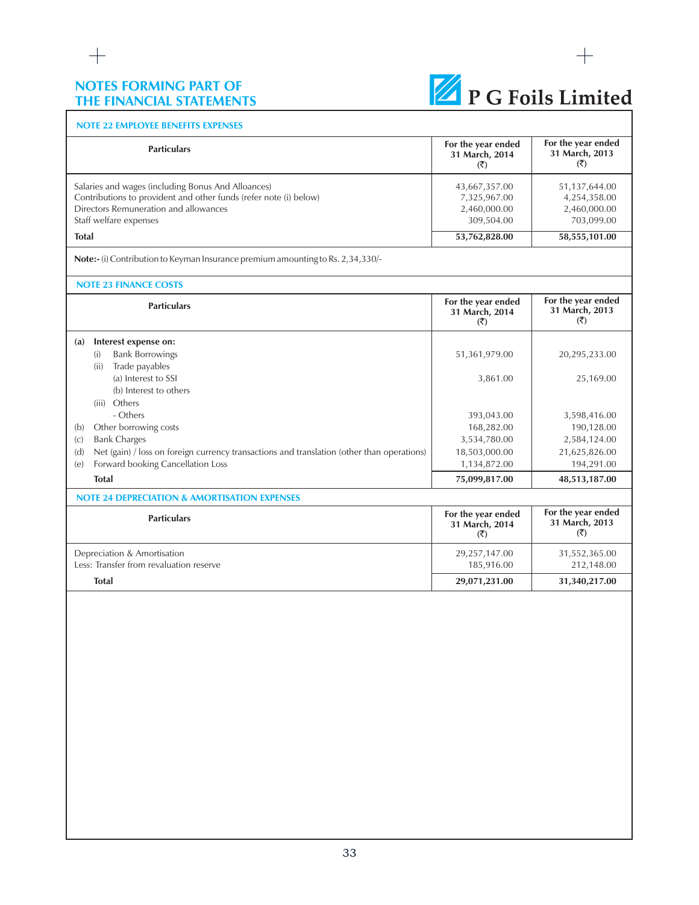# NOTES FORMING PART OF THE FINANCIAL STATEMENTS

**P G Foils Limited**

## NOTE 22 EMPLOYEE BENEFITS EXPENSES

| Particulars | For the year ended 31 March, 2014 (₹) | For the year ended 31 March, 2013 (₹) |
|---|---|---|
| Salaries and wages (including Bonus And Alloances) | 43,667,357.00 | 51,137,644.00 |
| Contributions to provident and other funds (refer note (i) below) | 7,325,967.00 | 4,254,358.00 |
| Directors Remuneration and allowances | 2,460,000.00 | 2,460,000.00 |
| Staff welfare expenses | 309,504.00 | 703,099.00 |
| **Total** | **53,762,828.00** | **58,555,101.00** |

**Note:-** (i) Contribution to Keyman Insurance premium amounting to Rs. 2,34,330/-

## NOTE 23 FINANCE COSTS

| Particulars | For the year ended 31 March, 2014 (₹) | For the year ended 31 March, 2013 (₹) |
|---|---|---|
| **(a) Interest expense on:** | | |
| (i) Bank Borrowings | 51,361,979.00 | 20,295,233.00 |
| (ii) Trade payables | | |
| (a) Interest to SSI | 3,861.00 | 25,169.00 |
| (b) Interest to others | | |
| (iii) Others | | |
| - Others | 393,043.00 | 3,598,416.00 |
| (b) Other borrowing costs | 168,282.00 | 190,128.00 |
| (c) Bank Charges | 3,534,780.00 | 2,584,124.00 |
| (d) Net (gain) / loss on foreign currency transactions and translation (other than operations) | 18,503,000.00 | 21,625,826.00 |
| (e) Forward booking Cancellation Loss | 1,134,872.00 | 194,291.00 |
| **Total** | **75,099,817.00** | **48,513,187.00** |

## NOTE 24 DEPRECIATION & AMORTISATION EXPENSES

| Particulars | For the year ended 31 March, 2014 (₹) | For the year ended 31 March, 2013 (₹) |
|---|---|---|
| Depreciation & Amortisation | 29,257,147.00 | 31,552,365.00 |
| Less: Transfer from revaluation reserve | 185,916.00 | 212,148.00 |
| **Total** | **29,071,231.00** | **31,340,217.00** |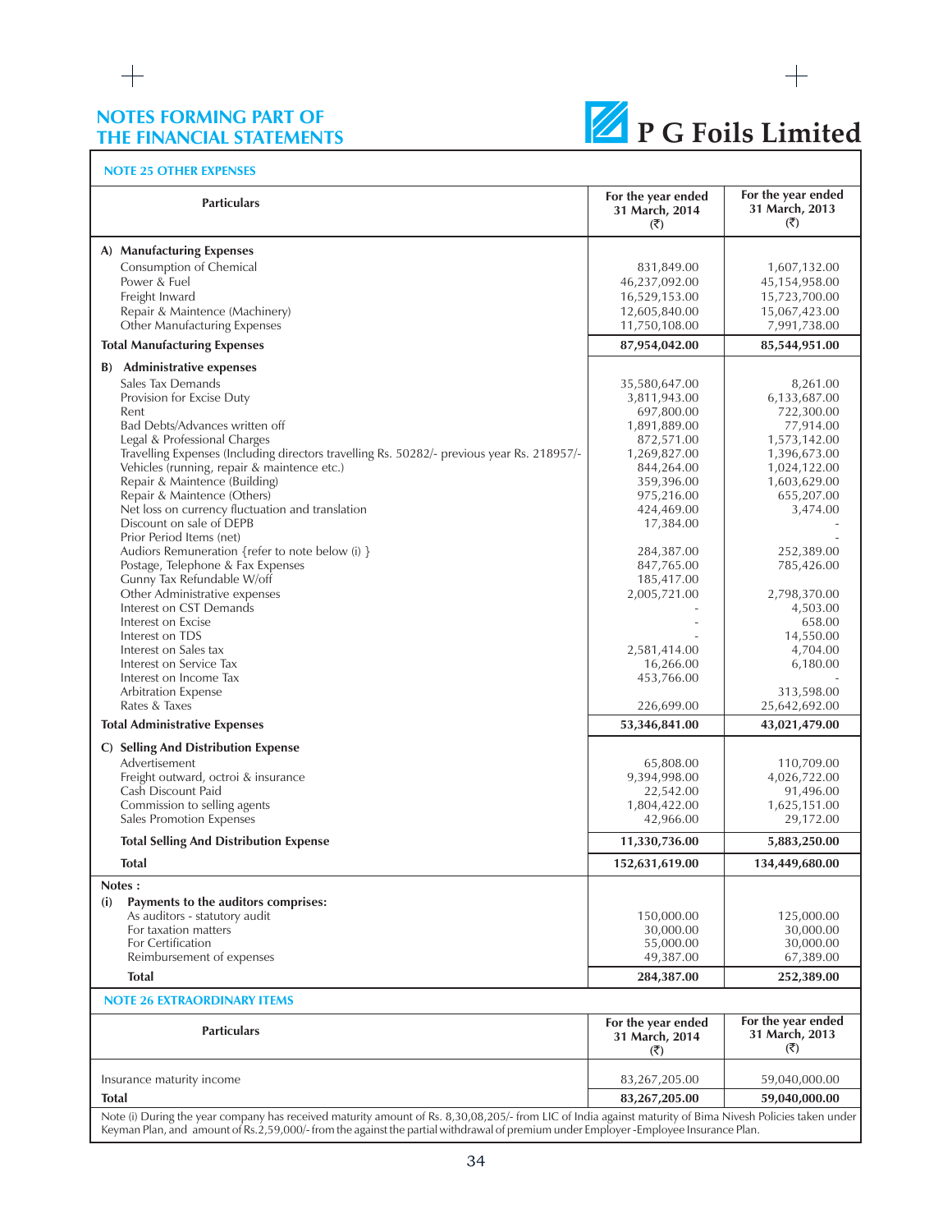# NOTES FORMING PART OF THE FINANCIAL STATEMENTS

**P G Foils Limited**

## NOTE 25 OTHER EXPENSES

| Particulars | For the year ended 31 March, 2014 (₹) | For the year ended 31 March, 2013 (₹) |
|---|---|---|
| **A) Manufacturing Expenses** | | |
| Consumption of Chemical | 831,849.00 | 1,607,132.00 |
| Power & Fuel | 46,237,092.00 | 45,154,958.00 |
| Freight Inward | 16,529,153.00 | 15,723,700.00 |
| Repair & Maintence (Machinery) | 12,605,840.00 | 15,067,423.00 |
| Other Manufacturing Expenses | 11,750,108.00 | 7,991,738.00 |
| **Total Manufacturing Expenses** | **87,954,042.00** | **85,544,951.00** |
| **B) Administrative expenses** | | |
| Sales Tax Demands | 35,580,647.00 | 8,261.00 |
| Provision for Excise Duty | 3,811,943.00 | 6,133,687.00 |
| Rent | 697,800.00 | 722,300.00 |
| Bad Debts/Advances written off | 1,891,889.00 | 77,914.00 |
| Legal & Professional Charges | 872,571.00 | 1,573,142.00 |
| Travelling Expenses (Including directors travelling Rs. 50282/- previous year Rs. 218957/- | 1,269,827.00 | 1,396,673.00 |
| Vehicles (running, repair & maintence etc.) | 844,264.00 | 1,024,122.00 |
| Repair & Maintence (Building) | 359,396.00 | 1,603,629.00 |
| Repair & Maintence (Others) | 975,216.00 | 655,207.00 |
| Net loss on currency fluctuation and translation | 424,469.00 | 3,474.00 |
| Discount on sale of DEPB | 17,384.00 | - |
| Prior Period Items (net) | | - |
| Audiors Remuneration {refer to note below (i) } | 284,387.00 | 252,389.00 |
| Postage, Telephone & Fax Expenses | 847,765.00 | 785,426.00 |
| Gunny Tax Refundable W/off | 185,417.00 | |
| Other Administrative expenses | 2,005,721.00 | 2,798,370.00 |
| Interest on CST Demands | - | 4,503.00 |
| Interest on Excise | - | 658.00 |
| Interest on TDS | - | 14,550.00 |
| Interest on Sales tax | 2,581,414.00 | 4,704.00 |
| Interest on Service Tax | 16,266.00 | 6,180.00 |
| Interest on Income Tax | 453,766.00 | - |
| Arbitration Expense | | 313,598.00 |
| Rates & Taxes | 226,699.00 | 25,642,692.00 |
| **Total Administrative Expenses** | **53,346,841.00** | **43,021,479.00** |
| **C) Selling And Distribution Expense** | | |
| Advertisement | 65,808.00 | 110,709.00 |
| Freight outward, octroi & insurance | 9,394,998.00 | 4,026,722.00 |
| Cash Discount Paid | 22,542.00 | 91,496.00 |
| Commission to selling agents | 1,804,422.00 | 1,625,151.00 |
| Sales Promotion Expenses | 42,966.00 | 29,172.00 |
| **Total Selling And Distribution Expense** | **11,330,736.00** | **5,883,250.00** |
| **Total** | **152,631,619.00** | **134,449,680.00** |
| **Notes :** | | |
| **(i) Payments to the auditors comprises:** | | |
| As auditors - statutory audit | 150,000.00 | 125,000.00 |
| For taxation matters | 30,000.00 | 30,000.00 |
| For Certification | 55,000.00 | 30,000.00 |
| Reimbursement of expenses | 49,387.00 | 67,389.00 |
| **Total** | **284,387.00** | **252,389.00** |

## NOTE 26 EXTRAORDINARY ITEMS

| Particulars | For the year ended 31 March, 2014 (₹) | For the year ended 31 March, 2013 (₹) |
|---|---|---|
| Insurance maturity income | 83,267,205.00 | 59,040,000.00 |
| **Total** | **83,267,205.00** | **59,040,000.00** |

Note (i) During the year company has received maturity amount of Rs. 8,30,08,205/- from LIC of India against maturity of Bima Nivesh Policies taken under Keyman Plan, and amount of Rs.2,59,000/- from the against the partial withdrawal of premium under Employer -Employee Insurance Plan.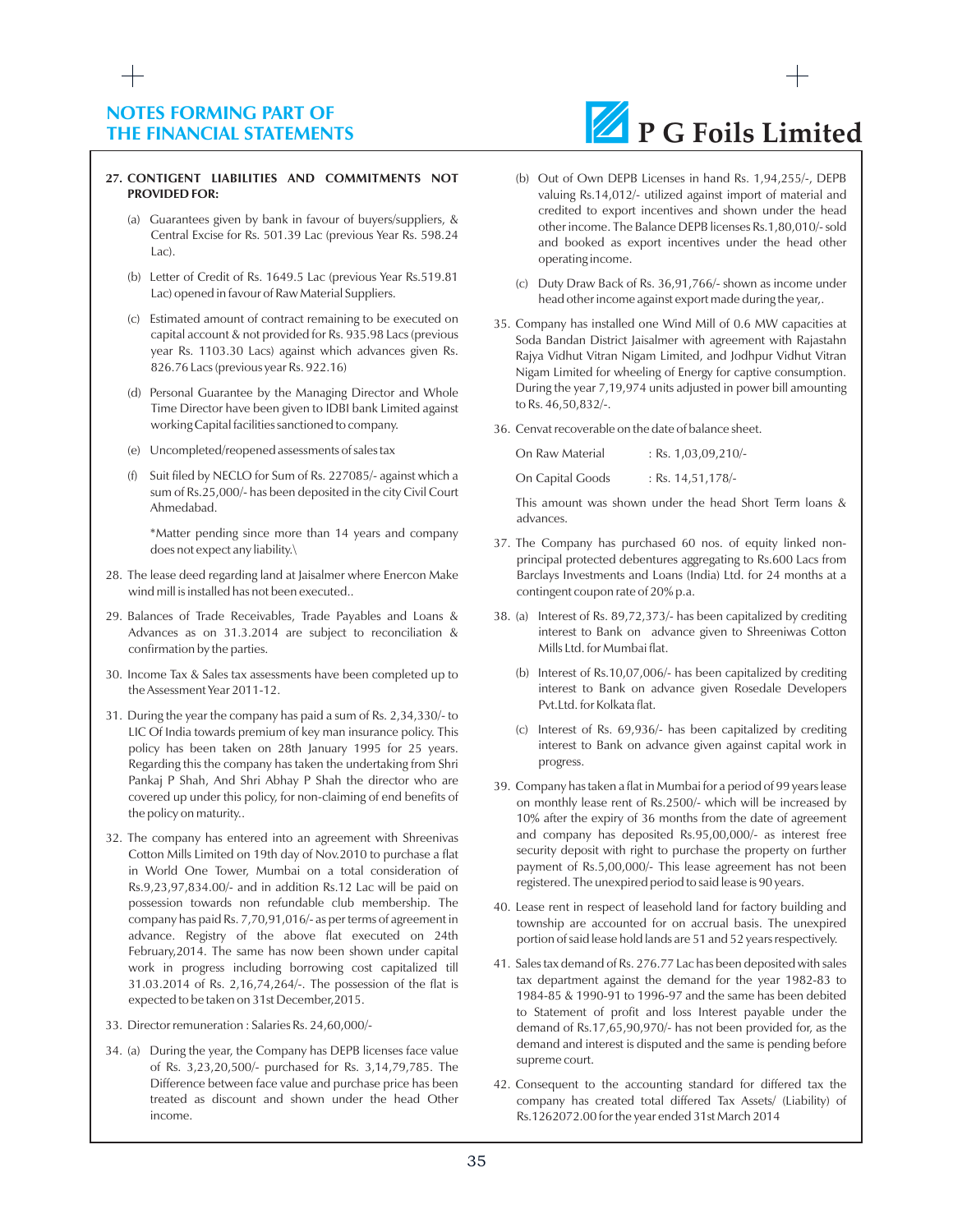## NOTES FORMING PART OF THE FINANCIAL STATEMENTS

**27. CONTIGENT LIABILITIES AND COMMITMENTS NOT PROVIDED FOR:**

(a) Guarantees given by bank in favour of buyers/suppliers, & Central Excise for Rs. 501.39 Lac (previous Year Rs. 598.24 Lac).

(b) Letter of Credit of Rs. 1649.5 Lac (previous Year Rs.519.81 Lac) opened in favour of Raw Material Suppliers.

(c) Estimated amount of contract remaining to be executed on capital account & not provided for Rs. 935.98 Lacs (previous year Rs. 1103.30 Lacs) against which advances given Rs. 826.76 Lacs (previous year Rs. 922.16)

(d) Personal Guarantee by the Managing Director and Whole Time Director have been given to IDBI bank Limited against working Capital facilities sanctioned to company.

(e) Uncompleted/reopened assessments of sales tax

(f) Suit filed by NECLO for Sum of Rs. 227085/- against which a sum of Rs.25,000/- has been deposited in the city Civil Court Ahmedabad.

*Matter pending since more than 14 years and company does not expect any liability.\

28. The lease deed regarding land at Jaisalmer where Enercon Make wind mill is installed has not been executed..

29. Balances of Trade Receivables, Trade Payables and Loans & Advances as on 31.3.2014 are subject to reconciliation & confirmation by the parties.

30. Income Tax & Sales tax assessments have been completed up to the Assessment Year 2011-12.

31. During the year the company has paid a sum of Rs. 2,34,330/- to LIC Of India towards premium of key man insurance policy. This policy has been taken on 28th January 1995 for 25 years. Regarding this the company has taken the undertaking from Shri Pankaj P Shah, And Shri Abhay P Shah the director who are covered up under this policy, for non-claiming of end benefits of the policy on maturity..

32. The company has entered into an agreement with Shreenivas Cotton Mills Limited on 19th day of Nov.2010 to purchase a flat in World One Tower, Mumbai on a total consideration of Rs.9,23,97,834.00/- and in addition Rs.12 Lac will be paid on possession towards non refundable club membership. The company has paid Rs. 7,70,91,016/- as per terms of agreement in advance. Registry of the above flat executed on 24th February,2014. The same has now been shown under capital work in progress including borrowing cost capitalized till 31.03.2014 of Rs. 2,16,74,264/-. The possession of the flat is expected to be taken on 31st December,2015.

33. Director remuneration : Salaries Rs. 24,60,000/-

34. (a) During the year, the Company has DEPB licenses face value of Rs. 3,23,20,500/- purchased for Rs. 3,14,79,785. The Difference between face value and purchase price has been treated as discount and shown under the head Other income.

(b) Out of Own DEPB Licenses in hand Rs. 1,94,255/-, DEPB valuing Rs.14,012/- utilized against import of material and credited to export incentives and shown under the head other income. The Balance DEPB licenses Rs.1,80,010/- sold and booked as export incentives under the head other operating income.

(c) Duty Draw Back of Rs. 36,91,766/- shown as income under head other income against export made during the year,.

35. Company has installed one Wind Mill of 0.6 MW capacities at Soda Bandan District Jaisalmer with agreement with Rajastahn Rajya Vidhut Vitran Nigam Limited, and Jodhpur Vidhut Vitran Nigam Limited for wheeling of Energy for captive consumption. During the year 7,19,974 units adjusted in power bill amounting to Rs. 46,50,832/-.

36. Cenvat recoverable on the date of balance sheet.

| | |
|---|---|
| On Raw Material | : Rs. 1,03,09,210/- |
| On Capital Goods | : Rs. 14,51,178/- |

This amount was shown under the head Short Term loans & advances.

37. The Company has purchased 60 nos. of equity linked non-principal protected debentures aggregating to Rs.600 Lacs from Barclays Investments and Loans (India) Ltd. for 24 months at a contingent coupon rate of 20% p.a.

38. (a) Interest of Rs. 89,72,373/- has been capitalized by crediting interest to Bank on advance given to Shreeniwas Cotton Mills Ltd. for Mumbai flat.

(b) Interest of Rs.10,07,006/- has been capitalized by crediting interest to Bank on advance given Rosedale Developers Pvt.Ltd. for Kolkata flat.

(c) Interest of Rs. 69,936/- has been capitalized by crediting interest to Bank on advance given against capital work in progress.

39. Company has taken a flat in Mumbai for a period of 99 years lease on monthly lease rent of Rs.2500/- which will be increased by 10% after the expiry of 36 months from the date of agreement and company has deposited Rs.95,00,000/- as interest free security deposit with right to purchase the property on further payment of Rs.5,00,000/- This lease agreement has not been registered. The unexpired period to said lease is 90 years.

40. Lease rent in respect of leasehold land for factory building and township are accounted for on accrual basis. The unexpired portion of said lease hold lands are 51 and 52 years respectively.

41. Sales tax demand of Rs. 276.77 Lac has been deposited with sales tax department against the demand for the year 1982-83 to 1984-85 & 1990-91 to 1996-97 and the same has been debited to Statement of profit and loss Interest payable under the demand of Rs.17,65,90,970/- has not been provided for, as the demand and interest is disputed and the same is pending before supreme court.

42. Consequent to the accounting standard for differed tax the company has created total differed Tax Assets/ (Liability) of Rs.1262072.00 for the year ended 31st March 2014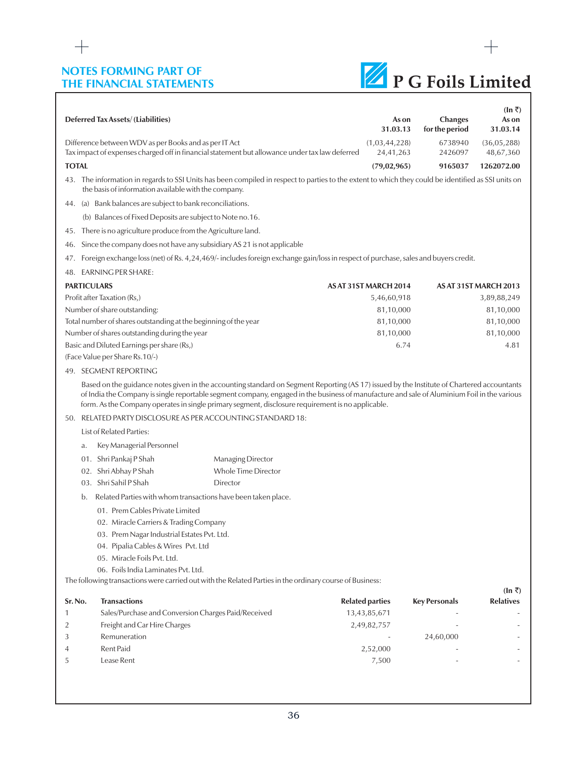NOTES FORMING PART OF THE FINANCIAL STATEMENTS

P G Foils Limited

(In ₹)

| Deferred Tax Assets/ (Liabilities) | As on 31.03.13 | Changes for the period | As on 31.03.14 |
|---|---|---|---|
| Difference between WDV as per Books and as per IT Act | (1,03,44,228) | 6738940 | (36,05,288) |
| Tax impact of expenses charged off in financial statement but allowance under tax law deferred | 24,41,263 | 2426097 | 48,67,360 |
| **TOTAL** | **(79,02,965)** | **9165037** | **1262072.00** |

43. The information in regards to SSI Units has been compiled in respect to parties to the extent to which they could be identified as SSI units on the basis of information available with the company.

44. (a) Bank balances are subject to bank reconciliations.

    (b) Balances of Fixed Deposits are subject to Note no.16.

45. There is no agriculture produce from the Agriculture land.

46. Since the company does not have any subsidiary AS 21 is not applicable

47. Foreign exchange loss (net) of Rs. 4,24,469/- includes foreign exchange gain/loss in respect of purchase, sales and buyers credit.

48. EARNING PER SHARE:

| PARTICULARS | AS AT 31ST MARCH 2014 | AS AT 31ST MARCH 2013 |
|---|---|---|
| Profit after Taxation (Rs,) | 5,46,60,918 | 3,89,88,249 |
| Number of share outstanding: | 81,10,000 | 81,10,000 |
| Total number of shares outstanding at the beginning of the year | 81,10,000 | 81,10,000 |
| Number of shares outstanding during the year | 81,10,000 | 81,10,000 |
| Basic and Diluted Earnings per share (Rs,) | 6.74 | 4.81 |
| (Face Value per Share Rs.10/-) | | |

49. SEGMENT REPORTING

    Based on the guidance notes given in the accounting standard on Segment Reporting (AS 17) issued by the Institute of Chartered accountants of India the Company is single reportable segment company, engaged in the business of manufacture and sale of Aluminium Foil in the various form. As the Company operates in single primary segment, disclosure requirement is no applicable.

50. RELATED PARTY DISCLOSURE AS PER ACCOUNTING STANDARD 18:

    List of Related Parties:

    a. Key Managerial Personnel

| | | |
|---|---|---|
| 01. | Shri Pankaj P Shah | Managing Director |
| 02. | Shri Abhay P Shah | Whole Time Director |
| 03. | Shri Sahil P Shah | Director |

    b. Related Parties with whom transactions have been taken place.

    01. Prem Cables Private Limited
    02. Miracle Carriers & Trading Company
    03. Prem Nagar Industrial Estates Pvt. Ltd.
    04. Pipalia Cables & Wires Pvt. Ltd
    05. Miracle Foils Pvt. Ltd.
    06. Foils India Laminates Pvt. Ltd.

The following transactions were carried out with the Related Parties in the ordinary course of Business:

(In ₹)

| Sr. No. | Transactions | Related parties | Key Personals | Relatives |
|---|---|---|---|---|
| 1 | Sales/Purchase and Conversion Charges Paid/Received | 13,43,85,671 | - | - |
| 2 | Freight and Car Hire Charges | 2,49,82,757 | - | - |
| 3 | Remuneration | - | 24,60,000 | - |
| 4 | Rent Paid | 2,52,000 | - | - |
| 5 | Lease Rent | 7,500 | - | - |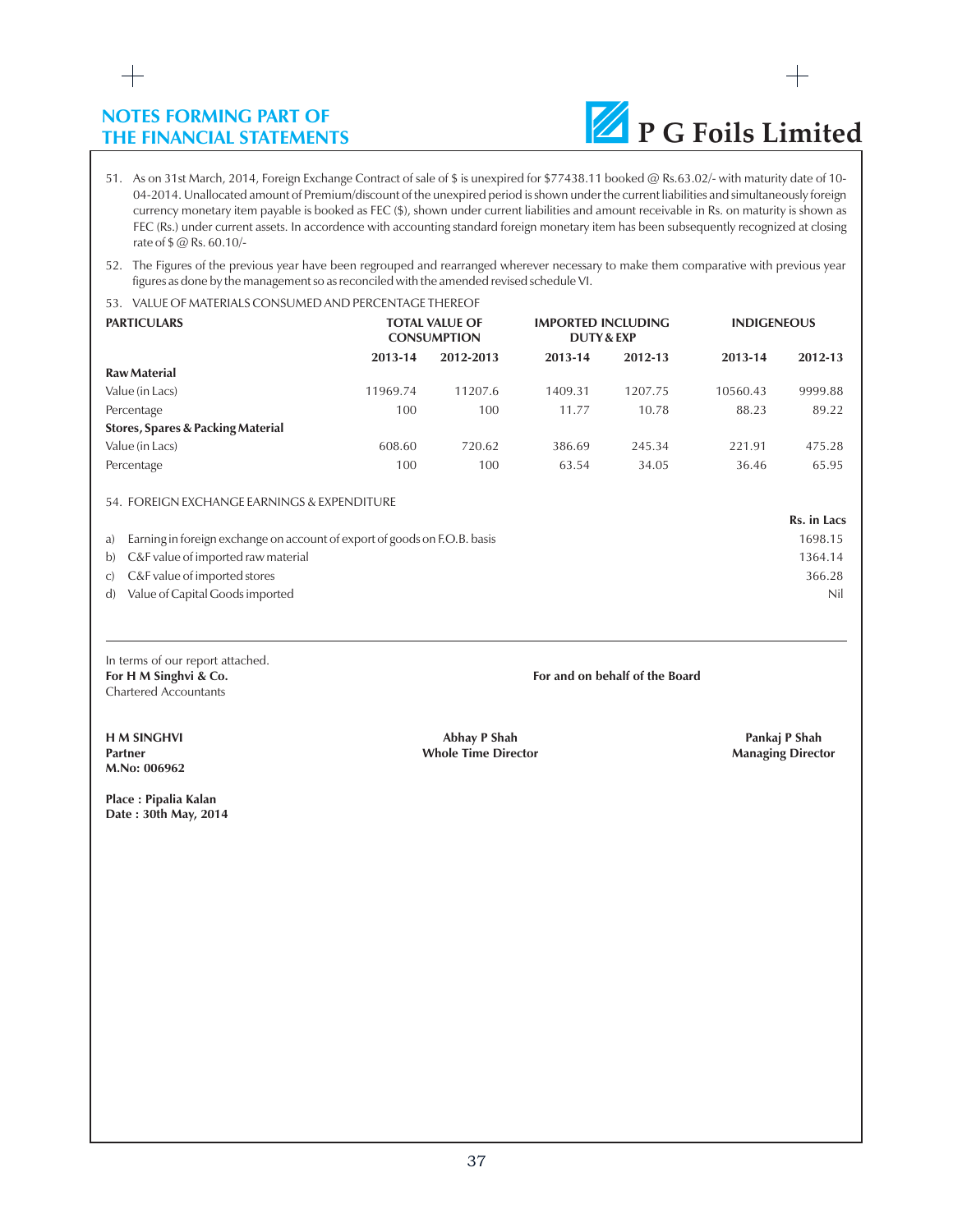# NOTES FORMING PART OF THE FINANCIAL STATEMENTS

**P G Foils Limited**

51. As on 31st March, 2014, Foreign Exchange Contract of sale of $ is unexpired for $77438.11 booked @ Rs.63.02/- with maturity date of 10-04-2014. Unallocated amount of Premium/discount of the unexpired period is shown under the current liabilities and simultaneously foreign currency monetary item payable is booked as FEC ($), shown under current liabilities and amount receivable in Rs. on maturity is shown as FEC (Rs.) under current assets. In accordence with accounting standard foreign monetary item has been subsequently recognized at closing rate of $ @ Rs. 60.10/-

52. The Figures of the previous year have been regrouped and rearranged wherever necessary to make them comparative with previous year figures as done by the management so as reconciled with the amended revised schedule VI.

53. VALUE OF MATERIALS CONSUMED AND PERCENTAGE THEREOF

| PARTICULARS | TOTAL VALUE OF CONSUMPTION | | IMPORTED INCLUDING DUTY & EXP | | INDIGENEOUS | |
|---|---|---|---|---|---|---|
| | 2013-14 | 2012-2013 | 2013-14 | 2012-13 | 2013-14 | 2012-13 |
| **Raw Material** | | | | | | |
| Value (in Lacs) | 11969.74 | 11207.6 | 1409.31 | 1207.75 | 10560.43 | 9999.88 |
| Percentage | 100 | 100 | 11.77 | 10.78 | 88.23 | 89.22 |
| **Stores, Spares & Packing Material** | | | | | | |
| Value (in Lacs) | 608.60 | 720.62 | 386.69 | 245.34 | 221.91 | 475.28 |
| Percentage | 100 | 100 | 63.54 | 34.05 | 36.46 | 65.95 |

54. FOREIGN EXCHANGE EARNINGS & EXPENDITURE

| | | Rs. in Lacs |
|---|---|---|
| a) | Earning in foreign exchange on account of export of goods on F.O.B. basis | 1698.15 |
| b) | C&F value of imported raw material | 1364.14 |
| c) | C&F value of imported stores | 366.28 |
| d) | Value of Capital Goods imported | Nil |

In terms of our report attached.
**For H M Singhvi & Co.**
Chartered Accountants

**For and on behalf of the Board**

**H M SINGHVI**
**Partner**
**M.No: 006962**

**Abhay P Shah**
**Whole Time Director**

**Pankaj P Shah**
**Managing Director**

**Place : Pipalia Kalan**
**Date : 30th May, 2014**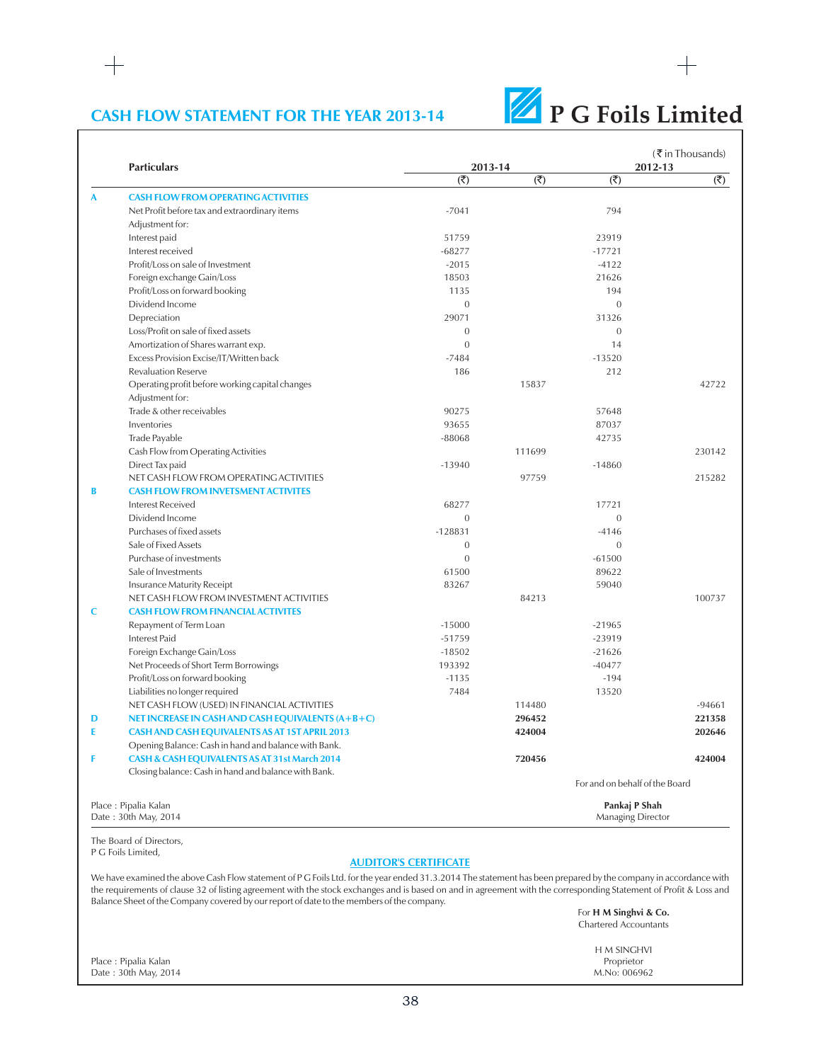# CASH FLOW STATEMENT FOR THE YEAR 2013-14

**P G Foils Limited**

(₹ in Thousands)

| | Particulars | 2013-14 | | 2012-13 | |
|---|---|---|---|---|---|
| | | (₹) | (₹) | (₹) | (₹) |
| **A** | **CASH FLOW FROM OPERATING ACTIVITIES** | | | | |
| | Net Profit before tax and extraordinary items | -7041 | | 794 | |
| | Adjustment for: | | | | |
| | Interest paid | 51759 | | 23919 | |
| | Interest received | -68277 | | -17721 | |
| | Profit/Loss on sale of Investment | -2015 | | -4122 | |
| | Foreign exchange Gain/Loss | 18503 | | 21626 | |
| | Profit/Loss on forward booking | 1135 | | 194 | |
| | Dividend Income | 0 | | 0 | |
| | Depreciation | 29071 | | 31326 | |
| | Loss/Profit on sale of fixed assets | 0 | | 0 | |
| | Amortization of Shares warrant exp. | 0 | | 14 | |
| | Excess Provision Excise/IT/Written back | -7484 | | -13520 | |
| | Revaluation Reserve | 186 | | 212 | |
| | Operating profit before working capital changes | | 15837 | | 42722 |
| | Adjustment for: | | | | |
| | Trade & other receivables | 90275 | | 57648 | |
| | Inventories | 93655 | | 87037 | |
| | Trade Payable | -88068 | | 42735 | |
| | Cash Flow from Operating Activities | | 111699 | | 230142 |
| | Direct Tax paid | -13940 | | -14860 | |
| | NET CASH FLOW FROM OPERATING ACTIVITIES | | 97759 | | 215282 |
| **B** | **CASH FLOW FROM INVETSMENT ACTIVITES** | | | | |
| | Interest Received | 68277 | | 17721 | |
| | Dividend Income | 0 | | 0 | |
| | Purchases of fixed assets | -128831 | | -4146 | |
| | Sale of Fixed Assets | 0 | | 0 | |
| | Purchase of investments | 0 | | -61500 | |
| | Sale of Investments | 61500 | | 89622 | |
| | Insurance Maturity Receipt | 83267 | | 59040 | |
| | NET CASH FLOW FROM INVESTMENT ACTIVITIES | | 84213 | | 100737 |
| **C** | **CASH FLOW FROM FINANCIAL ACTIVITES** | | | | |
| | Repayment of Term Loan | -15000 | | -21965 | |
| | Interest Paid | -51759 | | -23919 | |
| | Foreign Exchange Gain/Loss | -18502 | | -21626 | |
| | Net Proceeds of Short Term Borrowings | 193392 | | -40477 | |
| | Profit/Loss on forward booking | -1135 | | -194 | |
| | Liabilities no longer required | 7484 | | 13520 | |
| | NET CASH FLOW (USED) IN FINANCIAL ACTIVITIES | | 114480 | | -94661 |
| **D** | **NET INCREASE IN CASH AND CASH EQUIVALENTS (A+B+C)** | | **296452** | | **221358** |
| **E** | **CASH AND CASH EQUIVALENTS AS AT 1ST APRIL 2013** | | **424004** | | **202646** |
| | Opening Balance: Cash in hand and balance with Bank. | | | | |
| **F** | **CASH & CASH EQUIVALENTS AS AT 31st March 2014** | | **720456** | | **424004** |
| | Closing balance: Cash in hand and balance with Bank. | | | | |

For and on behalf of the Board

Place : Pipalia Kalan
Date : 30th May, 2014

**Pankaj P Shah**
Managing Director

The Board of Directors,
P G Foils Limited,

## AUDITOR'S CERTIFICATE

We have examined the above Cash Flow statement of P G Foils Ltd. for the year ended 31.3.2014 The statement has been prepared by the company in accordance with the requirements of clause 32 of listing agreement with the stock exchanges and is based on and in agreement with the corresponding Statement of Profit & Loss and Balance Sheet of the Company covered by our report of date to the members of the company.

For **H M Singhvi & Co.**
Chartered Accountants

H M SINGHVI
Proprietor
M.No: 006962

Place : Pipalia Kalan
Date : 30th May, 2014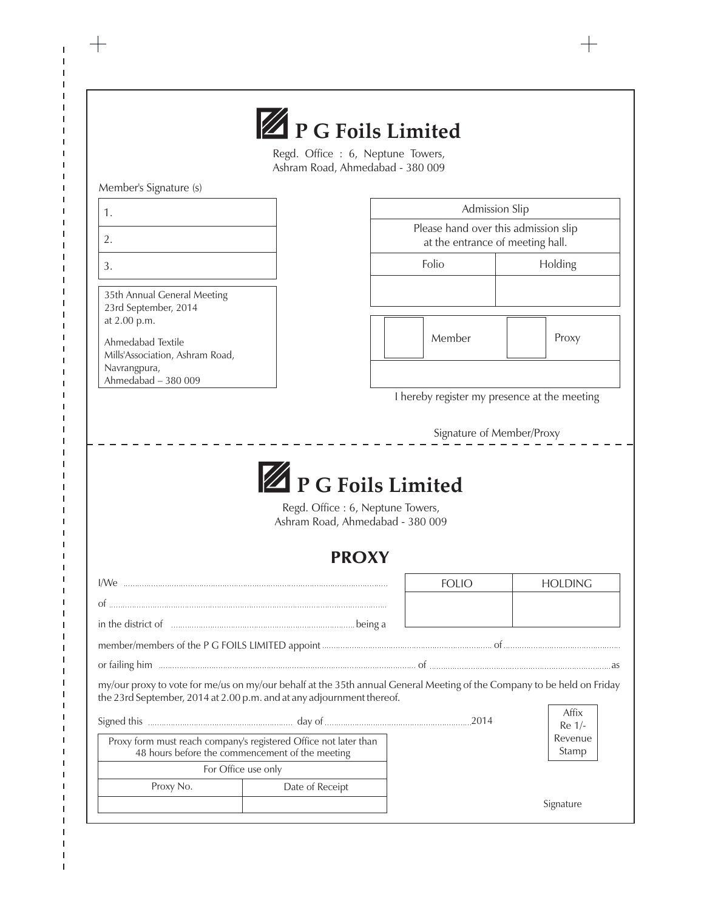# P G Foils Limited

Regd. Office : 6, Neptune Towers,
Ashram Road, Ahmedabad - 380 009

Member's Signature (s)

| |
|---|
| 1. |
| 2. |
| 3. |

35th Annual General Meeting
23rd September, 2014
at 2.00 p.m.

Ahmedabad Textile
Mills'Association, Ashram Road,
Navrangpura,
Ahmedabad – 380 009

| Admission Slip | |
|---|---|
| Please hand over this admission slip at the entrance of meeting hall. | |
| Folio | Holding |
| | |

| | | | |
|---|---|---|---|
| | Member | | Proxy |

I hereby register my presence at the meeting

Signature of Member/Proxy

---

# P G Foils Limited

Regd. Office : 6, Neptune Towers,
Ashram Road, Ahmedabad - 380 009

## PROXY

| FOLIO | HOLDING |
|---|---|
| | |

I/We ..................................................................................................

of ..................................................................................................

in the district of ............................................................. being a

member/members of the P G FOILS LIMITED appoint .......................................... of ..........................................

or failing him .................................................................................. of ............................................................ as

my/our proxy to vote for me/us on my/our behalf at the 35th annual General Meeting of the Company to be held on Friday the 23rd September, 2014 at 2.00 p.m. and at any adjournment thereof.

Signed this ............................................ day of ............................................2014

Affix
Re 1/-
Revenue
Stamp

| Proxy form must reach company's registered Office not later than 48 hours before the commencement of the meeting | |
|---|---|
| For Office use only | |
| Proxy No. | Date of Receipt |
| | |

Signature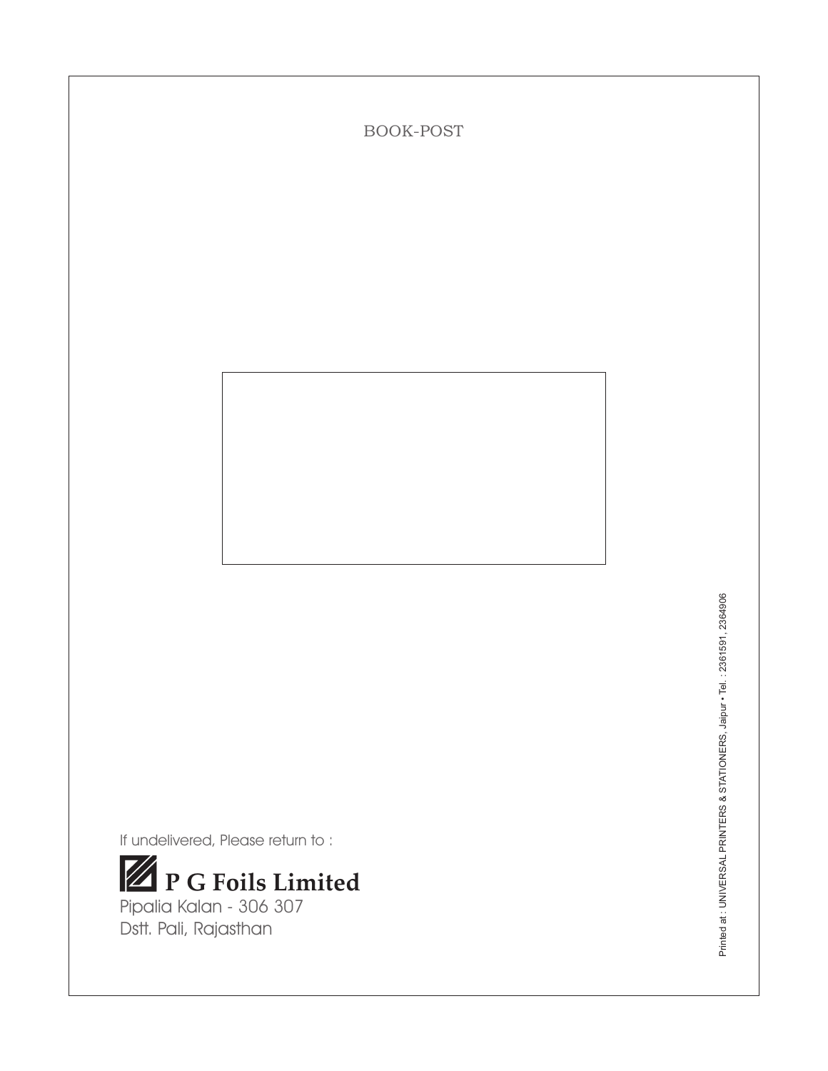BOOK-POST

If undelivered, Please return to :

**P G Foils Limited**

Pipalia Kalan - 306 307

Dstt. Pali, Rajasthan

Printed at : UNIVERSAL PRINTERS & STATIONERS, Jaipur • Tel. : 2361591, 2364906